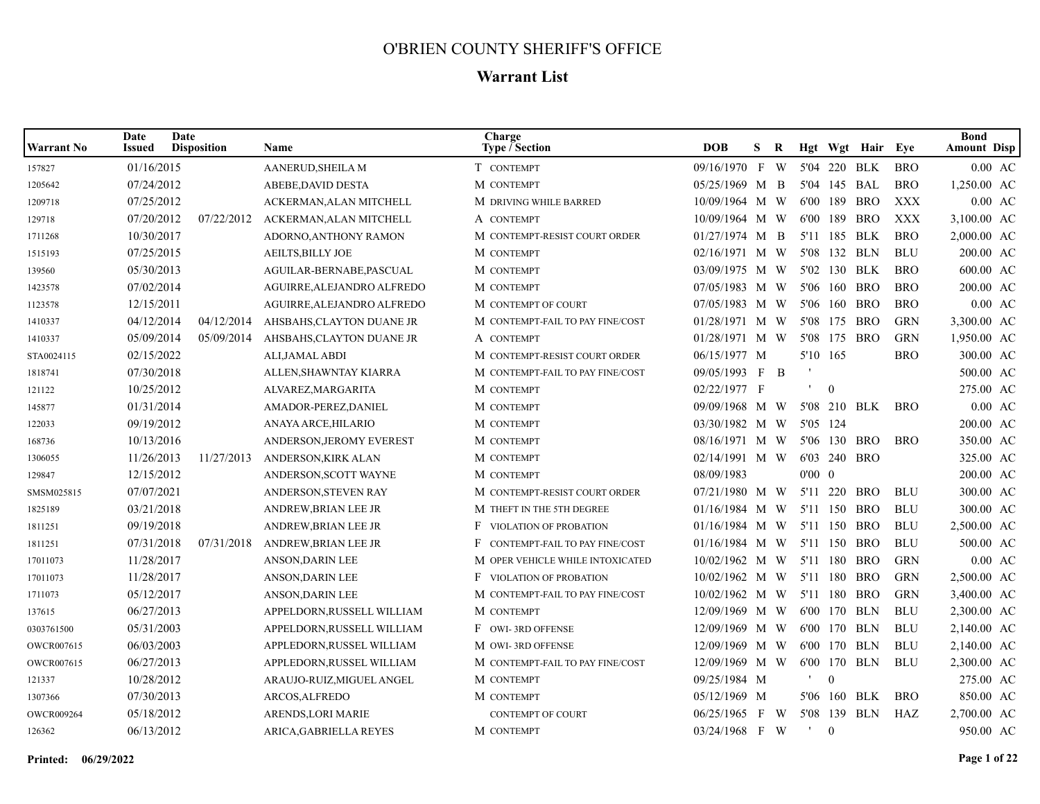# O'BRIEN COUNTY SHERIFF'S OFFICE

## Warrant List

| Warrant No | Date Issued | Date Disposition | Name | Charge Type / Section | DOB | S | R | Hgt | Wgt | Hair | Eye | Bond Amount | Disp |
|---|---|---|---|---|---|---|---|---|---|---|---|---|---|
| 157827 | 01/16/2015 | | AANERUD,SHEILA M | T CONTEMPT | 09/16/1970 | F | W | 5'04 | 220 | BLK | BRO | 0.00 | AC |
| 1205642 | 07/24/2012 | | ABEBE,DAVID DESTA | M CONTEMPT | 05/25/1969 | M | B | 5'04 | 145 | BAL | BRO | 1,250.00 | AC |
| 1209718 | 07/25/2012 | | ACKERMAN,ALAN MITCHELL | M DRIVING WHILE BARRED | 10/09/1964 | M | W | 6'00 | 189 | BRO | XXX | 0.00 | AC |
| 129718 | 07/20/2012 | 07/22/2012 | ACKERMAN,ALAN MITCHELL | A CONTEMPT | 10/09/1964 | M | W | 6'00 | 189 | BRO | XXX | 3,100.00 | AC |
| 1711268 | 10/30/2017 | | ADORNO,ANTHONY RAMON | M CONTEMPT-RESIST COURT ORDER | 01/27/1974 | M | B | 5'11 | 185 | BLK | BRO | 2,000.00 | AC |
| 1515193 | 07/25/2015 | | AEILTS,BILLY JOE | M CONTEMPT | 02/16/1971 | M | W | 5'08 | 132 | BLN | BLU | 200.00 | AC |
| 139560 | 05/30/2013 | | AGUILAR-BERNABE,PASCUAL | M CONTEMPT | 03/09/1975 | M | W | 5'02 | 130 | BLK | BRO | 600.00 | AC |
| 1423578 | 07/02/2014 | | AGUIRRE,ALEJANDRO ALFREDO | M CONTEMPT | 07/05/1983 | M | W | 5'06 | 160 | BRO | BRO | 200.00 | AC |
| 1123578 | 12/15/2011 | | AGUIRRE,ALEJANDRO ALFREDO | M CONTEMPT OF COURT | 07/05/1983 | M | W | 5'06 | 160 | BRO | BRO | 0.00 | AC |
| 1410337 | 04/12/2014 | 04/12/2014 | AHSBAHS,CLAYTON DUANE JR | M CONTEMPT-FAIL TO PAY FINE/COST | 01/28/1971 | M | W | 5'08 | 175 | BRO | GRN | 3,300.00 | AC |
| 1410337 | 05/09/2014 | 05/09/2014 | AHSBAHS,CLAYTON DUANE JR | A CONTEMPT | 01/28/1971 | M | W | 5'08 | 175 | BRO | GRN | 1,950.00 | AC |
| STA0024115 | 02/15/2022 | | ALI,JAMAL ABDI | M CONTEMPT-RESIST COURT ORDER | 06/15/1977 | M | | 5'10 | 165 | | BRO | 300.00 | AC |
| 1818741 | 07/30/2018 | | ALLEN,SHAWNTAY KIARRA | M CONTEMPT-FAIL TO PAY FINE/COST | 09/05/1993 | F | B | ' | | | | 500.00 | AC |
| 121122 | 10/25/2012 | | ALVAREZ,MARGARITA | M CONTEMPT | 02/22/1977 | F | | ' | 0 | | | 275.00 | AC |
| 145877 | 01/31/2014 | | AMADOR-PEREZ,DANIEL | M CONTEMPT | 09/09/1968 | M | W | 5'08 | 210 | BLK | BRO | 0.00 | AC |
| 122033 | 09/19/2012 | | ANAYA ARCE,HILARIO | M CONTEMPT | 03/30/1982 | M | W | 5'05 | 124 | | | 200.00 | AC |
| 168736 | 10/13/2016 | | ANDERSON,JEROMY EVEREST | M CONTEMPT | 08/16/1971 | M | W | 5'06 | 130 | BRO | BRO | 350.00 | AC |
| 1306055 | 11/26/2013 | 11/27/2013 | ANDERSON,KIRK ALAN | M CONTEMPT | 02/14/1991 | M | W | 6'03 | 240 | BRO | | 325.00 | AC |
| 129847 | 12/15/2012 | | ANDERSON,SCOTT WAYNE | M CONTEMPT | 08/09/1983 | | | 0'00 | 0 | | | 200.00 | AC |
| SMSM025815 | 07/07/2021 | | ANDERSON,STEVEN RAY | M CONTEMPT-RESIST COURT ORDER | 07/21/1980 | M | W | 5'11 | 220 | BRO | BLU | 300.00 | AC |
| 1825189 | 03/21/2018 | | ANDREW,BRIAN LEE JR | M THEFT IN THE 5TH DEGREE | 01/16/1984 | M | W | 5'11 | 150 | BRO | BLU | 300.00 | AC |
| 1811251 | 09/19/2018 | | ANDREW,BRIAN LEE JR | F VIOLATION OF PROBATION | 01/16/1984 | M | W | 5'11 | 150 | BRO | BLU | 2,500.00 | AC |
| 1811251 | 07/31/2018 | 07/31/2018 | ANDREW,BRIAN LEE JR | F CONTEMPT-FAIL TO PAY FINE/COST | 01/16/1984 | M | W | 5'11 | 150 | BRO | BLU | 500.00 | AC |
| 17011073 | 11/28/2017 | | ANSON,DARIN LEE | M OPER VEHICLE WHILE INTOXICATED | 10/02/1962 | M | W | 5'11 | 180 | BRO | GRN | 0.00 | AC |
| 17011073 | 11/28/2017 | | ANSON,DARIN LEE | F VIOLATION OF PROBATION | 10/02/1962 | M | W | 5'11 | 180 | BRO | GRN | 2,500.00 | AC |
| 1711073 | 05/12/2017 | | ANSON,DARIN LEE | M CONTEMPT-FAIL TO PAY FINE/COST | 10/02/1962 | M | W | 5'11 | 180 | BRO | GRN | 3,400.00 | AC |
| 137615 | 06/27/2013 | | APPELDORN,RUSSELL WILLIAM | M CONTEMPT | 12/09/1969 | M | W | 6'00 | 170 | BLN | BLU | 2,300.00 | AC |
| 0303761500 | 05/31/2003 | | APPELDORN,RUSSELL WILLIAM | F OWI- 3RD OFFENSE | 12/09/1969 | M | W | 6'00 | 170 | BLN | BLU | 2,140.00 | AC |
| OWCR007615 | 06/03/2003 | | APPLEDORN,RUSSEL WILLIAM | M OWI- 3RD OFFENSE | 12/09/1969 | M | W | 6'00 | 170 | BLN | BLU | 2,140.00 | AC |
| OWCR007615 | 06/27/2013 | | APPLEDORN,RUSSEL WILLIAM | M CONTEMPT-FAIL TO PAY FINE/COST | 12/09/1969 | M | W | 6'00 | 170 | BLN | BLU | 2,300.00 | AC |
| 121337 | 10/28/2012 | | ARAUJO-RUIZ,MIGUEL ANGEL | M CONTEMPT | 09/25/1984 | M | | ' | 0 | | | 275.00 | AC |
| 1307366 | 07/30/2013 | | ARCOS,ALFREDO | M CONTEMPT | 05/12/1969 | M | | 5'06 | 160 | BLK | BRO | 850.00 | AC |
| OWCR009264 | 05/18/2012 | | ARENDS,LORI MARIE | CONTEMPT OF COURT | 06/25/1965 | F | W | 5'08 | 139 | BLN | HAZ | 2,700.00 | AC |
| 126362 | 06/13/2012 | | ARICA,GABRIELLA REYES | M CONTEMPT | 03/24/1968 | F | W | ' | 0 | | | 950.00 | AC |

**Printed: 06/29/2022**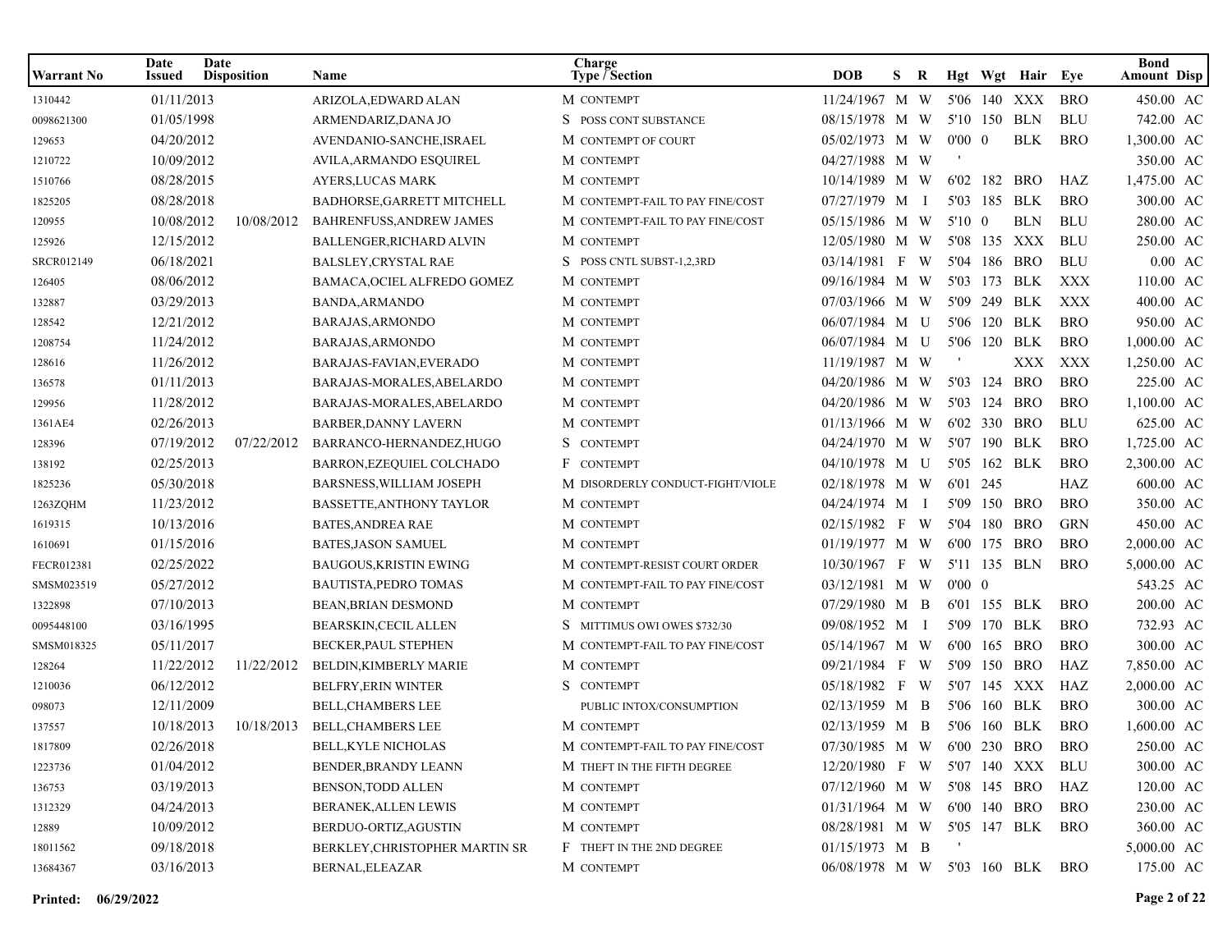| Warrant No | Date Issued | Date Disposition | Name | Charge Type / Section | DOB | S | R | Hgt | Wgt | Hair | Eye | Bond Amount | Disp |
|---|---|---|---|---|---|---|---|---|---|---|---|---|---|
| 1310442 | 01/11/2013 | | ARIZOLA,EDWARD ALAN | M CONTEMPT | 11/24/1967 | M | W | 5'06 | 140 | XXX | BRO | 450.00 | AC |
| 0098621300 | 01/05/1998 | | ARMENDARIZ,DANA JO | S POSS CONT SUBSTANCE | 08/15/1978 | M | W | 5'10 | 150 | BLN | BLU | 742.00 | AC |
| 129653 | 04/20/2012 | | AVENDANIO-SANCHE,ISRAEL | M CONTEMPT OF COURT | 05/02/1973 | M | W | 0'00 | 0 | BLK | BRO | 1,300.00 | AC |
| 1210722 | 10/09/2012 | | AVILA,ARMANDO ESQUIREL | M CONTEMPT | 04/27/1988 | M | W | ' | | | | 350.00 | AC |
| 1510766 | 08/28/2015 | | AYERS,LUCAS MARK | M CONTEMPT | 10/14/1989 | M | W | 6'02 | 182 | BRO | HAZ | 1,475.00 | AC |
| 1825205 | 08/28/2018 | | BADHORSE,GARRETT MITCHELL | M CONTEMPT-FAIL TO PAY FINE/COST | 07/27/1979 | M | I | 5'03 | 185 | BLK | BRO | 300.00 | AC |
| 120955 | 10/08/2012 | 10/08/2012 | BAHRENFUSS,ANDREW JAMES | M CONTEMPT-FAIL TO PAY FINE/COST | 05/15/1986 | M | W | 5'10 | 0 | BLN | BLU | 280.00 | AC |
| 125926 | 12/15/2012 | | BALLENGER,RICHARD ALVIN | M CONTEMPT | 12/05/1980 | M | W | 5'08 | 135 | XXX | BLU | 250.00 | AC |
| SRCR012149 | 06/18/2021 | | BALSLEY,CRYSTAL RAE | S POSS CNTL SUBST-1,2,3RD | 03/14/1981 | F | W | 5'04 | 186 | BRO | BLU | 0.00 | AC |
| 126405 | 08/06/2012 | | BAMACA,OCIEL ALFREDO GOMEZ | M CONTEMPT | 09/16/1984 | M | W | 5'03 | 173 | BLK | XXX | 110.00 | AC |
| 132887 | 03/29/2013 | | BANDA,ARMANDO | M CONTEMPT | 07/03/1966 | M | W | 5'09 | 249 | BLK | XXX | 400.00 | AC |
| 128542 | 12/21/2012 | | BARAJAS,ARMONDO | M CONTEMPT | 06/07/1984 | M | U | 5'06 | 120 | BLK | BRO | 950.00 | AC |
| 1208754 | 11/24/2012 | | BARAJAS,ARMONDO | M CONTEMPT | 06/07/1984 | M | U | 5'06 | 120 | BLK | BRO | 1,000.00 | AC |
| 128616 | 11/26/2012 | | BARAJAS-FAVIAN,EVERADO | M CONTEMPT | 11/19/1987 | M | W | ' | | XXX | XXX | 1,250.00 | AC |
| 136578 | 01/11/2013 | | BARAJAS-MORALES,ABELARDO | M CONTEMPT | 04/20/1986 | M | W | 5'03 | 124 | BRO | BRO | 225.00 | AC |
| 129956 | 11/28/2012 | | BARAJAS-MORALES,ABELARDO | M CONTEMPT | 04/20/1986 | M | W | 5'03 | 124 | BRO | BRO | 1,100.00 | AC |
| 1361AE4 | 02/26/2013 | | BARBER,DANNY LAVERN | M CONTEMPT | 01/13/1966 | M | W | 6'02 | 330 | BRO | BLU | 625.00 | AC |
| 128396 | 07/19/2012 | 07/22/2012 | BARRANCO-HERNANDEZ,HUGO | S CONTEMPT | 04/24/1970 | M | W | 5'07 | 190 | BLK | BRO | 1,725.00 | AC |
| 138192 | 02/25/2013 | | BARRON,EZEQUIEL COLCHADO | F CONTEMPT | 04/10/1978 | M | U | 5'05 | 162 | BLK | BRO | 2,300.00 | AC |
| 1825236 | 05/30/2018 | | BARSNESS,WILLIAM JOSEPH | M DISORDERLY CONDUCT-FIGHT/VIOLE | 02/18/1978 | M | W | 6'01 | 245 | | HAZ | 600.00 | AC |
| 1263ZQHM | 11/23/2012 | | BASSETTE,ANTHONY TAYLOR | M CONTEMPT | 04/24/1974 | M | I | 5'09 | 150 | BRO | BRO | 350.00 | AC |
| 1619315 | 10/13/2016 | | BATES,ANDREA RAE | M CONTEMPT | 02/15/1982 | F | W | 5'04 | 180 | BRO | GRN | 450.00 | AC |
| 1610691 | 01/15/2016 | | BATES,JASON SAMUEL | M CONTEMPT | 01/19/1977 | M | W | 6'00 | 175 | BRO | BRO | 2,000.00 | AC |
| FECR012381 | 02/25/2022 | | BAUGOUS,KRISTIN EWING | M CONTEMPT-RESIST COURT ORDER | 10/30/1967 | F | W | 5'11 | 135 | BLN | BRO | 5,000.00 | AC |
| SMSM023519 | 05/27/2012 | | BAUTISTA,PEDRO TOMAS | M CONTEMPT-FAIL TO PAY FINE/COST | 03/12/1981 | M | W | 0'00 | 0 | | | 543.25 | AC |
| 1322898 | 07/10/2013 | | BEAN,BRIAN DESMOND | M CONTEMPT | 07/29/1980 | M | B | 6'01 | 155 | BLK | BRO | 200.00 | AC |
| 0095448100 | 03/16/1995 | | BEARSKIN,CECIL ALLEN | S MITTIMUS OWI OWES $732/30 | 09/08/1952 | M | I | 5'09 | 170 | BLK | BRO | 732.93 | AC |
| SMSM018325 | 05/11/2017 | | BECKER,PAUL STEPHEN | M CONTEMPT-FAIL TO PAY FINE/COST | 05/14/1967 | M | W | 6'00 | 165 | BRO | BRO | 300.00 | AC |
| 128264 | 11/22/2012 | 11/22/2012 | BELDIN,KIMBERLY MARIE | M CONTEMPT | 09/21/1984 | F | W | 5'09 | 150 | BRO | HAZ | 7,850.00 | AC |
| 1210036 | 06/12/2012 | | BELFRY,ERIN WINTER | S CONTEMPT | 05/18/1982 | F | W | 5'07 | 145 | XXX | HAZ | 2,000.00 | AC |
| 098073 | 12/11/2009 | | BELL,CHAMBERS LEE | PUBLIC INTOX/CONSUMPTION | 02/13/1959 | M | B | 5'06 | 160 | BLK | BRO | 300.00 | AC |
| 137557 | 10/18/2013 | 10/18/2013 | BELL,CHAMBERS LEE | M CONTEMPT | 02/13/1959 | M | B | 5'06 | 160 | BLK | BRO | 1,600.00 | AC |
| 1817809 | 02/26/2018 | | BELL,KYLE NICHOLAS | M CONTEMPT-FAIL TO PAY FINE/COST | 07/30/1985 | M | W | 6'00 | 230 | BRO | BRO | 250.00 | AC |
| 1223736 | 01/04/2012 | | BENDER,BRANDY LEANN | M THEFT IN THE FIFTH DEGREE | 12/20/1980 | F | W | 5'07 | 140 | XXX | BLU | 300.00 | AC |
| 136753 | 03/19/2013 | | BENSON,TODD ALLEN | M CONTEMPT | 07/12/1960 | M | W | 5'08 | 145 | BRO | HAZ | 120.00 | AC |
| 1312329 | 04/24/2013 | | BERANEK,ALLEN LEWIS | M CONTEMPT | 01/31/1964 | M | W | 6'00 | 140 | BRO | BRO | 230.00 | AC |
| 12889 | 10/09/2012 | | BERDUO-ORTIZ,AGUSTIN | M CONTEMPT | 08/28/1981 | M | W | 5'05 | 147 | BLK | BRO | 360.00 | AC |
| 18011562 | 09/18/2018 | | BERKLEY,CHRISTOPHER MARTIN SR | F THEFT IN THE 2ND DEGREE | 01/15/1973 | M | B | ' | | | | 5,000.00 | AC |
| 13684367 | 03/16/2013 | | BERNAL,ELEAZAR | M CONTEMPT | 06/08/1978 | M | W | 5'03 | 160 | BLK | BRO | 175.00 | AC |

**Printed: 06/29/2022**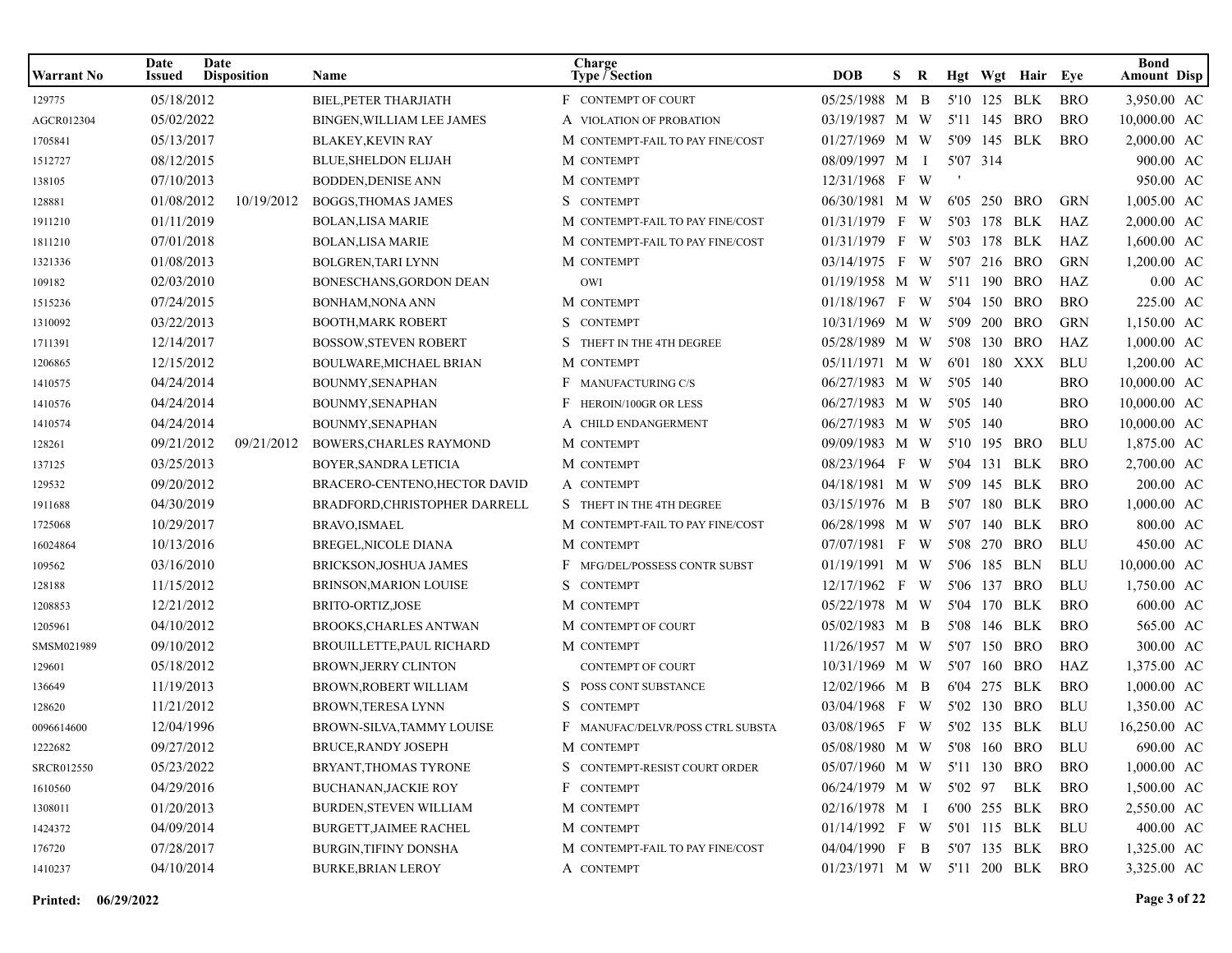| Warrant No | Date Issued | Date Disposition | Name | Charge Type / Section | | DOB | S | R | Hgt | Wgt | Hair | Eye | Bond Amount | Disp |
|---|---|---|---|---|---|---|---|---|---|---|---|---|---|---|
| 129775 | 05/18/2012 | | BIEL,PETER THARJIATH | F | CONTEMPT OF COURT | 05/25/1988 | M | B | 5'10 | 125 | BLK | BRO | 3,950.00 | AC |
| AGCR012304 | 05/02/2022 | | BINGEN,WILLIAM LEE JAMES | A | VIOLATION OF PROBATION | 03/19/1987 | M | W | 5'11 | 145 | BRO | BRO | 10,000.00 | AC |
| 1705841 | 05/13/2017 | | BLAKEY,KEVIN RAY | M | CONTEMPT-FAIL TO PAY FINE/COST | 01/27/1969 | M | W | 5'09 | 145 | BLK | BRO | 2,000.00 | AC |
| 1512727 | 08/12/2015 | | BLUE,SHELDON ELIJAH | M | CONTEMPT | 08/09/1997 | M | I | 5'07 | 314 | | | 900.00 | AC |
| 138105 | 07/10/2013 | | BODDEN,DENISE ANN | M | CONTEMPT | 12/31/1968 | F | W | ' | | | | 950.00 | AC |
| 128881 | 01/08/2012 | 10/19/2012 | BOGGS,THOMAS JAMES | S | CONTEMPT | 06/30/1981 | M | W | 6'05 | 250 | BRO | GRN | 1,005.00 | AC |
| 1911210 | 01/11/2019 | | BOLAN,LISA MARIE | M | CONTEMPT-FAIL TO PAY FINE/COST | 01/31/1979 | F | W | 5'03 | 178 | BLK | HAZ | 2,000.00 | AC |
| 1811210 | 07/01/2018 | | BOLAN,LISA MARIE | M | CONTEMPT-FAIL TO PAY FINE/COST | 01/31/1979 | F | W | 5'03 | 178 | BLK | HAZ | 1,600.00 | AC |
| 1321336 | 01/08/2013 | | BOLGREN,TARI LYNN | M | CONTEMPT | 03/14/1975 | F | W | 5'07 | 216 | BRO | GRN | 1,200.00 | AC |
| 109182 | 02/03/2010 | | BONESCHANS,GORDON DEAN | | OWI | 01/19/1958 | M | W | 5'11 | 190 | BRO | HAZ | 0.00 | AC |
| 1515236 | 07/24/2015 | | BONHAM,NONA ANN | M | CONTEMPT | 01/18/1967 | F | W | 5'04 | 150 | BRO | BRO | 225.00 | AC |
| 1310092 | 03/22/2013 | | BOOTH,MARK ROBERT | S | CONTEMPT | 10/31/1969 | M | W | 5'09 | 200 | BRO | GRN | 1,150.00 | AC |
| 1711391 | 12/14/2017 | | BOSSOW,STEVEN ROBERT | S | THEFT IN THE 4TH DEGREE | 05/28/1989 | M | W | 5'08 | 130 | BRO | HAZ | 1,000.00 | AC |
| 1206865 | 12/15/2012 | | BOULWARE,MICHAEL BRIAN | M | CONTEMPT | 05/11/1971 | M | W | 6'01 | 180 | XXX | BLU | 1,200.00 | AC |
| 1410575 | 04/24/2014 | | BOUNMY,SENAPHAN | F | MANUFACTURING C/S | 06/27/1983 | M | W | 5'05 | 140 | | BRO | 10,000.00 | AC |
| 1410576 | 04/24/2014 | | BOUNMY,SENAPHAN | F | HEROIN/100GR OR LESS | 06/27/1983 | M | W | 5'05 | 140 | | BRO | 10,000.00 | AC |
| 1410574 | 04/24/2014 | | BOUNMY,SENAPHAN | A | CHILD ENDANGERMENT | 06/27/1983 | M | W | 5'05 | 140 | | BRO | 10,000.00 | AC |
| 128261 | 09/21/2012 | 09/21/2012 | BOWERS,CHARLES RAYMOND | M | CONTEMPT | 09/09/1983 | M | W | 5'10 | 195 | BRO | BLU | 1,875.00 | AC |
| 137125 | 03/25/2013 | | BOYER,SANDRA LETICIA | M | CONTEMPT | 08/23/1964 | F | W | 5'04 | 131 | BLK | BRO | 2,700.00 | AC |
| 129532 | 09/20/2012 | | BRACERO-CENTENO,HECTOR DAVID | A | CONTEMPT | 04/18/1981 | M | W | 5'09 | 145 | BLK | BRO | 200.00 | AC |
| 1911688 | 04/30/2019 | | BRADFORD,CHRISTOPHER DARRELL | S | THEFT IN THE 4TH DEGREE | 03/15/1976 | M | B | 5'07 | 180 | BLK | BRO | 1,000.00 | AC |
| 1725068 | 10/29/2017 | | BRAVO,ISMAEL | M | CONTEMPT-FAIL TO PAY FINE/COST | 06/28/1998 | M | W | 5'07 | 140 | BLK | BRO | 800.00 | AC |
| 16024864 | 10/13/2016 | | BREGEL,NICOLE DIANA | M | CONTEMPT | 07/07/1981 | F | W | 5'08 | 270 | BRO | BLU | 450.00 | AC |
| 109562 | 03/16/2010 | | BRICKSON,JOSHUA JAMES | F | MFG/DEL/POSSESS CONTR SUBST | 01/19/1991 | M | W | 5'06 | 185 | BLN | BLU | 10,000.00 | AC |
| 128188 | 11/15/2012 | | BRINSON,MARION LOUISE | S | CONTEMPT | 12/17/1962 | F | W | 5'06 | 137 | BRO | BLU | 1,750.00 | AC |
| 1208853 | 12/21/2012 | | BRITO-ORTIZ,JOSE | M | CONTEMPT | 05/22/1978 | M | W | 5'04 | 170 | BLK | BRO | 600.00 | AC |
| 1205961 | 04/10/2012 | | BROOKS,CHARLES ANTWAN | M | CONTEMPT OF COURT | 05/02/1983 | M | B | 5'08 | 146 | BLK | BRO | 565.00 | AC |
| SMSM021989 | 09/10/2012 | | BROUILLETTE,PAUL RICHARD | M | CONTEMPT | 11/26/1957 | M | W | 5'07 | 150 | BRO | BRO | 300.00 | AC |
| 129601 | 05/18/2012 | | BROWN,JERRY CLINTON | | CONTEMPT OF COURT | 10/31/1969 | M | W | 5'07 | 160 | BRO | HAZ | 1,375.00 | AC |
| 136649 | 11/19/2013 | | BROWN,ROBERT WILLIAM | S | POSS CONT SUBSTANCE | 12/02/1966 | M | B | 6'04 | 275 | BLK | BRO | 1,000.00 | AC |
| 128620 | 11/21/2012 | | BROWN,TERESA LYNN | S | CONTEMPT | 03/04/1968 | F | W | 5'02 | 130 | BRO | BLU | 1,350.00 | AC |
| 0096614600 | 12/04/1996 | | BROWN-SILVA,TAMMY LOUISE | F | MANUFAC/DELVR/POSS CTRL SUBSTA | 03/08/1965 | F | W | 5'02 | 135 | BLK | BLU | 16,250.00 | AC |
| 1222682 | 09/27/2012 | | BRUCE,RANDY JOSEPH | M | CONTEMPT | 05/08/1980 | M | W | 5'08 | 160 | BRO | BLU | 690.00 | AC |
| SRCR012550 | 05/23/2022 | | BRYANT,THOMAS TYRONE | S | CONTEMPT-RESIST COURT ORDER | 05/07/1960 | M | W | 5'11 | 130 | BRO | BRO | 1,000.00 | AC |
| 1610560 | 04/29/2016 | | BUCHANAN,JACKIE ROY | F | CONTEMPT | 06/24/1979 | M | W | 5'02 | 97 | BLK | BRO | 1,500.00 | AC |
| 1308011 | 01/20/2013 | | BURDEN,STEVEN WILLIAM | M | CONTEMPT | 02/16/1978 | M | I | 6'00 | 255 | BLK | BRO | 2,550.00 | AC |
| 1424372 | 04/09/2014 | | BURGETT,JAIMEE RACHEL | M | CONTEMPT | 01/14/1992 | F | W | 5'01 | 115 | BLK | BLU | 400.00 | AC |
| 176720 | 07/28/2017 | | BURGIN,TIFINY DONSHA | M | CONTEMPT-FAIL TO PAY FINE/COST | 04/04/1990 | F | B | 5'07 | 135 | BLK | BRO | 1,325.00 | AC |
| 1410237 | 04/10/2014 | | BURKE,BRIAN LEROY | A | CONTEMPT | 01/23/1971 | M | W | 5'11 | 200 | BLK | BRO | 3,325.00 | AC |

**Printed: 06/29/2022**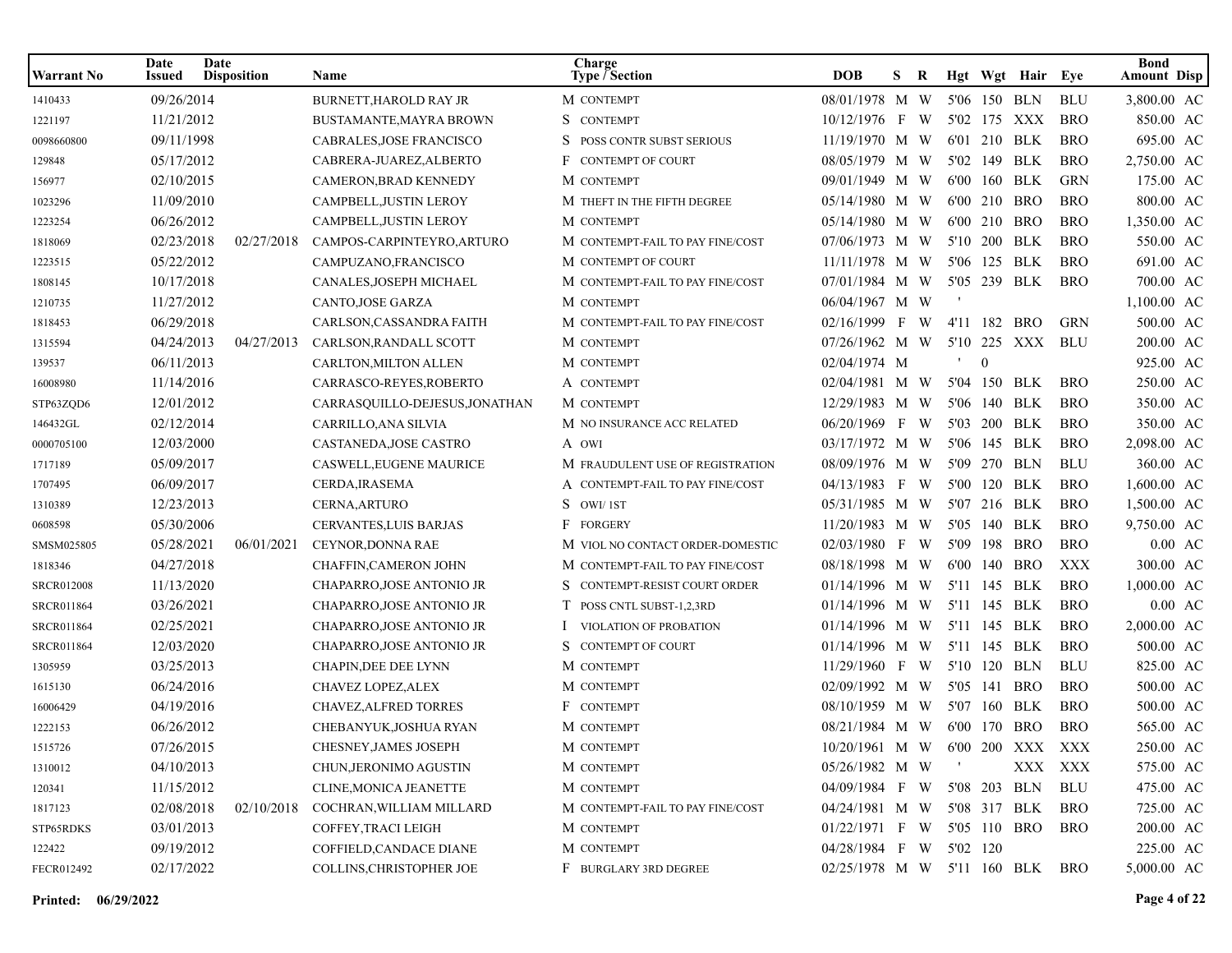| Warrant No | Date Issued | Date Disposition | Name | Charge Type / Section | DOB | S | R | Hgt | Wgt | Hair | Eye | Bond Amount | Disp |
|---|---|---|---|---|---|---|---|---|---|---|---|---|---|
| 1410433 | 09/26/2014 | | BURNETT,HAROLD RAY JR | M CONTEMPT | 08/01/1978 | M | W | 5'06 | 150 | BLN | BLU | 3,800.00 | AC |
| 1221197 | 11/21/2012 | | BUSTAMANTE,MAYRA BROWN | S CONTEMPT | 10/12/1976 | F | W | 5'02 | 175 | XXX | BRO | 850.00 | AC |
| 0098660800 | 09/11/1998 | | CABRALES,JOSE FRANCISCO | S POSS CONTR SUBST SERIOUS | 11/19/1970 | M | W | 6'01 | 210 | BLK | BRO | 695.00 | AC |
| 129848 | 05/17/2012 | | CABRERA-JUAREZ,ALBERTO | F CONTEMPT OF COURT | 08/05/1979 | M | W | 5'02 | 149 | BLK | BRO | 2,750.00 | AC |
| 156977 | 02/10/2015 | | CAMERON,BRAD KENNEDY | M CONTEMPT | 09/01/1949 | M | W | 6'00 | 160 | BLK | GRN | 175.00 | AC |
| 1023296 | 11/09/2010 | | CAMPBELL,JUSTIN LEROY | M THEFT IN THE FIFTH DEGREE | 05/14/1980 | M | W | 6'00 | 210 | BRO | BRO | 800.00 | AC |
| 1223254 | 06/26/2012 | | CAMPBELL,JUSTIN LEROY | M CONTEMPT | 05/14/1980 | M | W | 6'00 | 210 | BRO | BRO | 1,350.00 | AC |
| 1818069 | 02/23/2018 | 02/27/2018 | CAMPOS-CARPINTEYRO,ARTURO | M CONTEMPT-FAIL TO PAY FINE/COST | 07/06/1973 | M | W | 5'10 | 200 | BLK | BRO | 550.00 | AC |
| 1223515 | 05/22/2012 | | CAMPUZANO,FRANCISCO | M CONTEMPT OF COURT | 11/11/1978 | M | W | 5'06 | 125 | BLK | BRO | 691.00 | AC |
| 1808145 | 10/17/2018 | | CANALES,JOSEPH MICHAEL | M CONTEMPT-FAIL TO PAY FINE/COST | 07/01/1984 | M | W | 5'05 | 239 | BLK | BRO | 700.00 | AC |
| 1210735 | 11/27/2012 | | CANTO,JOSE GARZA | M CONTEMPT | 06/04/1967 | M | W | ' | | | | 1,100.00 | AC |
| 1818453 | 06/29/2018 | | CARLSON,CASSANDRA FAITH | M CONTEMPT-FAIL TO PAY FINE/COST | 02/16/1999 | F | W | 4'11 | 182 | BRO | GRN | 500.00 | AC |
| 1315594 | 04/24/2013 | 04/27/2013 | CARLSON,RANDALL SCOTT | M CONTEMPT | 07/26/1962 | M | W | 5'10 | 225 | XXX | BLU | 200.00 | AC |
| 139537 | 06/11/2013 | | CARLTON,MILTON ALLEN | M CONTEMPT | 02/04/1974 | M | | ' | 0 | | | 925.00 | AC |
| 16008980 | 11/14/2016 | | CARRASCO-REYES,ROBERTO | A CONTEMPT | 02/04/1981 | M | W | 5'04 | 150 | BLK | BRO | 250.00 | AC |
| STP63ZQD6 | 12/01/2012 | | CARRASQUILLO-DEJESUS,JONATHAN | M CONTEMPT | 12/29/1983 | M | W | 5'06 | 140 | BLK | BRO | 350.00 | AC |
| 146432GL | 02/12/2014 | | CARRILLO,ANA SILVIA | M NO INSURANCE ACC RELATED | 06/20/1969 | F | W | 5'03 | 200 | BLK | BRO | 350.00 | AC |
| 0000705100 | 12/03/2000 | | CASTANEDA,JOSE CASTRO | A OWI | 03/17/1972 | M | W | 5'06 | 145 | BLK | BRO | 2,098.00 | AC |
| 1717189 | 05/09/2017 | | CASWELL,EUGENE MAURICE | M FRAUDULENT USE OF REGISTRATION | 08/09/1976 | M | W | 5'09 | 270 | BLN | BLU | 360.00 | AC |
| 1707495 | 06/09/2017 | | CERDA,IRASEMA | A CONTEMPT-FAIL TO PAY FINE/COST | 04/13/1983 | F | W | 5'00 | 120 | BLK | BRO | 1,600.00 | AC |
| 1310389 | 12/23/2013 | | CERNA,ARTURO | S OWI/ 1ST | 05/31/1985 | M | W | 5'07 | 216 | BLK | BRO | 1,500.00 | AC |
| 0608598 | 05/30/2006 | | CERVANTES,LUIS BARJAS | F FORGERY | 11/20/1983 | M | W | 5'05 | 140 | BLK | BRO | 9,750.00 | AC |
| SMSM025805 | 05/28/2021 | 06/01/2021 | CEYNOR,DONNA RAE | M VIOL NO CONTACT ORDER-DOMESTIC | 02/03/1980 | F | W | 5'09 | 198 | BRO | BRO | 0.00 | AC |
| 1818346 | 04/27/2018 | | CHAFFIN,CAMERON JOHN | M CONTEMPT-FAIL TO PAY FINE/COST | 08/18/1998 | M | W | 6'00 | 140 | BRO | XXX | 300.00 | AC |
| SRCR012008 | 11/13/2020 | | CHAPARRO,JOSE ANTONIO JR | S CONTEMPT-RESIST COURT ORDER | 01/14/1996 | M | W | 5'11 | 145 | BLK | BRO | 1,000.00 | AC |
| SRCR011864 | 03/26/2021 | | CHAPARRO,JOSE ANTONIO JR | T POSS CNTL SUBST-1,2,3RD | 01/14/1996 | M | W | 5'11 | 145 | BLK | BRO | 0.00 | AC |
| SRCR011864 | 02/25/2021 | | CHAPARRO,JOSE ANTONIO JR | I VIOLATION OF PROBATION | 01/14/1996 | M | W | 5'11 | 145 | BLK | BRO | 2,000.00 | AC |
| SRCR011864 | 12/03/2020 | | CHAPARRO,JOSE ANTONIO JR | S CONTEMPT OF COURT | 01/14/1996 | M | W | 5'11 | 145 | BLK | BRO | 500.00 | AC |
| 1305959 | 03/25/2013 | | CHAPIN,DEE DEE LYNN | M CONTEMPT | 11/29/1960 | F | W | 5'10 | 120 | BLN | BLU | 825.00 | AC |
| 1615130 | 06/24/2016 | | CHAVEZ LOPEZ,ALEX | M CONTEMPT | 02/09/1992 | M | W | 5'05 | 141 | BRO | BRO | 500.00 | AC |
| 16006429 | 04/19/2016 | | CHAVEZ,ALFRED TORRES | F CONTEMPT | 08/10/1959 | M | W | 5'07 | 160 | BLK | BRO | 500.00 | AC |
| 1222153 | 06/26/2012 | | CHEBANYUK,JOSHUA RYAN | M CONTEMPT | 08/21/1984 | M | W | 6'00 | 170 | BRO | BRO | 565.00 | AC |
| 1515726 | 07/26/2015 | | CHESNEY,JAMES JOSEPH | M CONTEMPT | 10/20/1961 | M | W | 6'00 | 200 | XXX | XXX | 250.00 | AC |
| 1310012 | 04/10/2013 | | CHUN,JERONIMO AGUSTIN | M CONTEMPT | 05/26/1982 | M | W | ' | | XXX | XXX | 575.00 | AC |
| 120341 | 11/15/2012 | | CLINE,MONICA JEANETTE | M CONTEMPT | 04/09/1984 | F | W | 5'08 | 203 | BLN | BLU | 475.00 | AC |
| 1817123 | 02/08/2018 | 02/10/2018 | COCHRAN,WILLIAM MILLARD | M CONTEMPT-FAIL TO PAY FINE/COST | 04/24/1981 | M | W | 5'08 | 317 | BLK | BRO | 725.00 | AC |
| STP65RDKS | 03/01/2013 | | COFFEY,TRACI LEIGH | M CONTEMPT | 01/22/1971 | F | W | 5'05 | 110 | BRO | BRO | 200.00 | AC |
| 122422 | 09/19/2012 | | COFFIELD,CANDACE DIANE | M CONTEMPT | 04/28/1984 | F | W | 5'02 | 120 | | | 225.00 | AC |
| FECR012492 | 02/17/2022 | | COLLINS,CHRISTOPHER JOE | F BURGLARY 3RD DEGREE | 02/25/1978 | M | W | 5'11 | 160 | BLK | BRO | 5,000.00 | AC |

**Printed: 06/29/2022**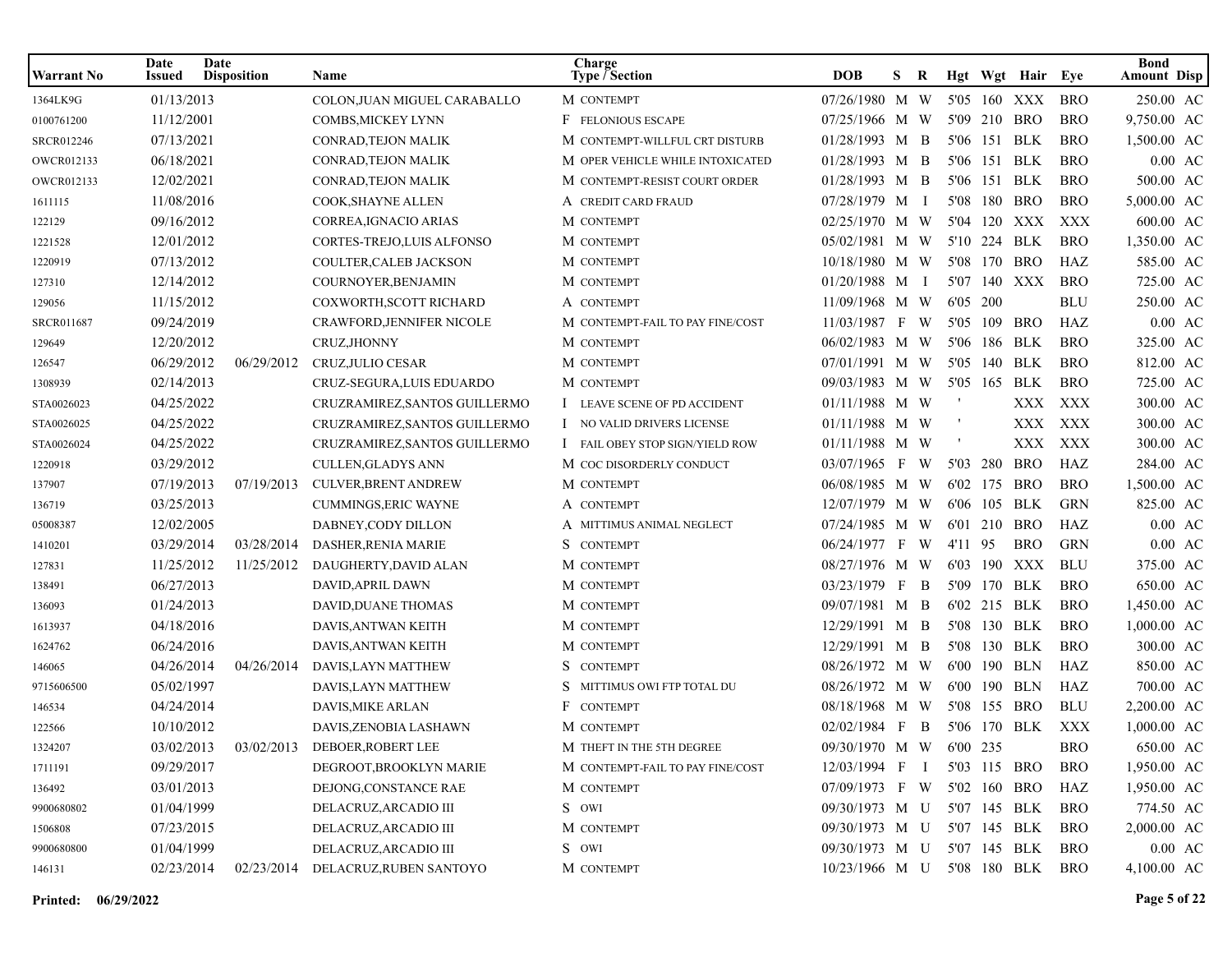| Warrant No | Date Issued | Date Disposition | Name | Charge Type / Section | | DOB | S | R | Hgt | Wgt | Hair | Eye | Bond Amount | Disp |
|---|---|---|---|---|---|---|---|---|---|---|---|---|---|---|
| 1364LK9G | 01/13/2013 | | COLON,JUAN MIGUEL CARABALLO | M | CONTEMPT | 07/26/1980 | M | W | 5'05 | 160 | XXX | BRO | 250.00 | AC |
| 0100761200 | 11/12/2001 | | COMBS,MICKEY LYNN | F | FELONIOUS ESCAPE | 07/25/1966 | M | W | 5'09 | 210 | BRO | BRO | 9,750.00 | AC |
| SRCR012246 | 07/13/2021 | | CONRAD,TEJON MALIK | M | CONTEMPT-WILLFUL CRT DISTURB | 01/28/1993 | M | B | 5'06 | 151 | BLK | BRO | 1,500.00 | AC |
| OWCR012133 | 06/18/2021 | | CONRAD,TEJON MALIK | M | OPER VEHICLE WHILE INTOXICATED | 01/28/1993 | M | B | 5'06 | 151 | BLK | BRO | 0.00 | AC |
| OWCR012133 | 12/02/2021 | | CONRAD,TEJON MALIK | M | CONTEMPT-RESIST COURT ORDER | 01/28/1993 | M | B | 5'06 | 151 | BLK | BRO | 500.00 | AC |
| 1611115 | 11/08/2016 | | COOK,SHAYNE ALLEN | A | CREDIT CARD FRAUD | 07/28/1979 | M | I | 5'08 | 180 | BRO | BRO | 5,000.00 | AC |
| 122129 | 09/16/2012 | | CORREA,IGNACIO ARIAS | M | CONTEMPT | 02/25/1970 | M | W | 5'04 | 120 | XXX | XXX | 600.00 | AC |
| 1221528 | 12/01/2012 | | CORTES-TREJO,LUIS ALFONSO | M | CONTEMPT | 05/02/1981 | M | W | 5'10 | 224 | BLK | BRO | 1,350.00 | AC |
| 1220919 | 07/13/2012 | | COULTER,CALEB JACKSON | M | CONTEMPT | 10/18/1980 | M | W | 5'08 | 170 | BRO | HAZ | 585.00 | AC |
| 127310 | 12/14/2012 | | COURNOYER,BENJAMIN | M | CONTEMPT | 01/20/1988 | M | I | 5'07 | 140 | XXX | BRO | 725.00 | AC |
| 129056 | 11/15/2012 | | COXWORTH,SCOTT RICHARD | A | CONTEMPT | 11/09/1968 | M | W | 6'05 | 200 | | BLU | 250.00 | AC |
| SRCR011687 | 09/24/2019 | | CRAWFORD,JENNIFER NICOLE | M | CONTEMPT-FAIL TO PAY FINE/COST | 11/03/1987 | F | W | 5'05 | 109 | BRO | HAZ | 0.00 | AC |
| 129649 | 12/20/2012 | | CRUZ,JHONNY | M | CONTEMPT | 06/02/1983 | M | W | 5'06 | 186 | BLK | BRO | 325.00 | AC |
| 126547 | 06/29/2012 | 06/29/2012 | CRUZ,JULIO CESAR | M | CONTEMPT | 07/01/1991 | M | W | 5'05 | 140 | BLK | BRO | 812.00 | AC |
| 1308939 | 02/14/2013 | | CRUZ-SEGURA,LUIS EDUARDO | M | CONTEMPT | 09/03/1983 | M | W | 5'05 | 165 | BLK | BRO | 725.00 | AC |
| STA0026023 | 04/25/2022 | | CRUZRAMIREZ,SANTOS GUILLERMO | I | LEAVE SCENE OF PD ACCIDENT | 01/11/1988 | M | W | ' | | XXX | XXX | 300.00 | AC |
| STA0026025 | 04/25/2022 | | CRUZRAMIREZ,SANTOS GUILLERMO | I | NO VALID DRIVERS LICENSE | 01/11/1988 | M | W | ' | | XXX | XXX | 300.00 | AC |
| STA0026024 | 04/25/2022 | | CRUZRAMIREZ,SANTOS GUILLERMO | I | FAIL OBEY STOP SIGN/YIELD ROW | 01/11/1988 | M | W | ' | | XXX | XXX | 300.00 | AC |
| 1220918 | 03/29/2012 | | CULLEN,GLADYS ANN | M | COC DISORDERLY CONDUCT | 03/07/1965 | F | W | 5'03 | 280 | BRO | HAZ | 284.00 | AC |
| 137907 | 07/19/2013 | 07/19/2013 | CULVER,BRENT ANDREW | M | CONTEMPT | 06/08/1985 | M | W | 6'02 | 175 | BRO | BRO | 1,500.00 | AC |
| 136719 | 03/25/2013 | | CUMMINGS,ERIC WAYNE | A | CONTEMPT | 12/07/1979 | M | W | 6'06 | 105 | BLK | GRN | 825.00 | AC |
| 05008387 | 12/02/2005 | | DABNEY,CODY DILLON | A | MITTIMUS ANIMAL NEGLECT | 07/24/1985 | M | W | 6'01 | 210 | BRO | HAZ | 0.00 | AC |
| 1410201 | 03/29/2014 | 03/28/2014 | DASHER,RENIA MARIE | S | CONTEMPT | 06/24/1977 | F | W | 4'11 | 95 | BRO | GRN | 0.00 | AC |
| 127831 | 11/25/2012 | 11/25/2012 | DAUGHERTY,DAVID ALAN | M | CONTEMPT | 08/27/1976 | M | W | 6'03 | 190 | XXX | BLU | 375.00 | AC |
| 138491 | 06/27/2013 | | DAVID,APRIL DAWN | M | CONTEMPT | 03/23/1979 | F | B | 5'09 | 170 | BLK | BRO | 650.00 | AC |
| 136093 | 01/24/2013 | | DAVID,DUANE THOMAS | M | CONTEMPT | 09/07/1981 | M | B | 6'02 | 215 | BLK | BRO | 1,450.00 | AC |
| 1613937 | 04/18/2016 | | DAVIS,ANTWAN KEITH | M | CONTEMPT | 12/29/1991 | M | B | 5'08 | 130 | BLK | BRO | 1,000.00 | AC |
| 1624762 | 06/24/2016 | | DAVIS,ANTWAN KEITH | M | CONTEMPT | 12/29/1991 | M | B | 5'08 | 130 | BLK | BRO | 300.00 | AC |
| 146065 | 04/26/2014 | 04/26/2014 | DAVIS,LAYN MATTHEW | S | CONTEMPT | 08/26/1972 | M | W | 6'00 | 190 | BLN | HAZ | 850.00 | AC |
| 9715606500 | 05/02/1997 | | DAVIS,LAYN MATTHEW | S | MITTIMUS OWI FTP TOTAL DU | 08/26/1972 | M | W | 6'00 | 190 | BLN | HAZ | 700.00 | AC |
| 146534 | 04/24/2014 | | DAVIS,MIKE ARLAN | F | CONTEMPT | 08/18/1968 | M | W | 5'08 | 155 | BRO | BLU | 2,200.00 | AC |
| 122566 | 10/10/2012 | | DAVIS,ZENOBIA LASHAWN | M | CONTEMPT | 02/02/1984 | F | B | 5'06 | 170 | BLK | XXX | 1,000.00 | AC |
| 1324207 | 03/02/2013 | 03/02/2013 | DEBOER,ROBERT LEE | M | THEFT IN THE 5TH DEGREE | 09/30/1970 | M | W | 6'00 | 235 | | BRO | 650.00 | AC |
| 1711191 | 09/29/2017 | | DEGROOT,BROOKLYN MARIE | M | CONTEMPT-FAIL TO PAY FINE/COST | 12/03/1994 | F | I | 5'03 | 115 | BRO | BRO | 1,950.00 | AC |
| 136492 | 03/01/2013 | | DEJONG,CONSTANCE RAE | M | CONTEMPT | 07/09/1973 | F | W | 5'02 | 160 | BRO | HAZ | 1,950.00 | AC |
| 9900680802 | 01/04/1999 | | DELACRUZ,ARCADIO III | S | OWI | 09/30/1973 | M | U | 5'07 | 145 | BLK | BRO | 774.50 | AC |
| 1506808 | 07/23/2015 | | DELACRUZ,ARCADIO III | M | CONTEMPT | 09/30/1973 | M | U | 5'07 | 145 | BLK | BRO | 2,000.00 | AC |
| 9900680800 | 01/04/1999 | | DELACRUZ,ARCADIO III | S | OWI | 09/30/1973 | M | U | 5'07 | 145 | BLK | BRO | 0.00 | AC |
| 146131 | 02/23/2014 | 02/23/2014 | DELACRUZ,RUBEN SANTOYO | M | CONTEMPT | 10/23/1966 | M | U | 5'08 | 180 | BLK | BRO | 4,100.00 | AC |

**Printed: 06/29/2022**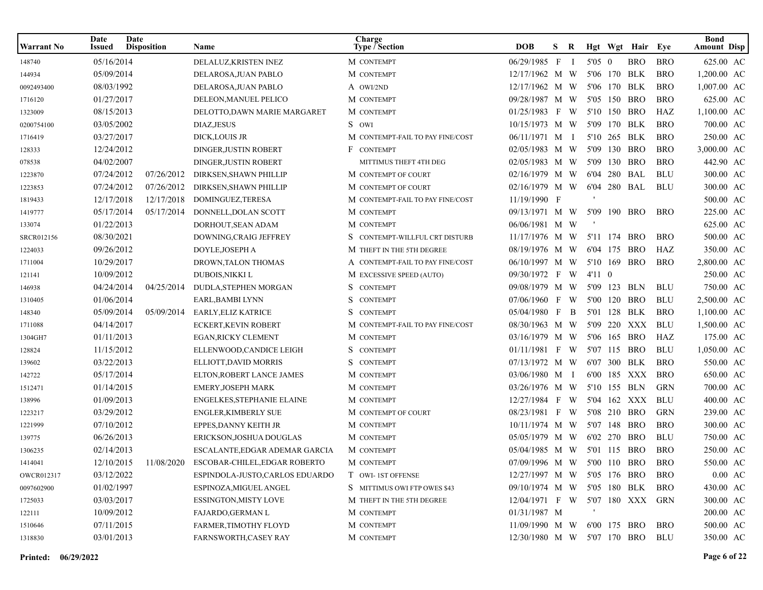| Warrant No | Date Issued | Date Disposition | Name | Charge Type / Section | DOB | S | R | Hgt | Wgt | Hair | Eye | Bond Amount | Disp |
|---|---|---|---|---|---|---|---|---|---|---|---|---|---|
| 148740 | 05/16/2014 | | DELALUZ,KRISTEN INEZ | M CONTEMPT | 06/29/1985 | F | I | 5'05 | 0 | BRO | BRO | 625.00 | AC |
| 144934 | 05/09/2014 | | DELAROSA,JUAN PABLO | M CONTEMPT | 12/17/1962 | M | W | 5'06 | 170 | BLK | BRO | 1,200.00 | AC |
| 0092493400 | 08/03/1992 | | DELAROSA,JUAN PABLO | A OWI/2ND | 12/17/1962 | M | W | 5'06 | 170 | BLK | BRO | 1,007.00 | AC |
| 1716120 | 01/27/2017 | | DELEON,MANUEL PELICO | M CONTEMPT | 09/28/1987 | M | W | 5'05 | 150 | BRO | BRO | 625.00 | AC |
| 1323009 | 08/15/2013 | | DELOTTO,DAWN MARIE MARGARET | M CONTEMPT | 01/25/1983 | F | W | 5'10 | 150 | BRO | HAZ | 1,100.00 | AC |
| 0200754100 | 03/05/2002 | | DIAZ,JESUS | S OWI | 10/15/1973 | M | W | 5'09 | 170 | BLK | BRO | 700.00 | AC |
| 1716419 | 03/27/2017 | | DICK,LOUIS JR | M CONTEMPT-FAIL TO PAY FINE/COST | 06/11/1971 | M | I | 5'10 | 265 | BLK | BRO | 250.00 | AC |
| 128333 | 12/24/2012 | | DINGER,JUSTIN ROBERT | F CONTEMPT | 02/05/1983 | M | W | 5'09 | 130 | BRO | BRO | 3,000.00 | AC |
| 078538 | 04/02/2007 | | DINGER,JUSTIN ROBERT | MITTIMUS THEFT 4TH DEG | 02/05/1983 | M | W | 5'09 | 130 | BRO | BRO | 442.90 | AC |
| 1223870 | 07/24/2012 | 07/26/2012 | DIRKSEN,SHAWN PHILLIP | M CONTEMPT OF COURT | 02/16/1979 | M | W | 6'04 | 280 | BAL | BLU | 300.00 | AC |
| 1223853 | 07/24/2012 | 07/26/2012 | DIRKSEN,SHAWN PHILLIP | M CONTEMPT OF COURT | 02/16/1979 | M | W | 6'04 | 280 | BAL | BLU | 300.00 | AC |
| 1819433 | 12/17/2018 | 12/17/2018 | DOMINGUEZ,TERESA | M CONTEMPT-FAIL TO PAY FINE/COST | 11/19/1990 | F | | ' | | | | 500.00 | AC |
| 1419777 | 05/17/2014 | 05/17/2014 | DONNELL,DOLAN SCOTT | M CONTEMPT | 09/13/1971 | M | W | 5'09 | 190 | BRO | BRO | 225.00 | AC |
| 133074 | 01/22/2013 | | DORHOUT,SEAN ADAM | M CONTEMPT | 06/06/1981 | M | W | ' | | | | 625.00 | AC |
| SRCR012156 | 08/30/2021 | | DOWNING,CRAIG JEFFREY | S CONTEMPT-WILLFUL CRT DISTURB | 11/17/1976 | M | W | 5'11 | 174 | BRO | BRO | 500.00 | AC |
| 1224033 | 09/26/2012 | | DOYLE,JOSEPH A | M THEFT IN THE 5TH DEGREE | 08/19/1976 | M | W | 6'04 | 175 | BRO | HAZ | 350.00 | AC |
| 1711004 | 10/29/2017 | | DROWN,TALON THOMAS | A CONTEMPT-FAIL TO PAY FINE/COST | 06/10/1997 | M | W | 5'10 | 169 | BRO | BRO | 2,800.00 | AC |
| 121141 | 10/09/2012 | | DUBOIS,NIKKI L | M EXCESSIVE SPEED (AUTO) | 09/30/1972 | F | W | 4'11 | 0 | | | 250.00 | AC |
| 146938 | 04/24/2014 | 04/25/2014 | DUDLA,STEPHEN MORGAN | S CONTEMPT | 09/08/1979 | M | W | 5'09 | 123 | BLN | BLU | 750.00 | AC |
| 1310405 | 01/06/2014 | | EARL,BAMBI LYNN | S CONTEMPT | 07/06/1960 | F | W | 5'00 | 120 | BRO | BLU | 2,500.00 | AC |
| 148340 | 05/09/2014 | 05/09/2014 | EARLY,ELIZ KATRICE | S CONTEMPT | 05/04/1980 | F | B | 5'01 | 128 | BLK | BRO | 1,100.00 | AC |
| 1711088 | 04/14/2017 | | ECKERT,KEVIN ROBERT | M CONTEMPT-FAIL TO PAY FINE/COST | 08/30/1963 | M | W | 5'09 | 220 | XXX | BLU | 1,500.00 | AC |
| 1304GH7 | 01/11/2013 | | EGAN,RICKY CLEMENT | M CONTEMPT | 03/16/1979 | M | W | 5'06 | 165 | BRO | HAZ | 175.00 | AC |
| 128824 | 11/15/2012 | | ELLENWOOD,CANDICE LEIGH | S CONTEMPT | 01/11/1981 | F | W | 5'07 | 115 | BRO | BLU | 1,050.00 | AC |
| 139602 | 03/22/2013 | | ELLIOTT,DAVID MORRIS | S CONTEMPT | 07/13/1972 | M | W | 6'07 | 300 | BLK | BRO | 550.00 | AC |
| 142722 | 05/17/2014 | | ELTON,ROBERT LANCE JAMES | M CONTEMPT | 03/06/1980 | M | I | 6'00 | 185 | XXX | BRO | 650.00 | AC |
| 1512471 | 01/14/2015 | | EMERY,JOSEPH MARK | M CONTEMPT | 03/26/1976 | M | W | 5'10 | 155 | BLN | GRN | 700.00 | AC |
| 138996 | 01/09/2013 | | ENGELKES,STEPHANIE ELAINE | M CONTEMPT | 12/27/1984 | F | W | 5'04 | 162 | XXX | BLU | 400.00 | AC |
| 1223217 | 03/29/2012 | | ENGLER,KIMBERLY SUE | M CONTEMPT OF COURT | 08/23/1981 | F | W | 5'08 | 210 | BRO | GRN | 239.00 | AC |
| 1221999 | 07/10/2012 | | EPPES,DANNY KEITH JR | M CONTEMPT | 10/11/1974 | M | W | 5'07 | 148 | BRO | BRO | 300.00 | AC |
| 139775 | 06/26/2013 | | ERICKSON,JOSHUA DOUGLAS | M CONTEMPT | 05/05/1979 | M | W | 6'02 | 270 | BRO | BLU | 750.00 | AC |
| 1306235 | 02/14/2013 | | ESCALANTE,EDGAR ADEMAR GARCIA | M CONTEMPT | 05/04/1985 | M | W | 5'01 | 115 | BRO | BRO | 250.00 | AC |
| 1414041 | 12/10/2015 | 11/08/2020 | ESCOBAR-CHILEL,EDGAR ROBERTO | M CONTEMPT | 07/09/1996 | M | W | 5'00 | 110 | BRO | BRO | 550.00 | AC |
| OWCR012317 | 03/12/2022 | | ESPINDOLA-JUSTO,CARLOS EDUARDO | T OWI- 1ST OFFENSE | 12/27/1997 | M | W | 5'05 | 176 | BRO | BRO | 0.00 | AC |
| 0097602900 | 01/02/1997 | | ESPINOZA,MIGUEL ANGEL | S MITTIMUS OWI FTP OWES $43 | 09/10/1974 | M | W | 5'05 | 180 | BLK | BRO | 430.00 | AC |
| 1725033 | 03/03/2017 | | ESSINGTON,MISTY LOVE | M THEFT IN THE 5TH DEGREE | 12/04/1971 | F | W | 5'07 | 180 | XXX | GRN | 300.00 | AC |
| 122111 | 10/09/2012 | | FAJARDO,GERMAN L | M CONTEMPT | 01/31/1987 | M | | ' | | | | 200.00 | AC |
| 1510646 | 07/11/2015 | | FARMER,TIMOTHY FLOYD | M CONTEMPT | 11/09/1990 | M | W | 6'00 | 175 | BRO | BRO | 500.00 | AC |
| 1318830 | 03/01/2013 | | FARNSWORTH,CASEY RAY | M CONTEMPT | 12/30/1980 | M | W | 5'07 | 170 | BRO | BLU | 350.00 | AC |

**Printed: 06/29/2022**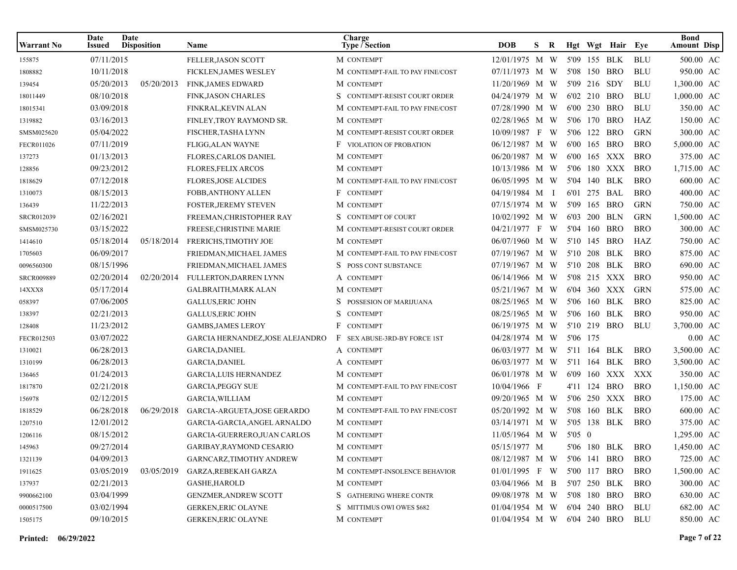| Warrant No | Date Issued | Date Disposition | Name | Charge Type / Section | DOB | S | R | Hgt | Wgt | Hair | Eye | Bond Amount | Disp |
|---|---|---|---|---|---|---|---|---|---|---|---|---|---|
| 155875 | 07/11/2015 | | FELLER,JASON SCOTT | M CONTEMPT | 12/01/1975 | M | W | 5'09 | 155 | BLK | BLU | 500.00 | AC |
| 1808882 | 10/11/2018 | | FICKLEN,JAMES WESLEY | M CONTEMPT-FAIL TO PAY FINE/COST | 07/11/1973 | M | W | 5'08 | 150 | BRO | BLU | 950.00 | AC |
| 139454 | 05/20/2013 | 05/20/2013 | FINK,JAMES EDWARD | M CONTEMPT | 11/20/1969 | M | W | 5'09 | 216 | SDY | BLU | 1,300.00 | AC |
| 18011449 | 08/10/2018 | | FINK,JASON CHARLES | S CONTEMPT-RESIST COURT ORDER | 04/24/1979 | M | W | 6'02 | 210 | BRO | BLU | 1,000.00 | AC |
| 18015341 | 03/09/2018 | | FINKRAL,KEVIN ALAN | M CONTEMPT-FAIL TO PAY FINE/COST | 07/28/1990 | M | W | 6'00 | 230 | BRO | BLU | 350.00 | AC |
| 1319882 | 03/16/2013 | | FINLEY,TROY RAYMOND SR. | M CONTEMPT | 02/28/1965 | M | W | 5'06 | 170 | BRO | HAZ | 150.00 | AC |
| SMSM025620 | 05/04/2022 | | FISCHER,TASHA LYNN | M CONTEMPT-RESIST COURT ORDER | 10/09/1987 | F | W | 5'06 | 122 | BRO | GRN | 300.00 | AC |
| FECR011026 | 07/11/2019 | | FLIGG,ALAN WAYNE | F VIOLATION OF PROBATION | 06/12/1987 | M | W | 6'00 | 165 | BRO | BRO | 5,000.00 | AC |
| 137273 | 01/13/2013 | | FLORES,CARLOS DANIEL | M CONTEMPT | 06/20/1987 | M | W | 6'00 | 165 | XXX | BRO | 375.00 | AC |
| 128856 | 09/23/2012 | | FLORES,FELIX ARCOS | M CONTEMPT | 10/13/1986 | M | W | 5'06 | 180 | XXX | BRO | 1,715.00 | AC |
| 1818629 | 07/12/2018 | | FLORES,JOSE ALCIDES | M CONTEMPT-FAIL TO PAY FINE/COST | 06/05/1995 | M | W | 5'04 | 140 | BLK | BRO | 600.00 | AC |
| 1310073 | 08/15/2013 | | FOBB,ANTHONY ALLEN | F CONTEMPT | 04/19/1984 | M | I | 6'01 | 275 | BAL | BRO | 400.00 | AC |
| 136439 | 11/22/2013 | | FOSTER,JEREMY STEVEN | M CONTEMPT | 07/15/1974 | M | W | 5'09 | 165 | BRO | GRN | 750.00 | AC |
| SRCR012039 | 02/16/2021 | | FREEMAN,CHRISTOPHER RAY | S CONTEMPT OF COURT | 10/02/1992 | M | W | 6'03 | 200 | BLN | GRN | 1,500.00 | AC |
| SMSM025730 | 03/15/2022 | | FREESE,CHRISTINE MARIE | M CONTEMPT-RESIST COURT ORDER | 04/21/1977 | F | W | 5'04 | 160 | BRO | BRO | 300.00 | AC |
| 1414610 | 05/18/2014 | 05/18/2014 | FRERICHS,TIMOTHY JOE | M CONTEMPT | 06/07/1960 | M | W | 5'10 | 145 | BRO | HAZ | 750.00 | AC |
| 1705603 | 06/09/2017 | | FRIEDMAN,MICHAEL JAMES | M CONTEMPT-FAIL TO PAY FINE/COST | 07/19/1967 | M | W | 5'10 | 208 | BLK | BRO | 875.00 | AC |
| 0096560300 | 08/15/1996 | | FRIEDMAN,MICHAEL JAMES | S POSS CONT SUBSTANCE | 07/19/1967 | M | W | 5'10 | 208 | BLK | BRO | 690.00 | AC |
| SRCR009889 | 02/20/2014 | 02/20/2014 | FULLERTON,DARREN LYNN | A CONTEMPT | 06/14/1966 | M | W | 5'08 | 215 | XXX | BRO | 950.00 | AC |
| 14XXX8 | 05/17/2014 | | GALBRAITH,MARK ALAN | M CONTEMPT | 05/21/1967 | M | W | 6'04 | 360 | XXX | GRN | 575.00 | AC |
| 058397 | 07/06/2005 | | GALLUS,ERIC JOHN | S POSSESION OF MARIJUANA | 08/25/1965 | M | W | 5'06 | 160 | BLK | BRO | 825.00 | AC |
| 138397 | 02/21/2013 | | GALLUS,ERIC JOHN | S CONTEMPT | 08/25/1965 | M | W | 5'06 | 160 | BLK | BRO | 950.00 | AC |
| 128408 | 11/23/2012 | | GAMBS,JAMES LEROY | F CONTEMPT | 06/19/1975 | M | W | 5'10 | 219 | BRO | BLU | 3,700.00 | AC |
| FECR012503 | 03/07/2022 | | GARCIA HERNANDEZ,JOSE ALEJANDRO | F SEX ABUSE-3RD-BY FORCE 1ST | 04/28/1974 | M | W | 5'06 | 175 | | | 0.00 | AC |
| 1310021 | 06/28/2013 | | GARCIA,DANIEL | A CONTEMPT | 06/03/1977 | M | W | 5'11 | 164 | BLK | BRO | 3,500.00 | AC |
| 1310199 | 06/28/2013 | | GARCIA,DANIEL | A CONTEMPT | 06/03/1977 | M | W | 5'11 | 164 | BLK | BRO | 3,500.00 | AC |
| 136465 | 01/24/2013 | | GARCIA,LUIS HERNANDEZ | M CONTEMPT | 06/01/1978 | M | W | 6'09 | 160 | XXX | XXX | 350.00 | AC |
| 1817870 | 02/21/2018 | | GARCIA,PEGGY SUE | M CONTEMPT-FAIL TO PAY FINE/COST | 10/04/1966 | F | | 4'11 | 124 | BRO | BRO | 1,150.00 | AC |
| 156978 | 02/12/2015 | | GARCIA,WILLIAM | M CONTEMPT | 09/20/1965 | M | W | 5'06 | 250 | XXX | BRO | 175.00 | AC |
| 1818529 | 06/28/2018 | 06/29/2018 | GARCIA-ARGUETA,JOSE GERARDO | M CONTEMPT-FAIL TO PAY FINE/COST | 05/20/1992 | M | W | 5'08 | 160 | BLK | BRO | 600.00 | AC |
| 1207510 | 12/01/2012 | | GARCIA-GARCIA,ANGEL ARNALDO | M CONTEMPT | 03/14/1971 | M | W | 5'05 | 138 | BLK | BRO | 375.00 | AC |
| 1206116 | 08/15/2012 | | GARCIA-GUERRERO,JUAN CARLOS | M CONTEMPT | 11/05/1964 | M | W | 5'05 | 0 | | | 1,295.00 | AC |
| 145963 | 09/27/2014 | | GARIBAY,RAYMOND CESARIO | M CONTEMPT | 05/15/1977 | M | | 5'06 | 180 | BLK | BRO | 1,450.00 | AC |
| 1321139 | 04/09/2013 | | GARNCARZ,TIMOTHY ANDREW | M CONTEMPT | 08/12/1987 | M | W | 5'06 | 141 | BRO | BRO | 725.00 | AC |
| 1911625 | 03/05/2019 | 03/05/2019 | GARZA,REBEKAH GARZA | M CONTEMPT-INSOLENCE BEHAVIOR | 01/01/1995 | F | W | 5'00 | 117 | BRO | BRO | 1,500.00 | AC |
| 137937 | 02/21/2013 | | GASHE,HAROLD | M CONTEMPT | 03/04/1966 | M | B | 5'07 | 250 | BLK | BRO | 300.00 | AC |
| 9900662100 | 03/04/1999 | | GENZMER,ANDREW SCOTT | S GATHERING WHERE CONTR | 09/08/1978 | M | W | 5'08 | 180 | BRO | BRO | 630.00 | AC |
| 0000517500 | 03/02/1994 | | GERKEN,ERIC OLAYNE | S MITTIMUS OWI OWES $682 | 01/04/1954 | M | W | 6'04 | 240 | BRO | BLU | 682.00 | AC |
| 1505175 | 09/10/2015 | | GERKEN,ERIC OLAYNE | M CONTEMPT | 01/04/1954 | M | W | 6'04 | 240 | BRO | BLU | 850.00 | AC |

**Printed: 06/29/2022**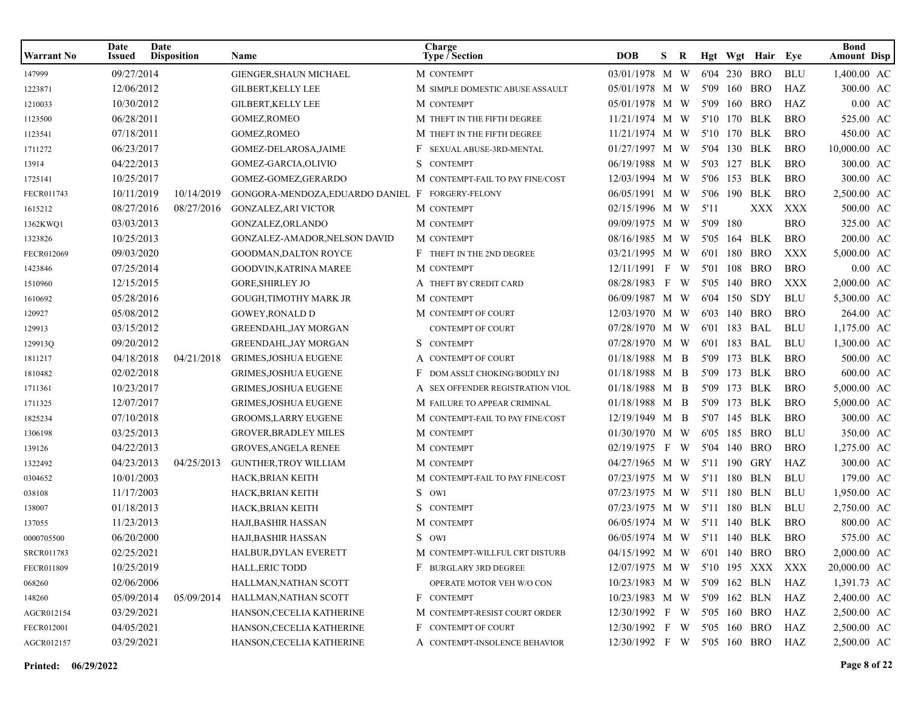| Warrant No | Date Issued | Date Disposition | Name | Charge Type / Section | DOB | S | R | Hgt | Wgt | Hair | Eye | Bond Amount | Disp |
|---|---|---|---|---|---|---|---|---|---|---|---|---|---|
| 147999 | 09/27/2014 | | GIENGER,SHAUN MICHAEL | M CONTEMPT | 03/01/1978 | M | W | 6'04 | 230 | BRO | BLU | 1,400.00 | AC |
| 1223871 | 12/06/2012 | | GILBERT,KELLY LEE | M SIMPLE DOMESTIC ABUSE ASSAULT | 05/01/1978 | M | W | 5'09 | 160 | BRO | HAZ | 300.00 | AC |
| 1210033 | 10/30/2012 | | GILBERT,KELLY LEE | M CONTEMPT | 05/01/1978 | M | W | 5'09 | 160 | BRO | HAZ | 0.00 | AC |
| 1123500 | 06/28/2011 | | GOMEZ,ROMEO | M THEFT IN THE FIFTH DEGREE | 11/21/1974 | M | W | 5'10 | 170 | BLK | BRO | 525.00 | AC |
| 1123541 | 07/18/2011 | | GOMEZ,ROMEO | M THEFT IN THE FIFTH DEGREE | 11/21/1974 | M | W | 5'10 | 170 | BLK | BRO | 450.00 | AC |
| 1711272 | 06/23/2017 | | GOMEZ-DELAROSA,JAIME | F SEXUAL ABUSE-3RD-MENTAL | 01/27/1997 | M | W | 5'04 | 130 | BLK | BRO | 10,000.00 | AC |
| 13914 | 04/22/2013 | | GOMEZ-GARCIA,OLIVIO | S CONTEMPT | 06/19/1988 | M | W | 5'03 | 127 | BLK | BRO | 300.00 | AC |
| 1725141 | 10/25/2017 | | GOMEZ-GOMEZ,GERARDO | M CONTEMPT-FAIL TO PAY FINE/COST | 12/03/1994 | M | W | 5'06 | 153 | BLK | BRO | 300.00 | AC |
| FECR011743 | 10/11/2019 | 10/14/2019 | GONGORA-MENDOZA,EDUARDO DANIEL | F FORGERY-FELONY | 06/05/1991 | M | W | 5'06 | 190 | BLK | BRO | 2,500.00 | AC |
| 1615212 | 08/27/2016 | 08/27/2016 | GONZALEZ,ARI VICTOR | M CONTEMPT | 02/15/1996 | M | W | 5'11 | | XXX | XXX | 500.00 | AC |
| 1362KWQ1 | 03/03/2013 | | GONZALEZ,ORLANDO | M CONTEMPT | 09/09/1975 | M | W | 5'09 | 180 | | BRO | 325.00 | AC |
| 1323826 | 10/25/2013 | | GONZALEZ-AMADOR,NELSON DAVID | M CONTEMPT | 08/16/1985 | M | W | 5'05 | 164 | BLK | BRO | 200.00 | AC |
| FECR012069 | 09/03/2020 | | GOODMAN,DALTON ROYCE | F THEFT IN THE 2ND DEGREE | 03/21/1995 | M | W | 6'01 | 180 | BRO | XXX | 5,000.00 | AC |
| 1423846 | 07/25/2014 | | GOODVIN,KATRINA MAREE | M CONTEMPT | 12/11/1991 | F | W | 5'01 | 108 | BRO | BRO | 0.00 | AC |
| 1510960 | 12/15/2015 | | GORE,SHIRLEY JO | A THEFT BY CREDIT CARD | 08/28/1983 | F | W | 5'05 | 140 | BRO | XXX | 2,000.00 | AC |
| 1610692 | 05/28/2016 | | GOUGH,TIMOTHY MARK JR | M CONTEMPT | 06/09/1987 | M | W | 6'04 | 150 | SDY | BLU | 5,300.00 | AC |
| 120927 | 05/08/2012 | | GOWEY,RONALD D | M CONTEMPT OF COURT | 12/03/1970 | M | W | 6'03 | 140 | BRO | BRO | 264.00 | AC |
| 129913 | 03/15/2012 | | GREENDAHL,JAY MORGAN | CONTEMPT OF COURT | 07/28/1970 | M | W | 6'01 | 183 | BAL | BLU | 1,175.00 | AC |
| 129913Q | 09/20/2012 | | GREENDAHL,JAY MORGAN | S CONTEMPT | 07/28/1970 | M | W | 6'01 | 183 | BAL | BLU | 1,300.00 | AC |
| 1811217 | 04/18/2018 | 04/21/2018 | GRIMES,JOSHUA EUGENE | A CONTEMPT OF COURT | 01/18/1988 | M | B | 5'09 | 173 | BLK | BRO | 500.00 | AC |
| 1810482 | 02/02/2018 | | GRIMES,JOSHUA EUGENE | F DOM ASSLT CHOKING/BODILY INJ | 01/18/1988 | M | B | 5'09 | 173 | BLK | BRO | 600.00 | AC |
| 1711361 | 10/23/2017 | | GRIMES,JOSHUA EUGENE | A SEX OFFENDER REGISTRATION VIOL | 01/18/1988 | M | B | 5'09 | 173 | BLK | BRO | 5,000.00 | AC |
| 1711325 | 12/07/2017 | | GRIMES,JOSHUA EUGENE | M FAILURE TO APPEAR CRIMINAL | 01/18/1988 | M | B | 5'09 | 173 | BLK | BRO | 5,000.00 | AC |
| 1825234 | 07/10/2018 | | GROOMS,LARRY EUGENE | M CONTEMPT-FAIL TO PAY FINE/COST | 12/19/1949 | M | B | 5'07 | 145 | BLK | BRO | 300.00 | AC |
| 1306198 | 03/25/2013 | | GROVER,BRADLEY MILES | M CONTEMPT | 01/30/1970 | M | W | 6'05 | 185 | BRO | BLU | 350.00 | AC |
| 139126 | 04/22/2013 | | GROVES,ANGELA RENEE | M CONTEMPT | 02/19/1975 | F | W | 5'04 | 140 | BRO | BRO | 1,275.00 | AC |
| 1322492 | 04/23/2013 | 04/25/2013 | GUNTHER,TROY WILLIAM | M CONTEMPT | 04/27/1965 | M | W | 5'11 | 190 | GRY | HAZ | 300.00 | AC |
| 0304652 | 10/01/2003 | | HACK,BRIAN KEITH | M CONTEMPT-FAIL TO PAY FINE/COST | 07/23/1975 | M | W | 5'11 | 180 | BLN | BLU | 179.00 | AC |
| 038108 | 11/17/2003 | | HACK,BRIAN KEITH | S OWI | 07/23/1975 | M | W | 5'11 | 180 | BLN | BLU | 1,950.00 | AC |
| 138007 | 01/18/2013 | | HACK,BRIAN KEITH | S CONTEMPT | 07/23/1975 | M | W | 5'11 | 180 | BLN | BLU | 2,750.00 | AC |
| 137055 | 11/23/2013 | | HAJI,BASHIR HASSAN | M CONTEMPT | 06/05/1974 | M | W | 5'11 | 140 | BLK | BRO | 800.00 | AC |
| 0000705500 | 06/20/2000 | | HAJI,BASHIR HASSAN | S OWI | 06/05/1974 | M | W | 5'11 | 140 | BLK | BRO | 575.00 | AC |
| SRCR011783 | 02/25/2021 | | HALBUR,DYLAN EVERETT | M CONTEMPT-WILLFUL CRT DISTURB | 04/15/1992 | M | W | 6'01 | 140 | BRO | BRO | 2,000.00 | AC |
| FECR011809 | 10/25/2019 | | HALL,ERIC TODD | F BURGLARY 3RD DEGREE | 12/07/1975 | M | W | 5'10 | 195 | XXX | XXX | 20,000.00 | AC |
| 068260 | 02/06/2006 | | HALLMAN,NATHAN SCOTT | OPERATE MOTOR VEH W/O CON | 10/23/1983 | M | W | 5'09 | 162 | BLN | HAZ | 1,391.73 | AC |
| 148260 | 05/09/2014 | 05/09/2014 | HALLMAN,NATHAN SCOTT | F CONTEMPT | 10/23/1983 | M | W | 5'09 | 162 | BLN | HAZ | 2,400.00 | AC |
| AGCR012154 | 03/29/2021 | | HANSON,CECELIA KATHERINE | M CONTEMPT-RESIST COURT ORDER | 12/30/1992 | F | W | 5'05 | 160 | BRO | HAZ | 2,500.00 | AC |
| FECR012001 | 04/05/2021 | | HANSON,CECELIA KATHERINE | F CONTEMPT OF COURT | 12/30/1992 | F | W | 5'05 | 160 | BRO | HAZ | 2,500.00 | AC |
| AGCR012157 | 03/29/2021 | | HANSON,CECELIA KATHERINE | A CONTEMPT-INSOLENCE BEHAVIOR | 12/30/1992 | F | W | 5'05 | 160 | BRO | HAZ | 2,500.00 | AC |

**Printed: 06/29/2022**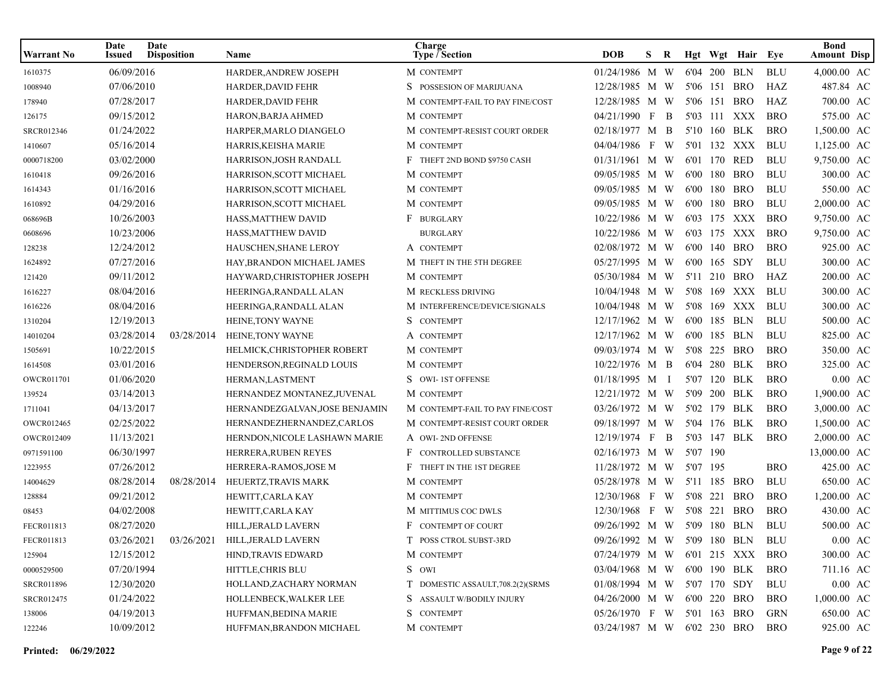| Warrant No | Date Issued | Date Disposition | Name | Charge Type / Section | DOB | S | R | Hgt | Wgt | Hair | Eye | Bond Amount | Disp |
|---|---|---|---|---|---|---|---|---|---|---|---|---|---|
| 1610375 | 06/09/2016 | | HARDER,ANDREW JOSEPH | M CONTEMPT | 01/24/1986 | M | W | 6'04 | 200 | BLN | BLU | 4,000.00 | AC |
| 1008940 | 07/06/2010 | | HARDER,DAVID FEHR | S POSSESION OF MARIJUANA | 12/28/1985 | M | W | 5'06 | 151 | BRO | HAZ | 487.84 | AC |
| 178940 | 07/28/2017 | | HARDER,DAVID FEHR | M CONTEMPT-FAIL TO PAY FINE/COST | 12/28/1985 | M | W | 5'06 | 151 | BRO | HAZ | 700.00 | AC |
| 126175 | 09/15/2012 | | HARON,BARJA AHMED | M CONTEMPT | 04/21/1990 | F | B | 5'03 | 111 | XXX | BRO | 575.00 | AC |
| SRCR012346 | 01/24/2022 | | HARPER,MARLO DIANGELO | M CONTEMPT-RESIST COURT ORDER | 02/18/1977 | M | B | 5'10 | 160 | BLK | BRO | 1,500.00 | AC |
| 1410607 | 05/16/2014 | | HARRIS,KEISHA MARIE | M CONTEMPT | 04/04/1986 | F | W | 5'01 | 132 | XXX | BLU | 1,125.00 | AC |
| 0000718200 | 03/02/2000 | | HARRISON,JOSH RANDALL | F THEFT 2ND BOND $9750 CASH | 01/31/1961 | M | W | 6'01 | 170 | RED | BLU | 9,750.00 | AC |
| 1610418 | 09/26/2016 | | HARRISON,SCOTT MICHAEL | M CONTEMPT | 09/05/1985 | M | W | 6'00 | 180 | BRO | BLU | 300.00 | AC |
| 1614343 | 01/16/2016 | | HARRISON,SCOTT MICHAEL | M CONTEMPT | 09/05/1985 | M | W | 6'00 | 180 | BRO | BLU | 550.00 | AC |
| 1610892 | 04/29/2016 | | HARRISON,SCOTT MICHAEL | M CONTEMPT | 09/05/1985 | M | W | 6'00 | 180 | BRO | BLU | 2,000.00 | AC |
| 068696B | 10/26/2003 | | HASS,MATTHEW DAVID | F BURGLARY | 10/22/1986 | M | W | 6'03 | 175 | XXX | BRO | 9,750.00 | AC |
| 0608696 | 10/23/2006 | | HASS,MATTHEW DAVID | BURGLARY | 10/22/1986 | M | W | 6'03 | 175 | XXX | BRO | 9,750.00 | AC |
| 128238 | 12/24/2012 | | HAUSCHEN,SHANE LEROY | A CONTEMPT | 02/08/1972 | M | W | 6'00 | 140 | BRO | BRO | 925.00 | AC |
| 1624892 | 07/27/2016 | | HAY,BRANDON MICHAEL JAMES | M THEFT IN THE 5TH DEGREE | 05/27/1995 | M | W | 6'00 | 165 | SDY | BLU | 300.00 | AC |
| 121420 | 09/11/2012 | | HAYWARD,CHRISTOPHER JOSEPH | M CONTEMPT | 05/30/1984 | M | W | 5'11 | 210 | BRO | HAZ | 200.00 | AC |
| 1616227 | 08/04/2016 | | HEERINGA,RANDALL ALAN | M RECKLESS DRIVING | 10/04/1948 | M | W | 5'08 | 169 | XXX | BLU | 300.00 | AC |
| 1616226 | 08/04/2016 | | HEERINGA,RANDALL ALAN | M INTERFERENCE/DEVICE/SIGNALS | 10/04/1948 | M | W | 5'08 | 169 | XXX | BLU | 300.00 | AC |
| 1310204 | 12/19/2013 | | HEINE,TONY WAYNE | S CONTEMPT | 12/17/1962 | M | W | 6'00 | 185 | BLN | BLU | 500.00 | AC |
| 14010204 | 03/28/2014 | 03/28/2014 | HEINE,TONY WAYNE | A CONTEMPT | 12/17/1962 | M | W | 6'00 | 185 | BLN | BLU | 825.00 | AC |
| 1505691 | 10/22/2015 | | HELMICK,CHRISTOPHER ROBERT | M CONTEMPT | 09/03/1974 | M | W | 5'08 | 225 | BRO | BRO | 350.00 | AC |
| 1614508 | 03/01/2016 | | HENDERSON,REGINALD LOUIS | M CONTEMPT | 10/22/1976 | M | B | 6'04 | 280 | BLK | BRO | 325.00 | AC |
| OWCR011701 | 01/06/2020 | | HERMAN,LASTMENT | S OWI- 1ST OFFENSE | 01/18/1995 | M | I | 5'07 | 120 | BLK | BRO | 0.00 | AC |
| 139524 | 03/14/2013 | | HERNANDEZ MONTANEZ,JUVENAL | M CONTEMPT | 12/21/1972 | M | W | 5'09 | 200 | BLK | BRO | 1,900.00 | AC |
| 1711041 | 04/13/2017 | | HERNANDEZGALVAN,JOSE BENJAMIN | M CONTEMPT-FAIL TO PAY FINE/COST | 03/26/1972 | M | W | 5'02 | 179 | BLK | BRO | 3,000.00 | AC |
| OWCR012465 | 02/25/2022 | | HERNANDEZHERNANDEZ,CARLOS | M CONTEMPT-RESIST COURT ORDER | 09/18/1997 | M | W | 5'04 | 176 | BLK | BRO | 1,500.00 | AC |
| OWCR012409 | 11/13/2021 | | HERNDON,NICOLE LASHAWN MARIE | A OWI- 2ND OFFENSE | 12/19/1974 | F | B | 5'03 | 147 | BLK | BRO | 2,000.00 | AC |
| 0971591100 | 06/30/1997 | | HERRERA,RUBEN REYES | F CONTROLLED SUBSTANCE | 02/16/1973 | M | W | 5'07 | 190 | | | 13,000.00 | AC |
| 1223955 | 07/26/2012 | | HERRERA-RAMOS,JOSE M | F THEFT IN THE 1ST DEGREE | 11/28/1972 | M | W | 5'07 | 195 | | BRO | 425.00 | AC |
| 14004629 | 08/28/2014 | 08/28/2014 | HEUERTZ,TRAVIS MARK | M CONTEMPT | 05/28/1978 | M | W | 5'11 | 185 | BRO | BLU | 650.00 | AC |
| 128884 | 09/21/2012 | | HEWITT,CARLA KAY | M CONTEMPT | 12/30/1968 | F | W | 5'08 | 221 | BRO | BRO | 1,200.00 | AC |
| 08453 | 04/02/2008 | | HEWITT,CARLA KAY | M MITTIMUS COC DWLS | 12/30/1968 | F | W | 5'08 | 221 | BRO | BRO | 430.00 | AC |
| FECR011813 | 08/27/2020 | | HILL,JERALD LAVERN | F CONTEMPT OF COURT | 09/26/1992 | M | W | 5'09 | 180 | BLN | BLU | 500.00 | AC |
| FECR011813 | 03/26/2021 | 03/26/2021 | HILL,JERALD LAVERN | T POSS CTROL SUBST-3RD | 09/26/1992 | M | W | 5'09 | 180 | BLN | BLU | 0.00 | AC |
| 125904 | 12/15/2012 | | HIND,TRAVIS EDWARD | M CONTEMPT | 07/24/1979 | M | W | 6'01 | 215 | XXX | BRO | 300.00 | AC |
| 0000529500 | 07/20/1994 | | HITTLE,CHRIS BLU | S OWI | 03/04/1968 | M | W | 6'00 | 190 | BLK | BRO | 711.16 | AC |
| SRCR011896 | 12/30/2020 | | HOLLAND,ZACHARY NORMAN | T DOMESTIC ASSAULT,708.2(2)(SRMS | 01/08/1994 | M | W | 5'07 | 170 | SDY | BLU | 0.00 | AC |
| SRCR012475 | 01/24/2022 | | HOLLENBECK,WALKER LEE | S ASSAULT W/BODILY INJURY | 04/26/2000 | M | W | 6'00 | 220 | BRO | BRO | 1,000.00 | AC |
| 138006 | 04/19/2013 | | HUFFMAN,BEDINA MARIE | S CONTEMPT | 05/26/1970 | F | W | 5'01 | 163 | BRO | GRN | 650.00 | AC |
| 122246 | 10/09/2012 | | HUFFMAN,BRANDON MICHAEL | M CONTEMPT | 03/24/1987 | M | W | 6'02 | 230 | BRO | BRO | 925.00 | AC |

**Printed: 06/29/2022**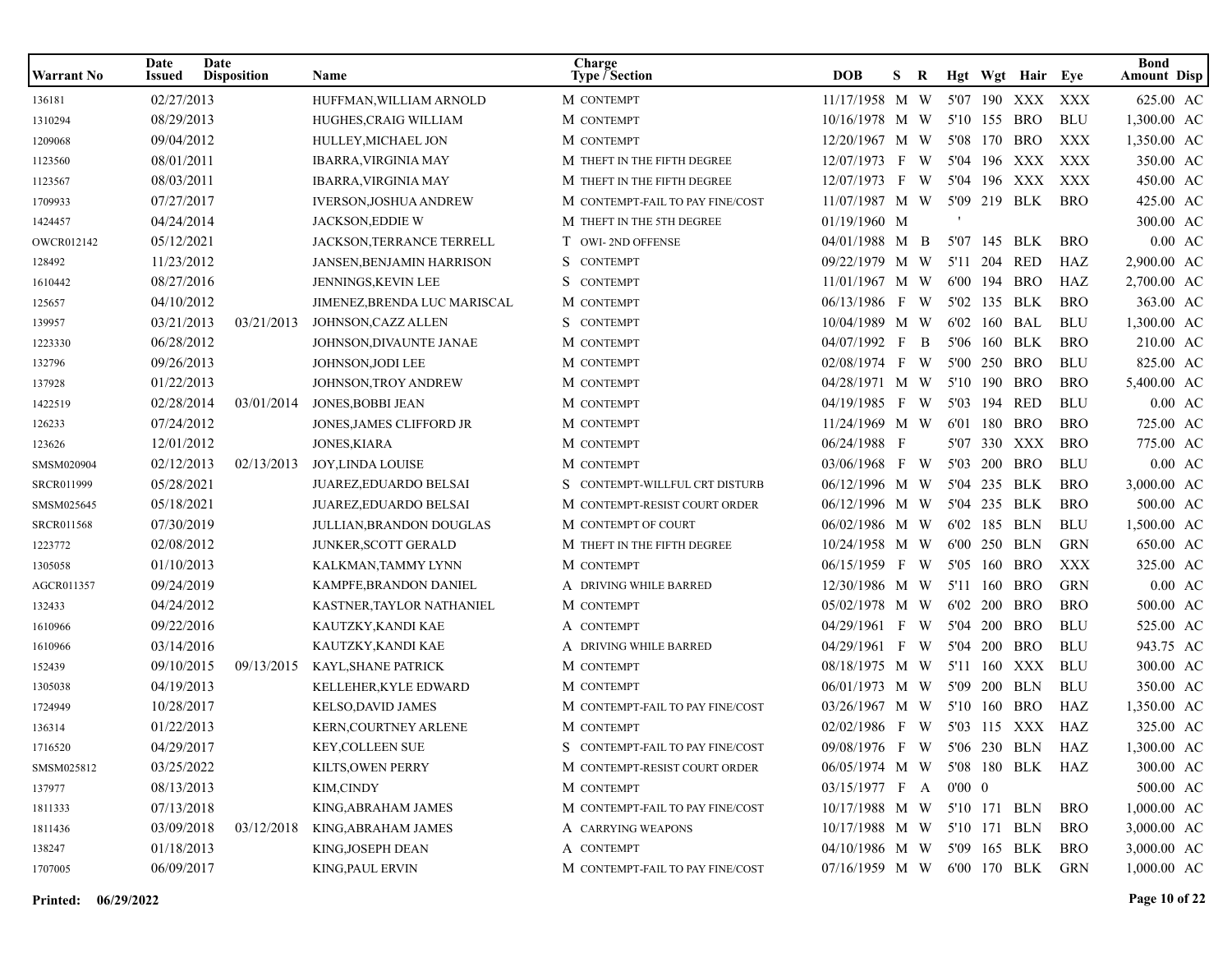| Warrant No | Date Issued | Date Disposition | Name | Charge Type / Section | | DOB | S | R | Hgt | Wgt | Hair | Eye | Bond Amount | Disp |
|---|---|---|---|---|---|---|---|---|---|---|---|---|---|---|
| 136181 | 02/27/2013 | | HUFFMAN,WILLIAM ARNOLD | M | CONTEMPT | 11/17/1958 | M | W | 5'07 | 190 | XXX | XXX | 625.00 | AC |
| 1310294 | 08/29/2013 | | HUGHES,CRAIG WILLIAM | M | CONTEMPT | 10/16/1978 | M | W | 5'10 | 155 | BRO | BLU | 1,300.00 | AC |
| 1209068 | 09/04/2012 | | HULLEY,MICHAEL JON | M | CONTEMPT | 12/20/1967 | M | W | 5'08 | 170 | BRO | XXX | 1,350.00 | AC |
| 1123560 | 08/01/2011 | | IBARRA,VIRGINIA MAY | M | THEFT IN THE FIFTH DEGREE | 12/07/1973 | F | W | 5'04 | 196 | XXX | XXX | 350.00 | AC |
| 1123567 | 08/03/2011 | | IBARRA,VIRGINIA MAY | M | THEFT IN THE FIFTH DEGREE | 12/07/1973 | F | W | 5'04 | 196 | XXX | XXX | 450.00 | AC |
| 1709933 | 07/27/2017 | | IVERSON,JOSHUA ANDREW | M | CONTEMPT-FAIL TO PAY FINE/COST | 11/07/1987 | M | W | 5'09 | 219 | BLK | BRO | 425.00 | AC |
| 1424457 | 04/24/2014 | | JACKSON,EDDIE W | M | THEFT IN THE 5TH DEGREE | 01/19/1960 | M | | ' | | | | 300.00 | AC |
| OWCR012142 | 05/12/2021 | | JACKSON,TERRANCE TERRELL | T | OWI- 2ND OFFENSE | 04/01/1988 | M | B | 5'07 | 145 | BLK | BRO | 0.00 | AC |
| 128492 | 11/23/2012 | | JANSEN,BENJAMIN HARRISON | S | CONTEMPT | 09/22/1979 | M | W | 5'11 | 204 | RED | HAZ | 2,900.00 | AC |
| 1610442 | 08/27/2016 | | JENNINGS,KEVIN LEE | S | CONTEMPT | 11/01/1967 | M | W | 6'00 | 194 | BRO | HAZ | 2,700.00 | AC |
| 125657 | 04/10/2012 | | JIMENEZ,BRENDA LUC MARISCAL | M | CONTEMPT | 06/13/1986 | F | W | 5'02 | 135 | BLK | BRO | 363.00 | AC |
| 139957 | 03/21/2013 | 03/21/2013 | JOHNSON,CAZZ ALLEN | S | CONTEMPT | 10/04/1989 | M | W | 6'02 | 160 | BAL | BLU | 1,300.00 | AC |
| 1223330 | 06/28/2012 | | JOHNSON,DIVAUNTE JANAE | M | CONTEMPT | 04/07/1992 | F | B | 5'06 | 160 | BLK | BRO | 210.00 | AC |
| 132796 | 09/26/2013 | | JOHNSON,JODI LEE | M | CONTEMPT | 02/08/1974 | F | W | 5'00 | 250 | BRO | BLU | 825.00 | AC |
| 137928 | 01/22/2013 | | JOHNSON,TROY ANDREW | M | CONTEMPT | 04/28/1971 | M | W | 5'10 | 190 | BRO | BRO | 5,400.00 | AC |
| 1422519 | 02/28/2014 | 03/01/2014 | JONES,BOBBI JEAN | M | CONTEMPT | 04/19/1985 | F | W | 5'03 | 194 | RED | BLU | 0.00 | AC |
| 126233 | 07/24/2012 | | JONES,JAMES CLIFFORD JR | M | CONTEMPT | 11/24/1969 | M | W | 6'01 | 180 | BRO | BRO | 725.00 | AC |
| 123626 | 12/01/2012 | | JONES,KIARA | M | CONTEMPT | 06/24/1988 | F | | 5'07 | 330 | XXX | BRO | 775.00 | AC |
| SMSM020904 | 02/12/2013 | 02/13/2013 | JOY,LINDA LOUISE | M | CONTEMPT | 03/06/1968 | F | W | 5'03 | 200 | BRO | BLU | 0.00 | AC |
| SRCR011999 | 05/28/2021 | | JUAREZ,EDUARDO BELSAI | S | CONTEMPT-WILLFUL CRT DISTURB | 06/12/1996 | M | W | 5'04 | 235 | BLK | BRO | 3,000.00 | AC |
| SMSM025645 | 05/18/2021 | | JUAREZ,EDUARDO BELSAI | M | CONTEMPT-RESIST COURT ORDER | 06/12/1996 | M | W | 5'04 | 235 | BLK | BRO | 500.00 | AC |
| SRCR011568 | 07/30/2019 | | JULLIAN,BRANDON DOUGLAS | M | CONTEMPT OF COURT | 06/02/1986 | M | W | 6'02 | 185 | BLN | BLU | 1,500.00 | AC |
| 1223772 | 02/08/2012 | | JUNKER,SCOTT GERALD | M | THEFT IN THE FIFTH DEGREE | 10/24/1958 | M | W | 6'00 | 250 | BLN | GRN | 650.00 | AC |
| 1305058 | 01/10/2013 | | KALKMAN,TAMMY LYNN | M | CONTEMPT | 06/15/1959 | F | W | 5'05 | 160 | BRO | XXX | 325.00 | AC |
| AGCR011357 | 09/24/2019 | | KAMPFE,BRANDON DANIEL | A | DRIVING WHILE BARRED | 12/30/1986 | M | W | 5'11 | 160 | BRO | GRN | 0.00 | AC |
| 132433 | 04/24/2012 | | KASTNER,TAYLOR NATHANIEL | M | CONTEMPT | 05/02/1978 | M | W | 6'02 | 200 | BRO | BRO | 500.00 | AC |
| 1610966 | 09/22/2016 | | KAUTZKY,KANDI KAE | A | CONTEMPT | 04/29/1961 | F | W | 5'04 | 200 | BRO | BLU | 525.00 | AC |
| 1610966 | 03/14/2016 | | KAUTZKY,KANDI KAE | A | DRIVING WHILE BARRED | 04/29/1961 | F | W | 5'04 | 200 | BRO | BLU | 943.75 | AC |
| 152439 | 09/10/2015 | 09/13/2015 | KAYL,SHANE PATRICK | M | CONTEMPT | 08/18/1975 | M | W | 5'11 | 160 | XXX | BLU | 300.00 | AC |
| 1305038 | 04/19/2013 | | KELLEHER,KYLE EDWARD | M | CONTEMPT | 06/01/1973 | M | W | 5'09 | 200 | BLN | BLU | 350.00 | AC |
| 1724949 | 10/28/2017 | | KELSO,DAVID JAMES | M | CONTEMPT-FAIL TO PAY FINE/COST | 03/26/1967 | M | W | 5'10 | 160 | BRO | HAZ | 1,350.00 | AC |
| 136314 | 01/22/2013 | | KERN,COURTNEY ARLENE | M | CONTEMPT | 02/02/1986 | F | W | 5'03 | 115 | XXX | HAZ | 325.00 | AC |
| 1716520 | 04/29/2017 | | KEY,COLLEEN SUE | S | CONTEMPT-FAIL TO PAY FINE/COST | 09/08/1976 | F | W | 5'06 | 230 | BLN | HAZ | 1,300.00 | AC |
| SMSM025812 | 03/25/2022 | | KILTS,OWEN PERRY | M | CONTEMPT-RESIST COURT ORDER | 06/05/1974 | M | W | 5'08 | 180 | BLK | HAZ | 300.00 | AC |
| 137977 | 08/13/2013 | | KIM,CINDY | M | CONTEMPT | 03/15/1977 | F | A | 0'00 | 0 | | | 500.00 | AC |
| 1811333 | 07/13/2018 | | KING,ABRAHAM JAMES | M | CONTEMPT-FAIL TO PAY FINE/COST | 10/17/1988 | M | W | 5'10 | 171 | BLN | BRO | 1,000.00 | AC |
| 1811436 | 03/09/2018 | 03/12/2018 | KING,ABRAHAM JAMES | A | CARRYING WEAPONS | 10/17/1988 | M | W | 5'10 | 171 | BLN | BRO | 3,000.00 | AC |
| 138247 | 01/18/2013 | | KING,JOSEPH DEAN | A | CONTEMPT | 04/10/1986 | M | W | 5'09 | 165 | BLK | BRO | 3,000.00 | AC |
| 1707005 | 06/09/2017 | | KING,PAUL ERVIN | M | CONTEMPT-FAIL TO PAY FINE/COST | 07/16/1959 | M | W | 6'00 | 170 | BLK | GRN | 1,000.00 | AC |

**Printed: 06/29/2022**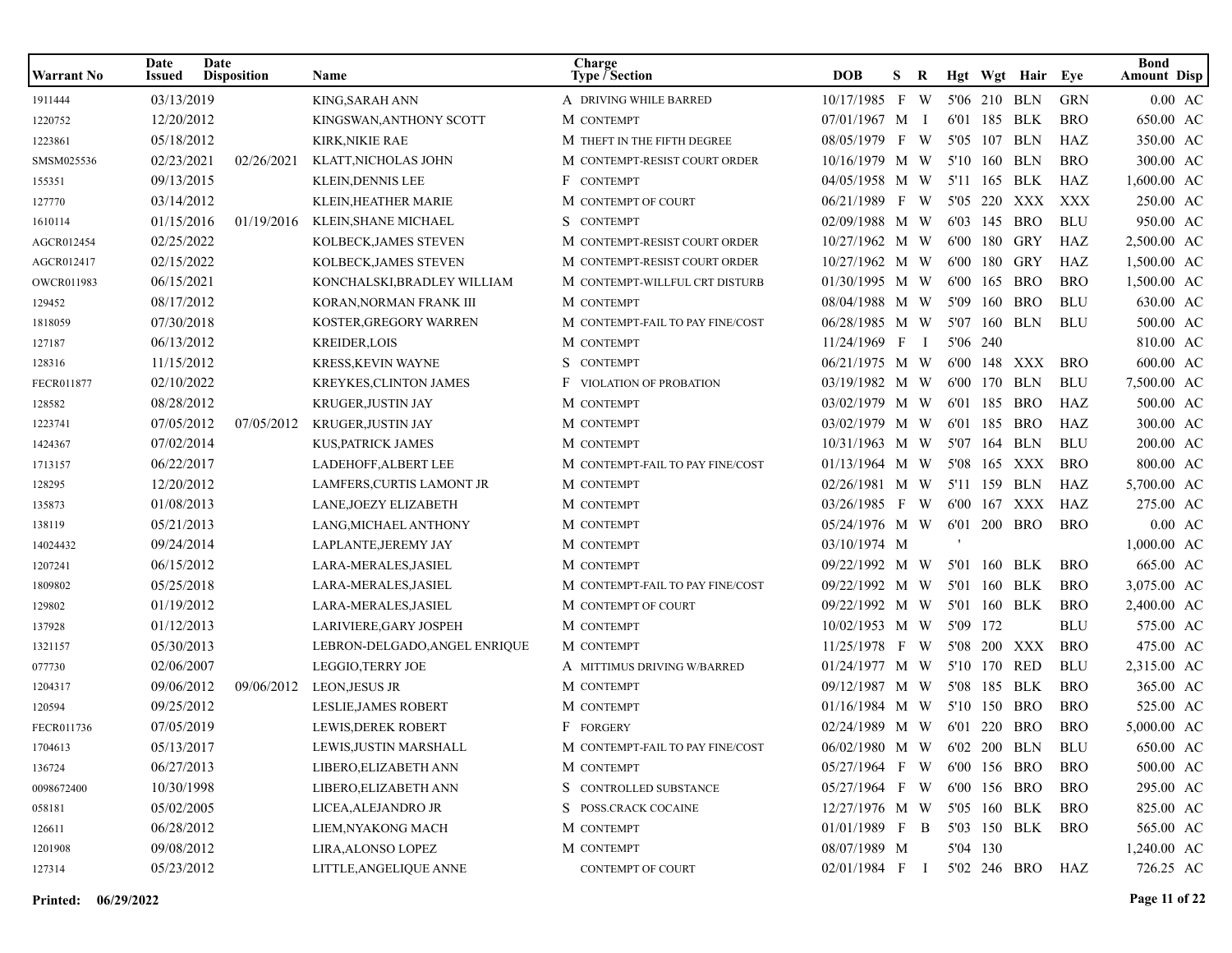| Warrant No | Date Issued | Date Disposition | Name | Charge Type / Section | | DOB | S | R | Hgt | Wgt | Hair | Eye | Bond Amount | Disp |
|---|---|---|---|---|---|---|---|---|---|---|---|---|---|---|
| 1911444 | 03/13/2019 | | KING,SARAH ANN | A | DRIVING WHILE BARRED | 10/17/1985 | F | W | 5'06 | 210 | BLN | GRN | 0.00 | AC |
| 1220752 | 12/20/2012 | | KINGSWAN,ANTHONY SCOTT | M | CONTEMPT | 07/01/1967 | M | I | 6'01 | 185 | BLK | BRO | 650.00 | AC |
| 1223861 | 05/18/2012 | | KIRK,NIKIE RAE | M | THEFT IN THE FIFTH DEGREE | 08/05/1979 | F | W | 5'05 | 107 | BLN | HAZ | 350.00 | AC |
| SMSM025536 | 02/23/2021 | 02/26/2021 | KLATT,NICHOLAS JOHN | M | CONTEMPT-RESIST COURT ORDER | 10/16/1979 | M | W | 5'10 | 160 | BLN | BRO | 300.00 | AC |
| 155351 | 09/13/2015 | | KLEIN,DENNIS LEE | F | CONTEMPT | 04/05/1958 | M | W | 5'11 | 165 | BLK | HAZ | 1,600.00 | AC |
| 127770 | 03/14/2012 | | KLEIN,HEATHER MARIE | M | CONTEMPT OF COURT | 06/21/1989 | F | W | 5'05 | 220 | XXX | XXX | 250.00 | AC |
| 1610114 | 01/15/2016 | 01/19/2016 | KLEIN,SHANE MICHAEL | S | CONTEMPT | 02/09/1988 | M | W | 6'03 | 145 | BRO | BLU | 950.00 | AC |
| AGCR012454 | 02/25/2022 | | KOLBECK,JAMES STEVEN | M | CONTEMPT-RESIST COURT ORDER | 10/27/1962 | M | W | 6'00 | 180 | GRY | HAZ | 2,500.00 | AC |
| AGCR012417 | 02/15/2022 | | KOLBECK,JAMES STEVEN | M | CONTEMPT-RESIST COURT ORDER | 10/27/1962 | M | W | 6'00 | 180 | GRY | HAZ | 1,500.00 | AC |
| OWCR011983 | 06/15/2021 | | KONCHALSKI,BRADLEY WILLIAM | M | CONTEMPT-WILLFUL CRT DISTURB | 01/30/1995 | M | W | 6'00 | 165 | BRO | BRO | 1,500.00 | AC |
| 129452 | 08/17/2012 | | KORAN,NORMAN FRANK III | M | CONTEMPT | 08/04/1988 | M | W | 5'09 | 160 | BRO | BLU | 630.00 | AC |
| 1818059 | 07/30/2018 | | KOSTER,GREGORY WARREN | M | CONTEMPT-FAIL TO PAY FINE/COST | 06/28/1985 | M | W | 5'07 | 160 | BLN | BLU | 500.00 | AC |
| 127187 | 06/13/2012 | | KREIDER,LOIS | M | CONTEMPT | 11/24/1969 | F | I | 5'06 | 240 | | | 810.00 | AC |
| 128316 | 11/15/2012 | | KRESS,KEVIN WAYNE | S | CONTEMPT | 06/21/1975 | M | W | 6'00 | 148 | XXX | BRO | 600.00 | AC |
| FECR011877 | 02/10/2022 | | KREYKES,CLINTON JAMES | F | VIOLATION OF PROBATION | 03/19/1982 | M | W | 6'00 | 170 | BLN | BLU | 7,500.00 | AC |
| 128582 | 08/28/2012 | | KRUGER,JUSTIN JAY | M | CONTEMPT | 03/02/1979 | M | W | 6'01 | 185 | BRO | HAZ | 500.00 | AC |
| 1223741 | 07/05/2012 | 07/05/2012 | KRUGER,JUSTIN JAY | M | CONTEMPT | 03/02/1979 | M | W | 6'01 | 185 | BRO | HAZ | 300.00 | AC |
| 1424367 | 07/02/2014 | | KUS,PATRICK JAMES | M | CONTEMPT | 10/31/1963 | M | W | 5'07 | 164 | BLN | BLU | 200.00 | AC |
| 1713157 | 06/22/2017 | | LADEHOFF,ALBERT LEE | M | CONTEMPT-FAIL TO PAY FINE/COST | 01/13/1964 | M | W | 5'08 | 165 | XXX | BRO | 800.00 | AC |
| 128295 | 12/20/2012 | | LAMFERS,CURTIS LAMONT JR | M | CONTEMPT | 02/26/1981 | M | W | 5'11 | 159 | BLN | HAZ | 5,700.00 | AC |
| 135873 | 01/08/2013 | | LANE,JOEZY ELIZABETH | M | CONTEMPT | 03/26/1985 | F | W | 6'00 | 167 | XXX | HAZ | 275.00 | AC |
| 138119 | 05/21/2013 | | LANG,MICHAEL ANTHONY | M | CONTEMPT | 05/24/1976 | M | W | 6'01 | 200 | BRO | BRO | 0.00 | AC |
| 14024432 | 09/24/2014 | | LAPLANTE,JEREMY JAY | M | CONTEMPT | 03/10/1974 | M | | ' | | | | 1,000.00 | AC |
| 1207241 | 06/15/2012 | | LARA-MERALES,JASIEL | M | CONTEMPT | 09/22/1992 | M | W | 5'01 | 160 | BLK | BRO | 665.00 | AC |
| 1809802 | 05/25/2018 | | LARA-MERALES,JASIEL | M | CONTEMPT-FAIL TO PAY FINE/COST | 09/22/1992 | M | W | 5'01 | 160 | BLK | BRO | 3,075.00 | AC |
| 129802 | 01/19/2012 | | LARA-MERALES,JASIEL | M | CONTEMPT OF COURT | 09/22/1992 | M | W | 5'01 | 160 | BLK | BRO | 2,400.00 | AC |
| 137928 | 01/12/2013 | | LARIVIERE,GARY JOSPEH | M | CONTEMPT | 10/02/1953 | M | W | 5'09 | 172 | | BLU | 575.00 | AC |
| 1321157 | 05/30/2013 | | LEBRON-DELGADO,ANGEL ENRIQUE | M | CONTEMPT | 11/25/1978 | F | W | 5'08 | 200 | XXX | BRO | 475.00 | AC |
| 077730 | 02/06/2007 | | LEGGIO,TERRY JOE | A | MITTIMUS DRIVING W/BARRED | 01/24/1977 | M | W | 5'10 | 170 | RED | BLU | 2,315.00 | AC |
| 1204317 | 09/06/2012 | 09/06/2012 | LEON,JESUS JR | M | CONTEMPT | 09/12/1987 | M | W | 5'08 | 185 | BLK | BRO | 365.00 | AC |
| 120594 | 09/25/2012 | | LESLIE,JAMES ROBERT | M | CONTEMPT | 01/16/1984 | M | W | 5'10 | 150 | BRO | BRO | 525.00 | AC |
| FECR011736 | 07/05/2019 | | LEWIS,DEREK ROBERT | F | FORGERY | 02/24/1989 | M | W | 6'01 | 220 | BRO | BRO | 5,000.00 | AC |
| 1704613 | 05/13/2017 | | LEWIS,JUSTIN MARSHALL | M | CONTEMPT-FAIL TO PAY FINE/COST | 06/02/1980 | M | W | 6'02 | 200 | BLN | BLU | 650.00 | AC |
| 136724 | 06/27/2013 | | LIBERO,ELIZABETH ANN | M | CONTEMPT | 05/27/1964 | F | W | 6'00 | 156 | BRO | BRO | 500.00 | AC |
| 0098672400 | 10/30/1998 | | LIBERO,ELIZABETH ANN | S | CONTROLLED SUBSTANCE | 05/27/1964 | F | W | 6'00 | 156 | BRO | BRO | 295.00 | AC |
| 058181 | 05/02/2005 | | LICEA,ALEJANDRO JR | S | POSS.CRACK COCAINE | 12/27/1976 | M | W | 5'05 | 160 | BLK | BRO | 825.00 | AC |
| 126611 | 06/28/2012 | | LIEM,NYAKONG MACH | M | CONTEMPT | 01/01/1989 | F | B | 5'03 | 150 | BLK | BRO | 565.00 | AC |
| 1201908 | 09/08/2012 | | LIRA,ALONSO LOPEZ | M | CONTEMPT | 08/07/1989 | M | | 5'04 | 130 | | | 1,240.00 | AC |
| 127314 | 05/23/2012 | | LITTLE,ANGELIQUE ANNE | | CONTEMPT OF COURT | 02/01/1984 | F | I | 5'02 | 246 | BRO | HAZ | 726.25 | AC |

**Printed: 06/29/2022**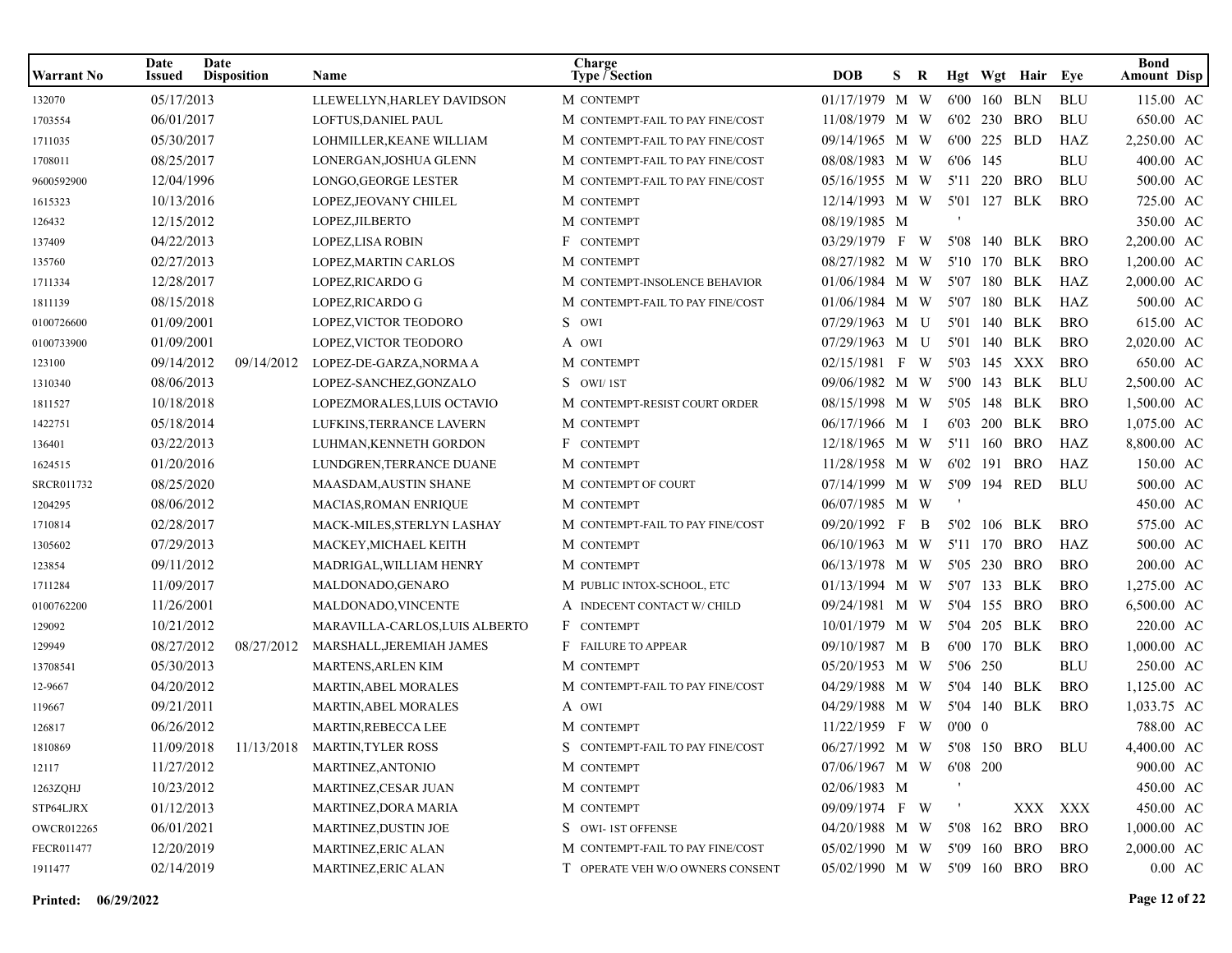| Warrant No | Date Issued | Date Disposition | Name | Charge Type / Section | | DOB | S | R | Hgt | Wgt | Hair | Eye | Bond Amount | Disp |
|---|---|---|---|---|---|---|---|---|---|---|---|---|---|---|
| 132070 | 05/17/2013 | | LLEWELLYN,HARLEY DAVIDSON | M | CONTEMPT | 01/17/1979 | M | W | 6'00 | 160 | BLN | BLU | 115.00 | AC |
| 1703554 | 06/01/2017 | | LOFTUS,DANIEL PAUL | M | CONTEMPT-FAIL TO PAY FINE/COST | 11/08/1979 | M | W | 6'02 | 230 | BRO | BLU | 650.00 | AC |
| 1711035 | 05/30/2017 | | LOHMILLER,KEANE WILLIAM | M | CONTEMPT-FAIL TO PAY FINE/COST | 09/14/1965 | M | W | 6'00 | 225 | BLD | HAZ | 2,250.00 | AC |
| 1708011 | 08/25/2017 | | LONERGAN,JOSHUA GLENN | M | CONTEMPT-FAIL TO PAY FINE/COST | 08/08/1983 | M | W | 6'06 | 145 | | BLU | 400.00 | AC |
| 9600592900 | 12/04/1996 | | LONGO,GEORGE LESTER | M | CONTEMPT-FAIL TO PAY FINE/COST | 05/16/1955 | M | W | 5'11 | 220 | BRO | BLU | 500.00 | AC |
| 1615323 | 10/13/2016 | | LOPEZ,JEOVANY CHILEL | M | CONTEMPT | 12/14/1993 | M | W | 5'01 | 127 | BLK | BRO | 725.00 | AC |
| 126432 | 12/15/2012 | | LOPEZ,JILBERTO | M | CONTEMPT | 08/19/1985 | M | | ' | | | | 350.00 | AC |
| 137409 | 04/22/2013 | | LOPEZ,LISA ROBIN | F | CONTEMPT | 03/29/1979 | F | W | 5'08 | 140 | BLK | BRO | 2,200.00 | AC |
| 135760 | 02/27/2013 | | LOPEZ,MARTIN CARLOS | M | CONTEMPT | 08/27/1982 | M | W | 5'10 | 170 | BLK | BRO | 1,200.00 | AC |
| 1711334 | 12/28/2017 | | LOPEZ,RICARDO G | M | CONTEMPT-INSOLENCE BEHAVIOR | 01/06/1984 | M | W | 5'07 | 180 | BLK | HAZ | 2,000.00 | AC |
| 1811139 | 08/15/2018 | | LOPEZ,RICARDO G | M | CONTEMPT-FAIL TO PAY FINE/COST | 01/06/1984 | M | W | 5'07 | 180 | BLK | HAZ | 500.00 | AC |
| 0100726600 | 01/09/2001 | | LOPEZ,VICTOR TEODORO | S | OWI | 07/29/1963 | M | U | 5'01 | 140 | BLK | BRO | 615.00 | AC |
| 0100733900 | 01/09/2001 | | LOPEZ,VICTOR TEODORO | A | OWI | 07/29/1963 | M | U | 5'01 | 140 | BLK | BRO | 2,020.00 | AC |
| 123100 | 09/14/2012 | 09/14/2012 | LOPEZ-DE-GARZA,NORMA A | M | CONTEMPT | 02/15/1981 | F | W | 5'03 | 145 | XXX | BRO | 650.00 | AC |
| 1310340 | 08/06/2013 | | LOPEZ-SANCHEZ,GONZALO | S | OWI/ 1ST | 09/06/1982 | M | W | 5'00 | 143 | BLK | BLU | 2,500.00 | AC |
| 1811527 | 10/18/2018 | | LOPEZMORALES,LUIS OCTAVIO | M | CONTEMPT-RESIST COURT ORDER | 08/15/1998 | M | W | 5'05 | 148 | BLK | BRO | 1,500.00 | AC |
| 1422751 | 05/18/2014 | | LUFKINS,TERRANCE LAVERN | M | CONTEMPT | 06/17/1966 | M | I | 6'03 | 200 | BLK | BRO | 1,075.00 | AC |
| 136401 | 03/22/2013 | | LUHMAN,KENNETH GORDON | F | CONTEMPT | 12/18/1965 | M | W | 5'11 | 160 | BRO | HAZ | 8,800.00 | AC |
| 1624515 | 01/20/2016 | | LUNDGREN,TERRANCE DUANE | M | CONTEMPT | 11/28/1958 | M | W | 6'02 | 191 | BRO | HAZ | 150.00 | AC |
| SRCR011732 | 08/25/2020 | | MAASDAM,AUSTIN SHANE | M | CONTEMPT OF COURT | 07/14/1999 | M | W | 5'09 | 194 | RED | BLU | 500.00 | AC |
| 1204295 | 08/06/2012 | | MACIAS,ROMAN ENRIQUE | M | CONTEMPT | 06/07/1985 | M | W | ' | | | | 450.00 | AC |
| 1710814 | 02/28/2017 | | MACK-MILES,STERLYN LASHAY | M | CONTEMPT-FAIL TO PAY FINE/COST | 09/20/1992 | F | B | 5'02 | 106 | BLK | BRO | 575.00 | AC |
| 1305602 | 07/29/2013 | | MACKEY,MICHAEL KEITH | M | CONTEMPT | 06/10/1963 | M | W | 5'11 | 170 | BRO | HAZ | 500.00 | AC |
| 123854 | 09/11/2012 | | MADRIGAL,WILLIAM HENRY | M | CONTEMPT | 06/13/1978 | M | W | 5'05 | 230 | BRO | BRO | 200.00 | AC |
| 1711284 | 11/09/2017 | | MALDONADO,GENARO | M | PUBLIC INTOX-SCHOOL, ETC | 01/13/1994 | M | W | 5'07 | 133 | BLK | BRO | 1,275.00 | AC |
| 0100762200 | 11/26/2001 | | MALDONADO,VINCENTE | A | INDECENT CONTACT W/ CHILD | 09/24/1981 | M | W | 5'04 | 155 | BRO | BRO | 6,500.00 | AC |
| 129092 | 10/21/2012 | | MARAVILLA-CARLOS,LUIS ALBERTO | F | CONTEMPT | 10/01/1979 | M | W | 5'04 | 205 | BLK | BRO | 220.00 | AC |
| 129949 | 08/27/2012 | 08/27/2012 | MARSHALL,JEREMIAH JAMES | F | FAILURE TO APPEAR | 09/10/1987 | M | B | 6'00 | 170 | BLK | BRO | 1,000.00 | AC |
| 13708541 | 05/30/2013 | | MARTENS,ARLEN KIM | M | CONTEMPT | 05/20/1953 | M | W | 5'06 | 250 | | BLU | 250.00 | AC |
| 12-9667 | 04/20/2012 | | MARTIN,ABEL MORALES | M | CONTEMPT-FAIL TO PAY FINE/COST | 04/29/1988 | M | W | 5'04 | 140 | BLK | BRO | 1,125.00 | AC |
| 119667 | 09/21/2011 | | MARTIN,ABEL MORALES | A | OWI | 04/29/1988 | M | W | 5'04 | 140 | BLK | BRO | 1,033.75 | AC |
| 126817 | 06/26/2012 | | MARTIN,REBECCA LEE | M | CONTEMPT | 11/22/1959 | F | W | 0'00 | 0 | | | 788.00 | AC |
| 1810869 | 11/09/2018 | 11/13/2018 | MARTIN,TYLER ROSS | S | CONTEMPT-FAIL TO PAY FINE/COST | 06/27/1992 | M | W | 5'08 | 150 | BRO | BLU | 4,400.00 | AC |
| 12117 | 11/27/2012 | | MARTINEZ,ANTONIO | M | CONTEMPT | 07/06/1967 | M | W | 6'08 | 200 | | | 900.00 | AC |
| 1263ZQHJ | 10/23/2012 | | MARTINEZ,CESAR JUAN | M | CONTEMPT | 02/06/1983 | M | | ' | | | | 450.00 | AC |
| STP64LJRX | 01/12/2013 | | MARTINEZ,DORA MARIA | M | CONTEMPT | 09/09/1974 | F | W | ' | | XXX | XXX | 450.00 | AC |
| OWCR012265 | 06/01/2021 | | MARTINEZ,DUSTIN JOE | S | OWI- 1ST OFFENSE | 04/20/1988 | M | W | 5'08 | 162 | BRO | BRO | 1,000.00 | AC |
| FECR011477 | 12/20/2019 | | MARTINEZ,ERIC ALAN | M | CONTEMPT-FAIL TO PAY FINE/COST | 05/02/1990 | M | W | 5'09 | 160 | BRO | BRO | 2,000.00 | AC |
| 1911477 | 02/14/2019 | | MARTINEZ,ERIC ALAN | T | OPERATE VEH W/O OWNERS CONSENT | 05/02/1990 | M | W | 5'09 | 160 | BRO | BRO | 0.00 | AC |

**Printed: 06/29/2022**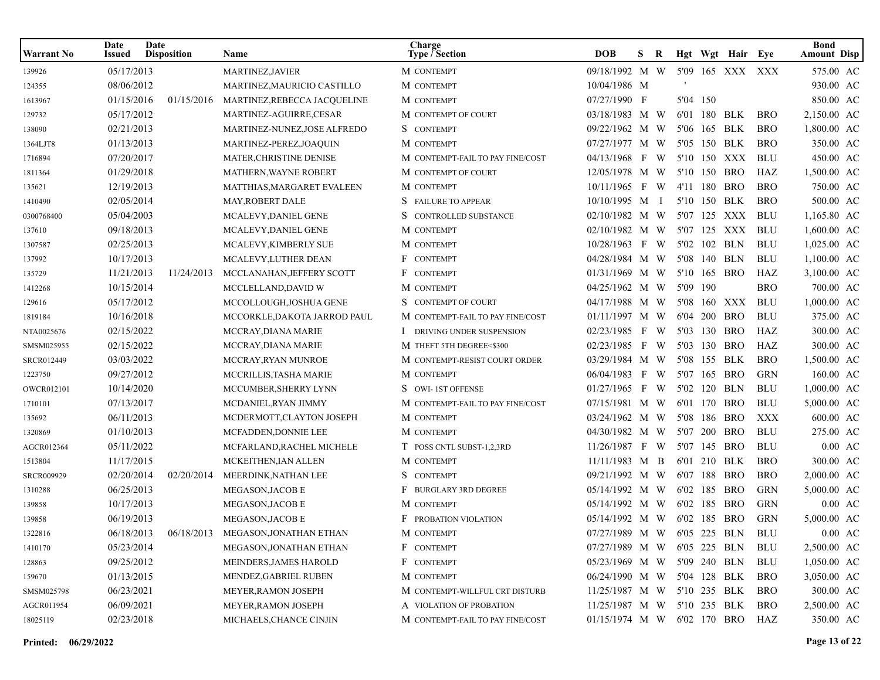| Warrant No | Date Issued | Date Disposition | Name | Charge Type / Section | | DOB | S | R | Hgt | Wgt | Hair | Eye | Bond Amount | Disp |
|---|---|---|---|---|---|---|---|---|---|---|---|---|---|---|
| 139926 | 05/17/2013 | | MARTINEZ,JAVIER | M | CONTEMPT | 09/18/1992 | M | W | 5'09 | 165 | XXX | XXX | 575.00 | AC |
| 124355 | 08/06/2012 | | MARTINEZ,MAURICIO CASTILLO | M | CONTEMPT | 10/04/1986 | M | | ' | | | | 930.00 | AC |
| 1613967 | 01/15/2016 | 01/15/2016 | MARTINEZ,REBECCA JACQUELINE | M | CONTEMPT | 07/27/1990 | F | | 5'04 | 150 | | | 850.00 | AC |
| 129732 | 05/17/2012 | | MARTINEZ-AGUIRRE,CESAR | M | CONTEMPT OF COURT | 03/18/1983 | M | W | 6'01 | 180 | BLK | BRO | 2,150.00 | AC |
| 138090 | 02/21/2013 | | MARTINEZ-NUNEZ,JOSE ALFREDO | S | CONTEMPT | 09/22/1962 | M | W | 5'06 | 165 | BLK | BRO | 1,800.00 | AC |
| 1364LJT8 | 01/13/2013 | | MARTINEZ-PEREZ,JOAQUIN | M | CONTEMPT | 07/27/1977 | M | W | 5'05 | 150 | BLK | BRO | 350.00 | AC |
| 1716894 | 07/20/2017 | | MATER,CHRISTINE DENISE | M | CONTEMPT-FAIL TO PAY FINE/COST | 04/13/1968 | F | W | 5'10 | 150 | XXX | BLU | 450.00 | AC |
| 1811364 | 01/29/2018 | | MATHERN,WAYNE ROBERT | M | CONTEMPT OF COURT | 12/05/1978 | M | W | 5'10 | 150 | BRO | HAZ | 1,500.00 | AC |
| 135621 | 12/19/2013 | | MATTHIAS,MARGARET EVALEEN | M | CONTEMPT | 10/11/1965 | F | W | 4'11 | 180 | BRO | BRO | 750.00 | AC |
| 1410490 | 02/05/2014 | | MAY,ROBERT DALE | S | FAILURE TO APPEAR | 10/10/1995 | M | I | 5'10 | 150 | BLK | BRO | 500.00 | AC |
| 0300768400 | 05/04/2003 | | MCALEVY,DANIEL GENE | S | CONTROLLED SUBSTANCE | 02/10/1982 | M | W | 5'07 | 125 | XXX | BLU | 1,165.80 | AC |
| 137610 | 09/18/2013 | | MCALEVY,DANIEL GENE | M | CONTEMPT | 02/10/1982 | M | W | 5'07 | 125 | XXX | BLU | 1,600.00 | AC |
| 1307587 | 02/25/2013 | | MCALEVY,KIMBERLY SUE | M | CONTEMPT | 10/28/1963 | F | W | 5'02 | 102 | BLN | BLU | 1,025.00 | AC |
| 137992 | 10/17/2013 | | MCALEVY,LUTHER DEAN | F | CONTEMPT | 04/28/1984 | M | W | 5'08 | 140 | BLN | BLU | 1,100.00 | AC |
| 135729 | 11/21/2013 | 11/24/2013 | MCCLANAHAN,JEFFERY SCOTT | F | CONTEMPT | 01/31/1969 | M | W | 5'10 | 165 | BRO | HAZ | 3,100.00 | AC |
| 1412268 | 10/15/2014 | | MCCLELLAND,DAVID W | M | CONTEMPT | 04/25/1962 | M | W | 5'09 | 190 | | BRO | 700.00 | AC |
| 129616 | 05/17/2012 | | MCCOLLOUGH,JOSHUA GENE | S | CONTEMPT OF COURT | 04/17/1988 | M | W | 5'08 | 160 | XXX | BLU | 1,000.00 | AC |
| 1819184 | 10/16/2018 | | MCCORKLE,DAKOTA JARROD PAUL | M | CONTEMPT-FAIL TO PAY FINE/COST | 01/11/1997 | M | W | 6'04 | 200 | BRO | BLU | 375.00 | AC |
| NTA0025676 | 02/15/2022 | | MCCRAY,DIANA MARIE | I | DRIVING UNDER SUSPENSION | 02/23/1985 | F | W | 5'03 | 130 | BRO | HAZ | 300.00 | AC |
| SMSM025955 | 02/15/2022 | | MCCRAY,DIANA MARIE | M | THEFT 5TH DEGREE<$300 | 02/23/1985 | F | W | 5'03 | 130 | BRO | HAZ | 300.00 | AC |
| SRCR012449 | 03/03/2022 | | MCCRAY,RYAN MUNROE | M | CONTEMPT-RESIST COURT ORDER | 03/29/1984 | M | W | 5'08 | 155 | BLK | BRO | 1,500.00 | AC |
| 1223750 | 09/27/2012 | | MCCRILLIS,TASHA MARIE | M | CONTEMPT | 06/04/1983 | F | W | 5'07 | 165 | BRO | GRN | 160.00 | AC |
| OWCR012101 | 10/14/2020 | | MCCUMBER,SHERRY LYNN | S | OWI- 1ST OFFENSE | 01/27/1965 | F | W | 5'02 | 120 | BLN | BLU | 1,000.00 | AC |
| 1710101 | 07/13/2017 | | MCDANIEL,RYAN JIMMY | M | CONTEMPT-FAIL TO PAY FINE/COST | 07/15/1981 | M | W | 6'01 | 170 | BRO | BLU | 5,000.00 | AC |
| 135692 | 06/11/2013 | | MCDERMOTT,CLAYTON JOSEPH | M | CONTEMPT | 03/24/1962 | M | W | 5'08 | 186 | BRO | XXX | 600.00 | AC |
| 1320869 | 01/10/2013 | | MCFADDEN,DONNIE LEE | M | CONTEMPT | 04/30/1982 | M | W | 5'07 | 200 | BRO | BLU | 275.00 | AC |
| AGCR012364 | 05/11/2022 | | MCFARLAND,RACHEL MICHELE | T | POSS CNTL SUBST-1,2,3RD | 11/26/1987 | F | W | 5'07 | 145 | BRO | BLU | 0.00 | AC |
| 1513804 | 11/17/2015 | | MCKEITHEN,IAN ALLEN | M | CONTEMPT | 11/11/1983 | M | B | 6'01 | 210 | BLK | BRO | 300.00 | AC |
| SRCR009929 | 02/20/2014 | 02/20/2014 | MEERDINK,NATHAN LEE | S | CONTEMPT | 09/21/1992 | M | W | 6'07 | 188 | BRO | BRO | 2,000.00 | AC |
| 1310288 | 06/25/2013 | | MEGASON,JACOB E | F | BURGLARY 3RD DEGREE | 05/14/1992 | M | W | 6'02 | 185 | BRO | GRN | 5,000.00 | AC |
| 139858 | 10/17/2013 | | MEGASON,JACOB E | M | CONTEMPT | 05/14/1992 | M | W | 6'02 | 185 | BRO | GRN | 0.00 | AC |
| 139858 | 06/19/2013 | | MEGASON,JACOB E | F | PROBATION VIOLATION | 05/14/1992 | M | W | 6'02 | 185 | BRO | GRN | 5,000.00 | AC |
| 1322816 | 06/18/2013 | 06/18/2013 | MEGASON,JONATHAN ETHAN | M | CONTEMPT | 07/27/1989 | M | W | 6'05 | 225 | BLN | BLU | 0.00 | AC |
| 1410170 | 05/23/2014 | | MEGASON,JONATHAN ETHAN | F | CONTEMPT | 07/27/1989 | M | W | 6'05 | 225 | BLN | BLU | 2,500.00 | AC |
| 128863 | 09/25/2012 | | MEINDERS,JAMES HAROLD | F | CONTEMPT | 05/23/1969 | M | W | 5'09 | 240 | BLN | BLU | 1,050.00 | AC |
| 159670 | 01/13/2015 | | MENDEZ,GABRIEL RUBEN | M | CONTEMPT | 06/24/1990 | M | W | 5'04 | 128 | BLK | BRO | 3,050.00 | AC |
| SMSM025798 | 06/23/2021 | | MEYER,RAMON JOSEPH | M | CONTEMPT-WILLFUL CRT DISTURB | 11/25/1987 | M | W | 5'10 | 235 | BLK | BRO | 300.00 | AC |
| AGCR011954 | 06/09/2021 | | MEYER,RAMON JOSEPH | A | VIOLATION OF PROBATION | 11/25/1987 | M | W | 5'10 | 235 | BLK | BRO | 2,500.00 | AC |
| 18025119 | 02/23/2018 | | MICHAELS,CHANCE CINJIN | M | CONTEMPT-FAIL TO PAY FINE/COST | 01/15/1974 | M | W | 6'02 | 170 | BRO | HAZ | 350.00 | AC |

**Printed: 06/29/2022**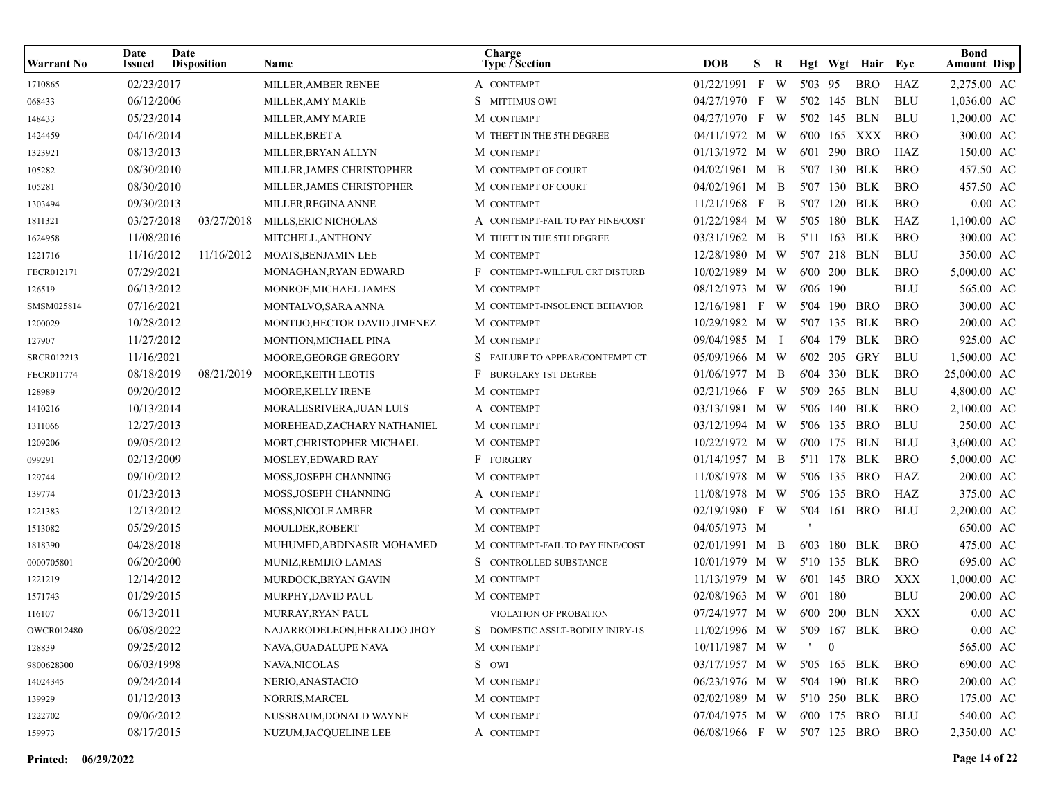| Warrant No | Date Issued | Date Disposition | Name | Charge Type / Section | | DOB | S | R | Hgt | Wgt | Hair | Eye | Bond Amount | Disp |
|---|---|---|---|---|---|---|---|---|---|---|---|---|---|---|
| 1710865 | 02/23/2017 | | MILLER,AMBER RENEE | A | CONTEMPT | 01/22/1991 | F | W | 5'03 | 95 | BRO | HAZ | 2,275.00 | AC |
| 068433 | 06/12/2006 | | MILLER,AMY MARIE | S | MITTIMUS OWI | 04/27/1970 | F | W | 5'02 | 145 | BLN | BLU | 1,036.00 | AC |
| 148433 | 05/23/2014 | | MILLER,AMY MARIE | M | CONTEMPT | 04/27/1970 | F | W | 5'02 | 145 | BLN | BLU | 1,200.00 | AC |
| 1424459 | 04/16/2014 | | MILLER,BRET A | M | THEFT IN THE 5TH DEGREE | 04/11/1972 | M | W | 6'00 | 165 | XXX | BRO | 300.00 | AC |
| 1323921 | 08/13/2013 | | MILLER,BRYAN ALLYN | M | CONTEMPT | 01/13/1972 | M | W | 6'01 | 290 | BRO | HAZ | 150.00 | AC |
| 105282 | 08/30/2010 | | MILLER,JAMES CHRISTOPHER | M | CONTEMPT OF COURT | 04/02/1961 | M | B | 5'07 | 130 | BLK | BRO | 457.50 | AC |
| 105281 | 08/30/2010 | | MILLER,JAMES CHRISTOPHER | M | CONTEMPT OF COURT | 04/02/1961 | M | B | 5'07 | 130 | BLK | BRO | 457.50 | AC |
| 1303494 | 09/30/2013 | | MILLER,REGINA ANNE | M | CONTEMPT | 11/21/1968 | F | B | 5'07 | 120 | BLK | BRO | 0.00 | AC |
| 1811321 | 03/27/2018 | 03/27/2018 | MILLS,ERIC NICHOLAS | A | CONTEMPT-FAIL TO PAY FINE/COST | 01/22/1984 | M | W | 5'05 | 180 | BLK | HAZ | 1,100.00 | AC |
| 1624958 | 11/08/2016 | | MITCHELL,ANTHONY | M | THEFT IN THE 5TH DEGREE | 03/31/1962 | M | B | 5'11 | 163 | BLK | BRO | 300.00 | AC |
| 1221716 | 11/16/2012 | 11/16/2012 | MOATS,BENJAMIN LEE | M | CONTEMPT | 12/28/1980 | M | W | 5'07 | 218 | BLN | BLU | 350.00 | AC |
| FECR012171 | 07/29/2021 | | MONAGHAN,RYAN EDWARD | F | CONTEMPT-WILLFUL CRT DISTURB | 10/02/1989 | M | W | 6'00 | 200 | BLK | BRO | 5,000.00 | AC |
| 126519 | 06/13/2012 | | MONROE,MICHAEL JAMES | M | CONTEMPT | 08/12/1973 | M | W | 6'06 | 190 | | BLU | 565.00 | AC |
| SMSM025814 | 07/16/2021 | | MONTALVO,SARA ANNA | M | CONTEMPT-INSOLENCE BEHAVIOR | 12/16/1981 | F | W | 5'04 | 190 | BRO | BRO | 300.00 | AC |
| 1200029 | 10/28/2012 | | MONTIJO,HECTOR DAVID JIMENEZ | M | CONTEMPT | 10/29/1982 | M | W | 5'07 | 135 | BLK | BRO | 200.00 | AC |
| 127907 | 11/27/2012 | | MONTION,MICHAEL PINA | M | CONTEMPT | 09/04/1985 | M | I | 6'04 | 179 | BLK | BRO | 925.00 | AC |
| SRCR012213 | 11/16/2021 | | MOORE,GEORGE GREGORY | S | FAILURE TO APPEAR/CONTEMPT CT. | 05/09/1966 | M | W | 6'02 | 205 | GRY | BLU | 1,500.00 | AC |
| FECR011774 | 08/18/2019 | 08/21/2019 | MOORE,KEITH LEOTIS | F | BURGLARY 1ST DEGREE | 01/06/1977 | M | B | 6'04 | 330 | BLK | BRO | 25,000.00 | AC |
| 128989 | 09/20/2012 | | MOORE,KELLY IRENE | M | CONTEMPT | 02/21/1966 | F | W | 5'09 | 265 | BLN | BLU | 4,800.00 | AC |
| 1410216 | 10/13/2014 | | MORALESRIVERA,JUAN LUIS | A | CONTEMPT | 03/13/1981 | M | W | 5'06 | 140 | BLK | BRO | 2,100.00 | AC |
| 1311066 | 12/27/2013 | | MOREHEAD,ZACHARY NATHANIEL | M | CONTEMPT | 03/12/1994 | M | W | 5'06 | 135 | BRO | BLU | 250.00 | AC |
| 1209206 | 09/05/2012 | | MORT,CHRISTOPHER MICHAEL | M | CONTEMPT | 10/22/1972 | M | W | 6'00 | 175 | BLN | BLU | 3,600.00 | AC |
| 099291 | 02/13/2009 | | MOSLEY,EDWARD RAY | F | FORGERY | 01/14/1957 | M | B | 5'11 | 178 | BLK | BRO | 5,000.00 | AC |
| 129744 | 09/10/2012 | | MOSS,JOSEPH CHANNING | M | CONTEMPT | 11/08/1978 | M | W | 5'06 | 135 | BRO | HAZ | 200.00 | AC |
| 139774 | 01/23/2013 | | MOSS,JOSEPH CHANNING | A | CONTEMPT | 11/08/1978 | M | W | 5'06 | 135 | BRO | HAZ | 375.00 | AC |
| 1221383 | 12/13/2012 | | MOSS,NICOLE AMBER | M | CONTEMPT | 02/19/1980 | F | W | 5'04 | 161 | BRO | BLU | 2,200.00 | AC |
| 1513082 | 05/29/2015 | | MOULDER,ROBERT | M | CONTEMPT | 04/05/1973 | M | | ' | | | | 650.00 | AC |
| 1818390 | 04/28/2018 | | MUHUMED,ABDINASIR MOHAMED | M | CONTEMPT-FAIL TO PAY FINE/COST | 02/01/1991 | M | B | 6'03 | 180 | BLK | BRO | 475.00 | AC |
| 0000705801 | 06/20/2000 | | MUNIZ,REMIJIO LAMAS | S | CONTROLLED SUBSTANCE | 10/01/1979 | M | W | 5'10 | 135 | BLK | BRO | 695.00 | AC |
| 1221219 | 12/14/2012 | | MURDOCK,BRYAN GAVIN | M | CONTEMPT | 11/13/1979 | M | W | 6'01 | 145 | BRO | XXX | 1,000.00 | AC |
| 1571743 | 01/29/2015 | | MURPHY,DAVID PAUL | M | CONTEMPT | 02/08/1963 | M | W | 6'01 | 180 | | BLU | 200.00 | AC |
| 116107 | 06/13/2011 | | MURRAY,RYAN PAUL | | VIOLATION OF PROBATION | 07/24/1977 | M | W | 6'00 | 200 | BLN | XXX | 0.00 | AC |
| OWCR012480 | 06/08/2022 | | NAJARRODELEON,HERALDO JHOY | S | DOMESTIC ASSLT-BODILY INJRY-1S | 11/02/1996 | M | W | 5'09 | 167 | BLK | BRO | 0.00 | AC |
| 128839 | 09/25/2012 | | NAVA,GUADALUPE NAVA | M | CONTEMPT | 10/11/1987 | M | W | ' | 0 | | | 565.00 | AC |
| 9800628300 | 06/03/1998 | | NAVA,NICOLAS | S | OWI | 03/17/1957 | M | W | 5'05 | 165 | BLK | BRO | 690.00 | AC |
| 14024345 | 09/24/2014 | | NERIO,ANASTACIO | M | CONTEMPT | 06/23/1976 | M | W | 5'04 | 190 | BLK | BRO | 200.00 | AC |
| 139929 | 01/12/2013 | | NORRIS,MARCEL | M | CONTEMPT | 02/02/1989 | M | W | 5'10 | 250 | BLK | BRO | 175.00 | AC |
| 1222702 | 09/06/2012 | | NUSSBAUM,DONALD WAYNE | M | CONTEMPT | 07/04/1975 | M | W | 6'00 | 175 | BRO | BLU | 540.00 | AC |
| 159973 | 08/17/2015 | | NUZUM,JACQUELINE LEE | A | CONTEMPT | 06/08/1966 | F | W | 5'07 | 125 | BRO | BRO | 2,350.00 | AC |

**Printed: 06/29/2022**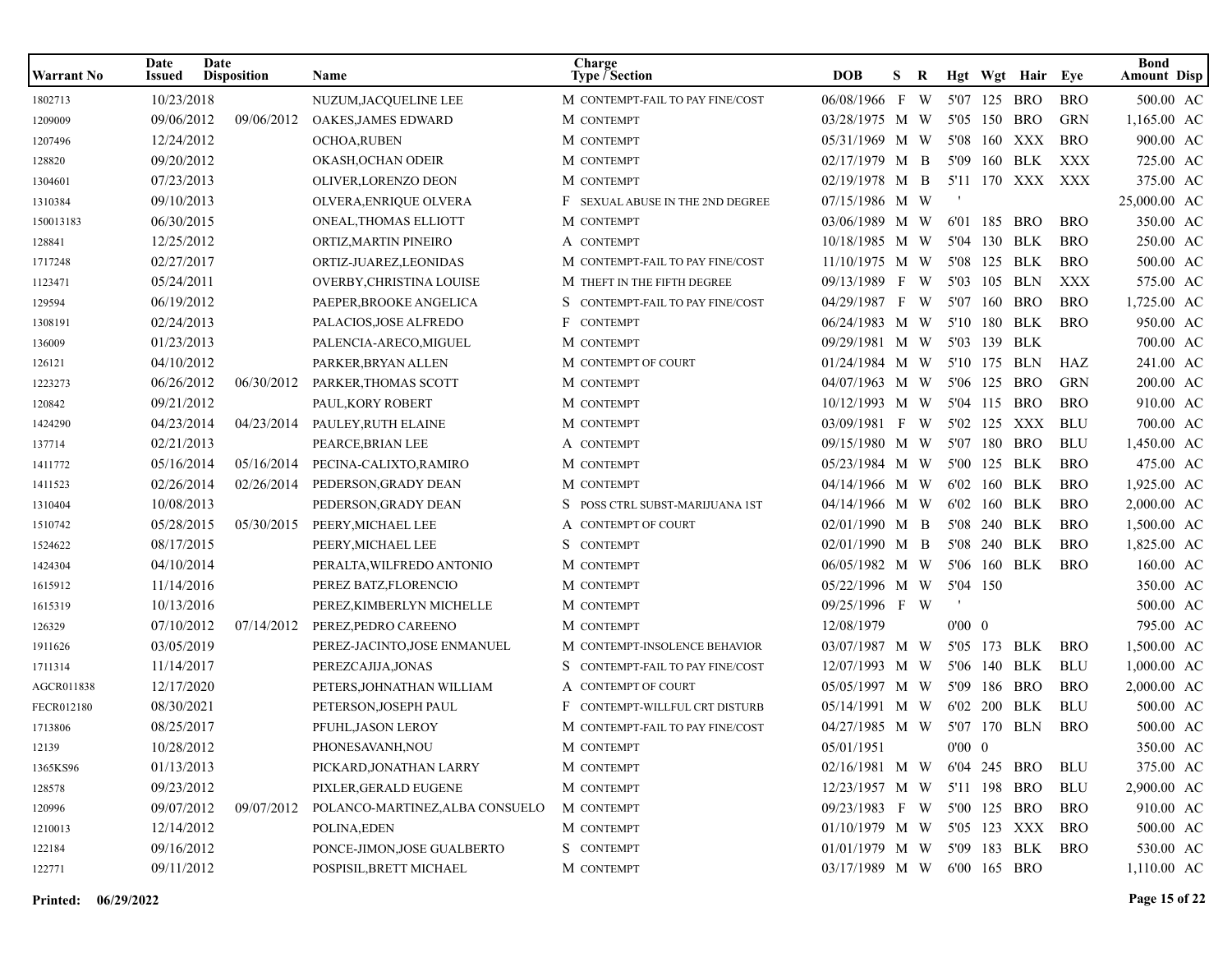| Warrant No | Date Issued | Date Disposition | Name | Charge Type / Section | DOB | S | R | Hgt | Wgt | Hair | Eye | Bond Amount | Disp |
|---|---|---|---|---|---|---|---|---|---|---|---|---|---|
| 1802713 | 10/23/2018 | | NUZUM,JACQUELINE LEE | M CONTEMPT-FAIL TO PAY FINE/COST | 06/08/1966 | F | W | 5'07 | 125 | BRO | BRO | 500.00 | AC |
| 1209009 | 09/06/2012 | 09/06/2012 | OAKES,JAMES EDWARD | M CONTEMPT | 03/28/1975 | M | W | 5'05 | 150 | BRO | GRN | 1,165.00 | AC |
| 1207496 | 12/24/2012 | | OCHOA,RUBEN | M CONTEMPT | 05/31/1969 | M | W | 5'08 | 160 | XXX | BRO | 900.00 | AC |
| 128820 | 09/20/2012 | | OKASH,OCHAN ODEIR | M CONTEMPT | 02/17/1979 | M | B | 5'09 | 160 | BLK | XXX | 725.00 | AC |
| 1304601 | 07/23/2013 | | OLIVER,LORENZO DEON | M CONTEMPT | 02/19/1978 | M | B | 5'11 | 170 | XXX | XXX | 375.00 | AC |
| 1310384 | 09/10/2013 | | OLVERA,ENRIQUE OLVERA | F SEXUAL ABUSE IN THE 2ND DEGREE | 07/15/1986 | M | W | ' | | | | 25,000.00 | AC |
| 150013183 | 06/30/2015 | | ONEAL,THOMAS ELLIOTT | M CONTEMPT | 03/06/1989 | M | W | 6'01 | 185 | BRO | BRO | 350.00 | AC |
| 128841 | 12/25/2012 | | ORTIZ,MARTIN PINEIRO | A CONTEMPT | 10/18/1985 | M | W | 5'04 | 130 | BLK | BRO | 250.00 | AC |
| 1717248 | 02/27/2017 | | ORTIZ-JUAREZ,LEONIDAS | M CONTEMPT-FAIL TO PAY FINE/COST | 11/10/1975 | M | W | 5'08 | 125 | BLK | BRO | 500.00 | AC |
| 1123471 | 05/24/2011 | | OVERBY,CHRISTINA LOUISE | M THEFT IN THE FIFTH DEGREE | 09/13/1989 | F | W | 5'03 | 105 | BLN | XXX | 575.00 | AC |
| 129594 | 06/19/2012 | | PAEPER,BROOKE ANGELICA | S CONTEMPT-FAIL TO PAY FINE/COST | 04/29/1987 | F | W | 5'07 | 160 | BRO | BRO | 1,725.00 | AC |
| 1308191 | 02/24/2013 | | PALACIOS,JOSE ALFREDO | F CONTEMPT | 06/24/1983 | M | W | 5'10 | 180 | BLK | BRO | 950.00 | AC |
| 136009 | 01/23/2013 | | PALENCIA-ARECO,MIGUEL | M CONTEMPT | 09/29/1981 | M | W | 5'03 | 139 | BLK | | 700.00 | AC |
| 126121 | 04/10/2012 | | PARKER,BRYAN ALLEN | M CONTEMPT OF COURT | 01/24/1984 | M | W | 5'10 | 175 | BLN | HAZ | 241.00 | AC |
| 1223273 | 06/26/2012 | 06/30/2012 | PARKER,THOMAS SCOTT | M CONTEMPT | 04/07/1963 | M | W | 5'06 | 125 | BRO | GRN | 200.00 | AC |
| 120842 | 09/21/2012 | | PAUL,KORY ROBERT | M CONTEMPT | 10/12/1993 | M | W | 5'04 | 115 | BRO | BRO | 910.00 | AC |
| 1424290 | 04/23/2014 | 04/23/2014 | PAULEY,RUTH ELAINE | M CONTEMPT | 03/09/1981 | F | W | 5'02 | 125 | XXX | BLU | 700.00 | AC |
| 137714 | 02/21/2013 | | PEARCE,BRIAN LEE | A CONTEMPT | 09/15/1980 | M | W | 5'07 | 180 | BRO | BLU | 1,450.00 | AC |
| 1411772 | 05/16/2014 | 05/16/2014 | PECINA-CALIXTO,RAMIRO | M CONTEMPT | 05/23/1984 | M | W | 5'00 | 125 | BLK | BRO | 475.00 | AC |
| 1411523 | 02/26/2014 | 02/26/2014 | PEDERSON,GRADY DEAN | M CONTEMPT | 04/14/1966 | M | W | 6'02 | 160 | BLK | BRO | 1,925.00 | AC |
| 1310404 | 10/08/2013 | | PEDERSON,GRADY DEAN | S POSS CTRL SUBST-MARIJUANA 1ST | 04/14/1966 | M | W | 6'02 | 160 | BLK | BRO | 2,000.00 | AC |
| 1510742 | 05/28/2015 | 05/30/2015 | PEERY,MICHAEL LEE | A CONTEMPT OF COURT | 02/01/1990 | M | B | 5'08 | 240 | BLK | BRO | 1,500.00 | AC |
| 1524622 | 08/17/2015 | | PEERY,MICHAEL LEE | S CONTEMPT | 02/01/1990 | M | B | 5'08 | 240 | BLK | BRO | 1,825.00 | AC |
| 1424304 | 04/10/2014 | | PERALTA,WILFREDO ANTONIO | M CONTEMPT | 06/05/1982 | M | W | 5'06 | 160 | BLK | BRO | 160.00 | AC |
| 1615912 | 11/14/2016 | | PEREZ BATZ,FLORENCIO | M CONTEMPT | 05/22/1996 | M | W | 5'04 | 150 | | | 350.00 | AC |
| 1615319 | 10/13/2016 | | PEREZ,KIMBERLYN MICHELLE | M CONTEMPT | 09/25/1996 | F | W | ' | | | | 500.00 | AC |
| 126329 | 07/10/2012 | 07/14/2012 | PEREZ,PEDRO CAREENO | M CONTEMPT | 12/08/1979 | | | 0'00 | 0 | | | 795.00 | AC |
| 1911626 | 03/05/2019 | | PEREZ-JACINTO,JOSE ENMANUEL | M CONTEMPT-INSOLENCE BEHAVIOR | 03/07/1987 | M | W | 5'05 | 173 | BLK | BRO | 1,500.00 | AC |
| 1711314 | 11/14/2017 | | PEREZCAJIJA,JONAS | S CONTEMPT-FAIL TO PAY FINE/COST | 12/07/1993 | M | W | 5'06 | 140 | BLK | BLU | 1,000.00 | AC |
| AGCR011838 | 12/17/2020 | | PETERS,JOHNATHAN WILLIAM | A CONTEMPT OF COURT | 05/05/1997 | M | W | 5'09 | 186 | BRO | BRO | 2,000.00 | AC |
| FECR012180 | 08/30/2021 | | PETERSON,JOSEPH PAUL | F CONTEMPT-WILLFUL CRT DISTURB | 05/14/1991 | M | W | 6'02 | 200 | BLK | BLU | 500.00 | AC |
| 1713806 | 08/25/2017 | | PFUHL,JASON LEROY | M CONTEMPT-FAIL TO PAY FINE/COST | 04/27/1985 | M | W | 5'07 | 170 | BLN | BRO | 500.00 | AC |
| 12139 | 10/28/2012 | | PHONESAVANH,NOU | M CONTEMPT | 05/01/1951 | | | 0'00 | 0 | | | 350.00 | AC |
| 1365KS96 | 01/13/2013 | | PICKARD,JONATHAN LARRY | M CONTEMPT | 02/16/1981 | M | W | 6'04 | 245 | BRO | BLU | 375.00 | AC |
| 128578 | 09/23/2012 | | PIXLER,GERALD EUGENE | M CONTEMPT | 12/23/1957 | M | W | 5'11 | 198 | BRO | BLU | 2,900.00 | AC |
| 120996 | 09/07/2012 | 09/07/2012 | POLANCO-MARTINEZ,ALBA CONSUELO | M CONTEMPT | 09/23/1983 | F | W | 5'00 | 125 | BRO | BRO | 910.00 | AC |
| 1210013 | 12/14/2012 | | POLINA,EDEN | M CONTEMPT | 01/10/1979 | M | W | 5'05 | 123 | XXX | BRO | 500.00 | AC |
| 122184 | 09/16/2012 | | PONCE-JIMON,JOSE GUALBERTO | S CONTEMPT | 01/01/1979 | M | W | 5'09 | 183 | BLK | BRO | 530.00 | AC |
| 122771 | 09/11/2012 | | POSPISIL,BRETT MICHAEL | M CONTEMPT | 03/17/1989 | M | W | 6'00 | 165 | BRO | | 1,110.00 | AC |

**Printed: 06/29/2022**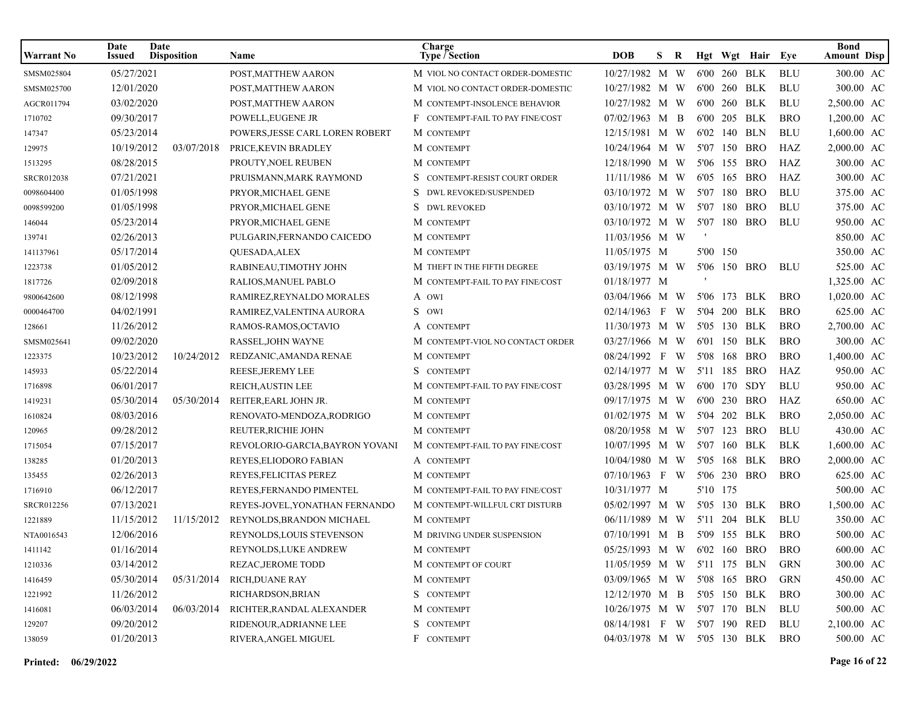| Warrant No | Date Issued | Date Disposition | Name | Charge Type / Section | | DOB | S | R | Hgt | Wgt | Hair | Eye | Bond Amount | Disp |
|---|---|---|---|---|---|---|---|---|---|---|---|---|---|---|
| SMSM025804 | 05/27/2021 | | POST,MATTHEW AARON | M | VIOL NO CONTACT ORDER-DOMESTIC | 10/27/1982 | M | W | 6'00 | 260 | BLK | BLU | 300.00 | AC |
| SMSM025700 | 12/01/2020 | | POST,MATTHEW AARON | M | VIOL NO CONTACT ORDER-DOMESTIC | 10/27/1982 | M | W | 6'00 | 260 | BLK | BLU | 300.00 | AC |
| AGCR011794 | 03/02/2020 | | POST,MATTHEW AARON | M | CONTEMPT-INSOLENCE BEHAVIOR | 10/27/1982 | M | W | 6'00 | 260 | BLK | BLU | 2,500.00 | AC |
| 1710702 | 09/30/2017 | | POWELL,EUGENE JR | F | CONTEMPT-FAIL TO PAY FINE/COST | 07/02/1963 | M | B | 6'00 | 205 | BLK | BRO | 1,200.00 | AC |
| 147347 | 05/23/2014 | | POWERS,JESSE CARL LOREN ROBERT | M | CONTEMPT | 12/15/1981 | M | W | 6'02 | 140 | BLN | BLU | 1,600.00 | AC |
| 129975 | 10/19/2012 | 03/07/2018 | PRICE,KEVIN BRADLEY | M | CONTEMPT | 10/24/1964 | M | W | 5'07 | 150 | BRO | HAZ | 2,000.00 | AC |
| 1513295 | 08/28/2015 | | PROUTY,NOEL REUBEN | M | CONTEMPT | 12/18/1990 | M | W | 5'06 | 155 | BRO | HAZ | 300.00 | AC |
| SRCR012038 | 07/21/2021 | | PRUISMANN,MARK RAYMOND | S | CONTEMPT-RESIST COURT ORDER | 11/11/1986 | M | W | 6'05 | 165 | BRO | HAZ | 300.00 | AC |
| 0098604400 | 01/05/1998 | | PRYOR,MICHAEL GENE | S | DWL REVOKED/SUSPENDED | 03/10/1972 | M | W | 5'07 | 180 | BRO | BLU | 375.00 | AC |
| 0098599200 | 01/05/1998 | | PRYOR,MICHAEL GENE | S | DWL REVOKED | 03/10/1972 | M | W | 5'07 | 180 | BRO | BLU | 375.00 | AC |
| 146044 | 05/23/2014 | | PRYOR,MICHAEL GENE | M | CONTEMPT | 03/10/1972 | M | W | 5'07 | 180 | BRO | BLU | 950.00 | AC |
| 139741 | 02/26/2013 | | PULGARIN,FERNANDO CAICEDO | M | CONTEMPT | 11/03/1956 | M | W | ' | | | | 850.00 | AC |
| 141137961 | 05/17/2014 | | QUESADA,ALEX | M | CONTEMPT | 11/05/1975 | M | | 5'00 | 150 | | | 350.00 | AC |
| 1223738 | 01/05/2012 | | RABINEAU,TIMOTHY JOHN | M | THEFT IN THE FIFTH DEGREE | 03/19/1975 | M | W | 5'06 | 150 | BRO | BLU | 525.00 | AC |
| 1817726 | 02/09/2018 | | RALIOS,MANUEL PABLO | M | CONTEMPT-FAIL TO PAY FINE/COST | 01/18/1977 | M | | ' | | | | 1,325.00 | AC |
| 9800642600 | 08/12/1998 | | RAMIREZ,REYNALDO MORALES | A | OWI | 03/04/1966 | M | W | 5'06 | 173 | BLK | BRO | 1,020.00 | AC |
| 0000464700 | 04/02/1991 | | RAMIREZ,VALENTINA AURORA | S | OWI | 02/14/1963 | F | W | 5'04 | 200 | BLK | BRO | 625.00 | AC |
| 128661 | 11/26/2012 | | RAMOS-RAMOS,OCTAVIO | A | CONTEMPT | 11/30/1973 | M | W | 5'05 | 130 | BLK | BRO | 2,700.00 | AC |
| SMSM025641 | 09/02/2020 | | RASSEL,JOHN WAYNE | M | CONTEMPT-VIOL NO CONTACT ORDER | 03/27/1966 | M | W | 6'01 | 150 | BLK | BRO | 300.00 | AC |
| 1223375 | 10/23/2012 | 10/24/2012 | REDZANIC,AMANDA RENAE | M | CONTEMPT | 08/24/1992 | F | W | 5'08 | 168 | BRO | BRO | 1,400.00 | AC |
| 145933 | 05/22/2014 | | REESE,JEREMY LEE | S | CONTEMPT | 02/14/1977 | M | W | 5'11 | 185 | BRO | HAZ | 950.00 | AC |
| 1716898 | 06/01/2017 | | REICH,AUSTIN LEE | M | CONTEMPT-FAIL TO PAY FINE/COST | 03/28/1995 | M | W | 6'00 | 170 | SDY | BLU | 950.00 | AC |
| 1419231 | 05/30/2014 | 05/30/2014 | REITER,EARL JOHN JR. | M | CONTEMPT | 09/17/1975 | M | W | 6'00 | 230 | BRO | HAZ | 650.00 | AC |
| 1610824 | 08/03/2016 | | RENOVATO-MENDOZA,RODRIGO | M | CONTEMPT | 01/02/1975 | M | W | 5'04 | 202 | BLK | BRO | 2,050.00 | AC |
| 120965 | 09/28/2012 | | REUTER,RICHIE JOHN | M | CONTEMPT | 08/20/1958 | M | W | 5'07 | 123 | BRO | BLU | 430.00 | AC |
| 1715054 | 07/15/2017 | | REVOLORIO-GARCIA,BAYRON YOVANI | M | CONTEMPT-FAIL TO PAY FINE/COST | 10/07/1995 | M | W | 5'07 | 160 | BLK | BLK | 1,600.00 | AC |
| 138285 | 01/20/2013 | | REYES,ELIODORO FABIAN | A | CONTEMPT | 10/04/1980 | M | W | 5'05 | 168 | BLK | BRO | 2,000.00 | AC |
| 135455 | 02/26/2013 | | REYES,FELICITAS PEREZ | M | CONTEMPT | 07/10/1963 | F | W | 5'06 | 230 | BRO | BRO | 625.00 | AC |
| 1716910 | 06/12/2017 | | REYES,FERNANDO PIMENTEL | M | CONTEMPT-FAIL TO PAY FINE/COST | 10/31/1977 | M | | 5'10 | 175 | | | 500.00 | AC |
| SRCR012256 | 07/13/2021 | | REYES-JOVEL,YONATHAN FERNANDO | M | CONTEMPT-WILLFUL CRT DISTURB | 05/02/1997 | M | W | 5'05 | 130 | BLK | BRO | 1,500.00 | AC |
| 1221889 | 11/15/2012 | 11/15/2012 | REYNOLDS,BRANDON MICHAEL | M | CONTEMPT | 06/11/1989 | M | W | 5'11 | 204 | BLK | BLU | 350.00 | AC |
| NTA0016543 | 12/06/2016 | | REYNOLDS,LOUIS STEVENSON | M | DRIVING UNDER SUSPENSION | 07/10/1991 | M | B | 5'09 | 155 | BLK | BRO | 500.00 | AC |
| 1411142 | 01/16/2014 | | REYNOLDS,LUKE ANDREW | M | CONTEMPT | 05/25/1993 | M | W | 6'02 | 160 | BRO | BRO | 600.00 | AC |
| 1210336 | 03/14/2012 | | REZAC,JEROME TODD | M | CONTEMPT OF COURT | 11/05/1959 | M | W | 5'11 | 175 | BLN | GRN | 300.00 | AC |
| 1416459 | 05/30/2014 | 05/31/2014 | RICH,DUANE RAY | M | CONTEMPT | 03/09/1965 | M | W | 5'08 | 165 | BRO | GRN | 450.00 | AC |
| 1221992 | 11/26/2012 | | RICHARDSON,BRIAN | S | CONTEMPT | 12/12/1970 | M | B | 5'05 | 150 | BLK | BRO | 300.00 | AC |
| 1416081 | 06/03/2014 | 06/03/2014 | RICHTER,RANDAL ALEXANDER | M | CONTEMPT | 10/26/1975 | M | W | 5'07 | 170 | BLN | BLU | 500.00 | AC |
| 129207 | 09/20/2012 | | RIDENOUR,ADRIANNE LEE | S | CONTEMPT | 08/14/1981 | F | W | 5'07 | 190 | RED | BLU | 2,100.00 | AC |
| 138059 | 01/20/2013 | | RIVERA,ANGEL MIGUEL | F | CONTEMPT | 04/03/1978 | M | W | 5'05 | 130 | BLK | BRO | 500.00 | AC |

**Printed: 06/29/2022**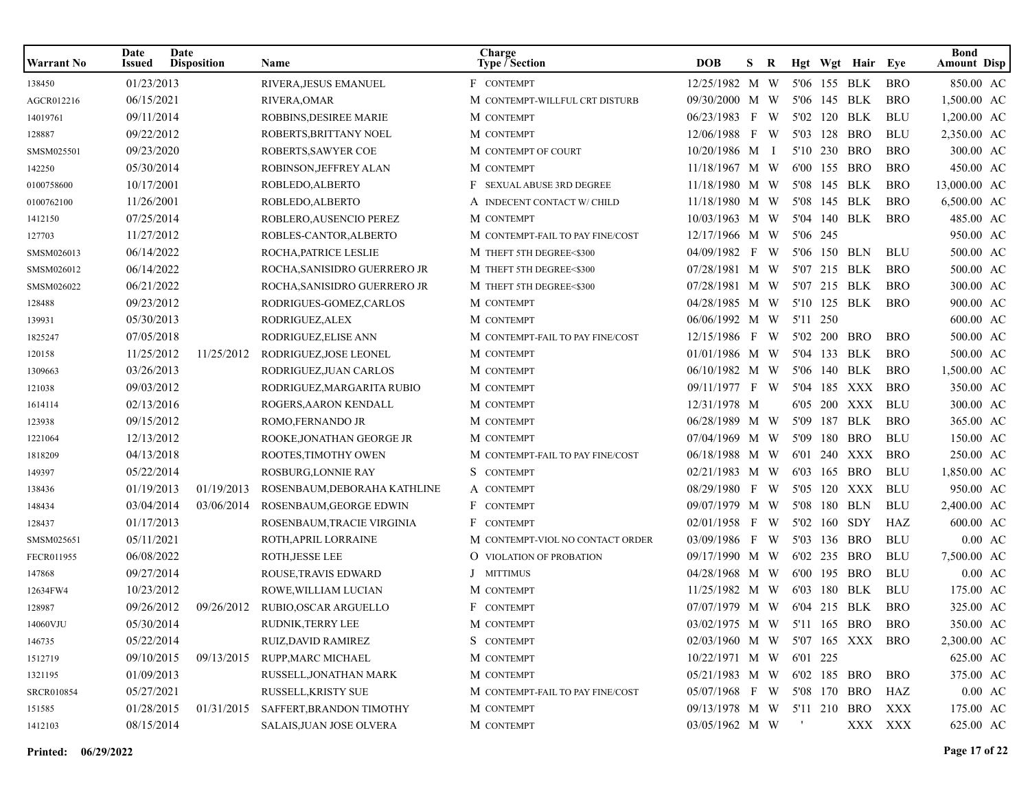| Warrant No | Date Issued | Date Disposition | Name | Charge Type / Section | DOB | S | R | Hgt | Wgt | Hair | Eye | Bond Amount | Disp |
|---|---|---|---|---|---|---|---|---|---|---|---|---|---|
| 138450 | 01/23/2013 | | RIVERA,JESUS EMANUEL | F CONTEMPT | 12/25/1982 | M | W | 5'06 | 155 | BLK | BRO | 850.00 | AC |
| AGCR012216 | 06/15/2021 | | RIVERA,OMAR | M CONTEMPT-WILLFUL CRT DISTURB | 09/30/2000 | M | W | 5'06 | 145 | BLK | BRO | 1,500.00 | AC |
| 14019761 | 09/11/2014 | | ROBBINS,DESIREE MARIE | M CONTEMPT | 06/23/1983 | F | W | 5'02 | 120 | BLK | BLU | 1,200.00 | AC |
| 128887 | 09/22/2012 | | ROBERTS,BRITTANY NOEL | M CONTEMPT | 12/06/1988 | F | W | 5'03 | 128 | BRO | BLU | 2,350.00 | AC |
| SMSM025501 | 09/23/2020 | | ROBERTS,SAWYER COE | M CONTEMPT OF COURT | 10/20/1986 | M | I | 5'10 | 230 | BRO | BRO | 300.00 | AC |
| 142250 | 05/30/2014 | | ROBINSON,JEFFREY ALAN | M CONTEMPT | 11/18/1967 | M | W | 6'00 | 155 | BRO | BRO | 450.00 | AC |
| 0100758600 | 10/17/2001 | | ROBLEDO,ALBERTO | F SEXUAL ABUSE 3RD DEGREE | 11/18/1980 | M | W | 5'08 | 145 | BLK | BRO | 13,000.00 | AC |
| 0100762100 | 11/26/2001 | | ROBLEDO,ALBERTO | A INDECENT CONTACT W/ CHILD | 11/18/1980 | M | W | 5'08 | 145 | BLK | BRO | 6,500.00 | AC |
| 1412150 | 07/25/2014 | | ROBLERO,AUSENCIO PEREZ | M CONTEMPT | 10/03/1963 | M | W | 5'04 | 140 | BLK | BRO | 485.00 | AC |
| 127703 | 11/27/2012 | | ROBLES-CANTOR,ALBERTO | M CONTEMPT-FAIL TO PAY FINE/COST | 12/17/1966 | M | W | 5'06 | 245 | | | 950.00 | AC |
| SMSM026013 | 06/14/2022 | | ROCHA,PATRICE LESLIE | M THEFT 5TH DEGREE<$300 | 04/09/1982 | F | W | 5'06 | 150 | BLN | BLU | 500.00 | AC |
| SMSM026012 | 06/14/2022 | | ROCHA,SANISIDRO GUERRERO JR | M THEFT 5TH DEGREE<$300 | 07/28/1981 | M | W | 5'07 | 215 | BLK | BRO | 500.00 | AC |
| SMSM026022 | 06/21/2022 | | ROCHA,SANISIDRO GUERRERO JR | M THEFT 5TH DEGREE<$300 | 07/28/1981 | M | W | 5'07 | 215 | BLK | BRO | 300.00 | AC |
| 128488 | 09/23/2012 | | RODRIGUES-GOMEZ,CARLOS | M CONTEMPT | 04/28/1985 | M | W | 5'10 | 125 | BLK | BRO | 900.00 | AC |
| 139931 | 05/30/2013 | | RODRIGUEZ,ALEX | M CONTEMPT | 06/06/1992 | M | W | 5'11 | 250 | | | 600.00 | AC |
| 1825247 | 07/05/2018 | | RODRIGUEZ,ELISE ANN | M CONTEMPT-FAIL TO PAY FINE/COST | 12/15/1986 | F | W | 5'02 | 200 | BRO | BRO | 500.00 | AC |
| 120158 | 11/25/2012 | 11/25/2012 | RODRIGUEZ,JOSE LEONEL | M CONTEMPT | 01/01/1986 | M | W | 5'04 | 133 | BLK | BRO | 500.00 | AC |
| 1309663 | 03/26/2013 | | RODRIGUEZ,JUAN CARLOS | M CONTEMPT | 06/10/1982 | M | W | 5'06 | 140 | BLK | BRO | 1,500.00 | AC |
| 121038 | 09/03/2012 | | RODRIGUEZ,MARGARITA RUBIO | M CONTEMPT | 09/11/1977 | F | W | 5'04 | 185 | XXX | BRO | 350.00 | AC |
| 1614114 | 02/13/2016 | | ROGERS,AARON KENDALL | M CONTEMPT | 12/31/1978 | M | | 6'05 | 200 | XXX | BLU | 300.00 | AC |
| 123938 | 09/15/2012 | | ROMO,FERNANDO JR | M CONTEMPT | 06/28/1989 | M | W | 5'09 | 187 | BLK | BRO | 365.00 | AC |
| 1221064 | 12/13/2012 | | ROOKE,JONATHAN GEORGE JR | M CONTEMPT | 07/04/1969 | M | W | 5'09 | 180 | BRO | BLU | 150.00 | AC |
| 1818209 | 04/13/2018 | | ROOTES,TIMOTHY OWEN | M CONTEMPT-FAIL TO PAY FINE/COST | 06/18/1988 | M | W | 6'01 | 240 | XXX | BRO | 250.00 | AC |
| 149397 | 05/22/2014 | | ROSBURG,LONNIE RAY | S CONTEMPT | 02/21/1983 | M | W | 6'03 | 165 | BRO | BLU | 1,850.00 | AC |
| 138436 | 01/19/2013 | 01/19/2013 | ROSENBAUM,DEBORAHA KATHLINE | A CONTEMPT | 08/29/1980 | F | W | 5'05 | 120 | XXX | BLU | 950.00 | AC |
| 148434 | 03/04/2014 | 03/06/2014 | ROSENBAUM,GEORGE EDWIN | F CONTEMPT | 09/07/1979 | M | W | 5'08 | 180 | BLN | BLU | 2,400.00 | AC |
| 128437 | 01/17/2013 | | ROSENBAUM,TRACIE VIRGINIA | F CONTEMPT | 02/01/1958 | F | W | 5'02 | 160 | SDY | HAZ | 600.00 | AC |
| SMSM025651 | 05/11/2021 | | ROTH,APRIL LORRAINE | M CONTEMPT-VIOL NO CONTACT ORDER | 03/09/1986 | F | W | 5'03 | 136 | BRO | BLU | 0.00 | AC |
| FECR011955 | 06/08/2022 | | ROTH,JESSE LEE | O VIOLATION OF PROBATION | 09/17/1990 | M | W | 6'02 | 235 | BRO | BLU | 7,500.00 | AC |
| 147868 | 09/27/2014 | | ROUSE,TRAVIS EDWARD | J MITTIMUS | 04/28/1968 | M | W | 6'00 | 195 | BRO | BLU | 0.00 | AC |
| 12634FW4 | 10/23/2012 | | ROWE,WILLIAM LUCIAN | M CONTEMPT | 11/25/1982 | M | W | 6'03 | 180 | BLK | BLU | 175.00 | AC |
| 128987 | 09/26/2012 | 09/26/2012 | RUBIO,OSCAR ARGUELLO | F CONTEMPT | 07/07/1979 | M | W | 6'04 | 215 | BLK | BRO | 325.00 | AC |
| 14060VJU | 05/30/2014 | | RUDNIK,TERRY LEE | M CONTEMPT | 03/02/1975 | M | W | 5'11 | 165 | BRO | BRO | 350.00 | AC |
| 146735 | 05/22/2014 | | RUIZ,DAVID RAMIREZ | S CONTEMPT | 02/03/1960 | M | W | 5'07 | 165 | XXX | BRO | 2,300.00 | AC |
| 1512719 | 09/10/2015 | 09/13/2015 | RUPP,MARC MICHAEL | M CONTEMPT | 10/22/1971 | M | W | 6'01 | 225 | | | 625.00 | AC |
| 1321195 | 01/09/2013 | | RUSSELL,JONATHAN MARK | M CONTEMPT | 05/21/1983 | M | W | 6'02 | 185 | BRO | BRO | 375.00 | AC |
| SRCR010854 | 05/27/2021 | | RUSSELL,KRISTY SUE | M CONTEMPT-FAIL TO PAY FINE/COST | 05/07/1968 | F | W | 5'08 | 170 | BRO | HAZ | 0.00 | AC |
| 151585 | 01/28/2015 | 01/31/2015 | SAFFERT,BRANDON TIMOTHY | M CONTEMPT | 09/13/1978 | M | W | 5'11 | 210 | BRO | XXX | 175.00 | AC |
| 1412103 | 08/15/2014 | | SALAIS,JUAN JOSE OLVERA | M CONTEMPT | 03/05/1962 | M | W | ' | | XXX | XXX | 625.00 | AC |

**Printed: 06/29/2022**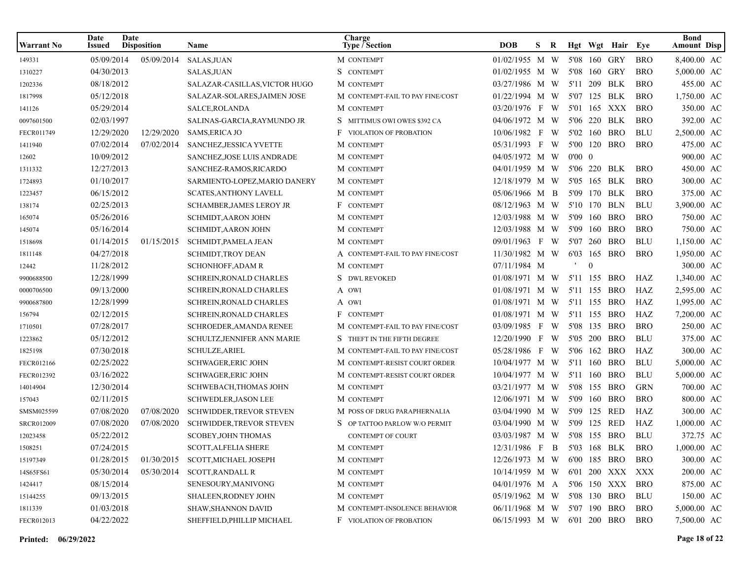| Warrant No | Date Issued | Date Disposition | Name | Charge Type / Section | DOB | S | R | Hgt | Wgt | Hair | Eye | Bond Amount | Disp |
|---|---|---|---|---|---|---|---|---|---|---|---|---|---|
| 149331 | 05/09/2014 | 05/09/2014 | SALAS,JUAN | M CONTEMPT | 01/02/1955 | M | W | 5'08 | 160 | GRY | BRO | 8,400.00 | AC |
| 1310227 | 04/30/2013 | | SALAS,JUAN | S CONTEMPT | 01/02/1955 | M | W | 5'08 | 160 | GRY | BRO | 5,000.00 | AC |
| 1202336 | 08/18/2012 | | SALAZAR-CASILLAS,VICTOR HUGO | M CONTEMPT | 03/27/1986 | M | W | 5'11 | 209 | BLK | BRO | 455.00 | AC |
| 1817998 | 05/12/2018 | | SALAZAR-SOLARES,JAIMEN JOSE | M CONTEMPT-FAIL TO PAY FINE/COST | 01/22/1994 | M | W | 5'07 | 125 | BLK | BRO | 1,750.00 | AC |
| 141126 | 05/29/2014 | | SALCE,ROLANDA | M CONTEMPT | 03/20/1976 | F | W | 5'01 | 165 | XXX | BRO | 350.00 | AC |
| 0097601500 | 02/03/1997 | | SALINAS-GARCIA,RAYMUNDO JR | S MITTIMUS OWI OWES $392 CA | 04/06/1972 | M | W | 5'06 | 220 | BLK | BRO | 392.00 | AC |
| FECR011749 | 12/29/2020 | 12/29/2020 | SAMS,ERICA JO | F VIOLATION OF PROBATION | 10/06/1982 | F | W | 5'02 | 160 | BRO | BLU | 2,500.00 | AC |
| 1411940 | 07/02/2014 | 07/02/2014 | SANCHEZ,JESSICA YVETTE | M CONTEMPT | 05/31/1993 | F | W | 5'00 | 120 | BRO | BRO | 475.00 | AC |
| 12602 | 10/09/2012 | | SANCHEZ,JOSE LUIS ANDRADE | M CONTEMPT | 04/05/1972 | M | W | 0'00 | 0 | | | 900.00 | AC |
| 1311332 | 12/27/2013 | | SANCHEZ-RAMOS,RICARDO | M CONTEMPT | 04/01/1959 | M | W | 5'06 | 220 | BLK | BRO | 450.00 | AC |
| 1724893 | 01/10/2017 | | SARMIENTO-LOPEZ,MARIO DANERY | M CONTEMPT | 12/18/1979 | M | W | 5'05 | 165 | BLK | BRO | 300.00 | AC |
| 1223457 | 06/15/2012 | | SCATES,ANTHONY LAVELL | M CONTEMPT | 05/06/1966 | M | B | 5'09 | 170 | BLK | BRO | 375.00 | AC |
| 138174 | 02/25/2013 | | SCHAMBER,JAMES LEROY JR | F CONTEMPT | 08/12/1963 | M | W | 5'10 | 170 | BLN | BLU | 3,900.00 | AC |
| 165074 | 05/26/2016 | | SCHMIDT,AARON JOHN | M CONTEMPT | 12/03/1988 | M | W | 5'09 | 160 | BRO | BRO | 750.00 | AC |
| 145074 | 05/16/2014 | | SCHMIDT,AARON JOHN | M CONTEMPT | 12/03/1988 | M | W | 5'09 | 160 | BRO | BRO | 750.00 | AC |
| 1518698 | 01/14/2015 | 01/15/2015 | SCHMIDT,PAMELA JEAN | M CONTEMPT | 09/01/1963 | F | W | 5'07 | 260 | BRO | BLU | 1,150.00 | AC |
| 1811148 | 04/27/2018 | | SCHMIDT,TROY DEAN | A CONTEMPT-FAIL TO PAY FINE/COST | 11/30/1982 | M | W | 6'03 | 165 | BRO | BRO | 1,950.00 | AC |
| 12442 | 11/28/2012 | | SCHONHOFF,ADAM R | M CONTEMPT | 07/11/1984 | M | | ' | 0 | | | 300.00 | AC |
| 9900688500 | 12/28/1999 | | SCHREIN,RONALD CHARLES | S DWL REVOKED | 01/08/1971 | M | W | 5'11 | 155 | BRO | HAZ | 1,340.00 | AC |
| 0000706500 | 09/13/2000 | | SCHREIN,RONALD CHARLES | A OWI | 01/08/1971 | M | W | 5'11 | 155 | BRO | HAZ | 2,595.00 | AC |
| 9900687800 | 12/28/1999 | | SCHREIN,RONALD CHARLES | A OWI | 01/08/1971 | M | W | 5'11 | 155 | BRO | HAZ | 1,995.00 | AC |
| 156794 | 02/12/2015 | | SCHREIN,RONALD CHARLES | F CONTEMPT | 01/08/1971 | M | W | 5'11 | 155 | BRO | HAZ | 7,200.00 | AC |
| 1710501 | 07/28/2017 | | SCHROEDER,AMANDA RENEE | M CONTEMPT-FAIL TO PAY FINE/COST | 03/09/1985 | F | W | 5'08 | 135 | BRO | BRO | 250.00 | AC |
| 1223862 | 05/12/2012 | | SCHULTZ,JENNIFER ANN MARIE | S THEFT IN THE FIFTH DEGREE | 12/20/1990 | F | W | 5'05 | 200 | BRO | BLU | 375.00 | AC |
| 1825198 | 07/30/2018 | | SCHULZE,ARIEL | M CONTEMPT-FAIL TO PAY FINE/COST | 05/28/1986 | F | W | 5'06 | 162 | BRO | HAZ | 300.00 | AC |
| FECR012166 | 02/25/2022 | | SCHWAGER,ERIC JOHN | M CONTEMPT-RESIST COURT ORDER | 10/04/1977 | M | W | 5'11 | 160 | BRO | BLU | 5,000.00 | AC |
| FECR012392 | 03/16/2022 | | SCHWAGER,ERIC JOHN | M CONTEMPT-RESIST COURT ORDER | 10/04/1977 | M | W | 5'11 | 160 | BRO | BLU | 5,000.00 | AC |
| 14014904 | 12/30/2014 | | SCHWEBACH,THOMAS JOHN | M CONTEMPT | 03/21/1977 | M | W | 5'08 | 155 | BRO | GRN | 700.00 | AC |
| 157043 | 02/11/2015 | | SCHWEDLER,JASON LEE | M CONTEMPT | 12/06/1971 | M | W | 5'09 | 160 | BRO | BRO | 800.00 | AC |
| SMSM025599 | 07/08/2020 | 07/08/2020 | SCHWIDDER,TREVOR STEVEN | M POSS OF DRUG PARAPHERNALIA | 03/04/1990 | M | W | 5'09 | 125 | RED | HAZ | 300.00 | AC |
| SRCR012009 | 07/08/2020 | 07/08/2020 | SCHWIDDER,TREVOR STEVEN | S OP TATTOO PARLOW W/O PERMIT | 03/04/1990 | M | W | 5'09 | 125 | RED | HAZ | 1,000.00 | AC |
| 12023458 | 05/22/2012 | | SCOBEY,JOHN THOMAS | CONTEMPT OF COURT | 03/03/1987 | M | W | 5'08 | 155 | BRO | BLU | 372.75 | AC |
| 1508251 | 07/24/2015 | | SCOTT,ALFELIA SHERE | M CONTEMPT | 12/31/1986 | F | B | 5'03 | 168 | BLK | BRO | 1,000.00 | AC |
| 15197349 | 01/28/2015 | 01/30/2015 | SCOTT,MICHAEL JOSEPH | M CONTEMPT | 12/26/1973 | M | W | 6'00 | 185 | BRO | BRO | 300.00 | AC |
| 14S65FS61 | 05/30/2014 | 05/30/2014 | SCOTT,RANDALL R | M CONTEMPT | 10/14/1959 | M | W | 6'01 | 200 | XXX | XXX | 200.00 | AC |
| 1424417 | 08/15/2014 | | SENESOURY,MANIVONG | M CONTEMPT | 04/01/1976 | M | A | 5'06 | 150 | XXX | BRO | 875.00 | AC |
| 15144255 | 09/13/2015 | | SHALEEN,RODNEY JOHN | M CONTEMPT | 05/19/1962 | M | W | 5'08 | 130 | BRO | BLU | 150.00 | AC |
| 1811339 | 01/03/2018 | | SHAW,SHANNON DAVID | M CONTEMPT-INSOLENCE BEHAVIOR | 06/11/1968 | M | W | 5'07 | 190 | BRO | BRO | 5,000.00 | AC |
| FECR012013 | 04/22/2022 | | SHEFFIELD,PHILLIP MICHAEL | F VIOLATION OF PROBATION | 06/15/1993 | M | W | 6'01 | 200 | BRO | BRO | 7,500.00 | AC |

**Printed: 06/29/2022**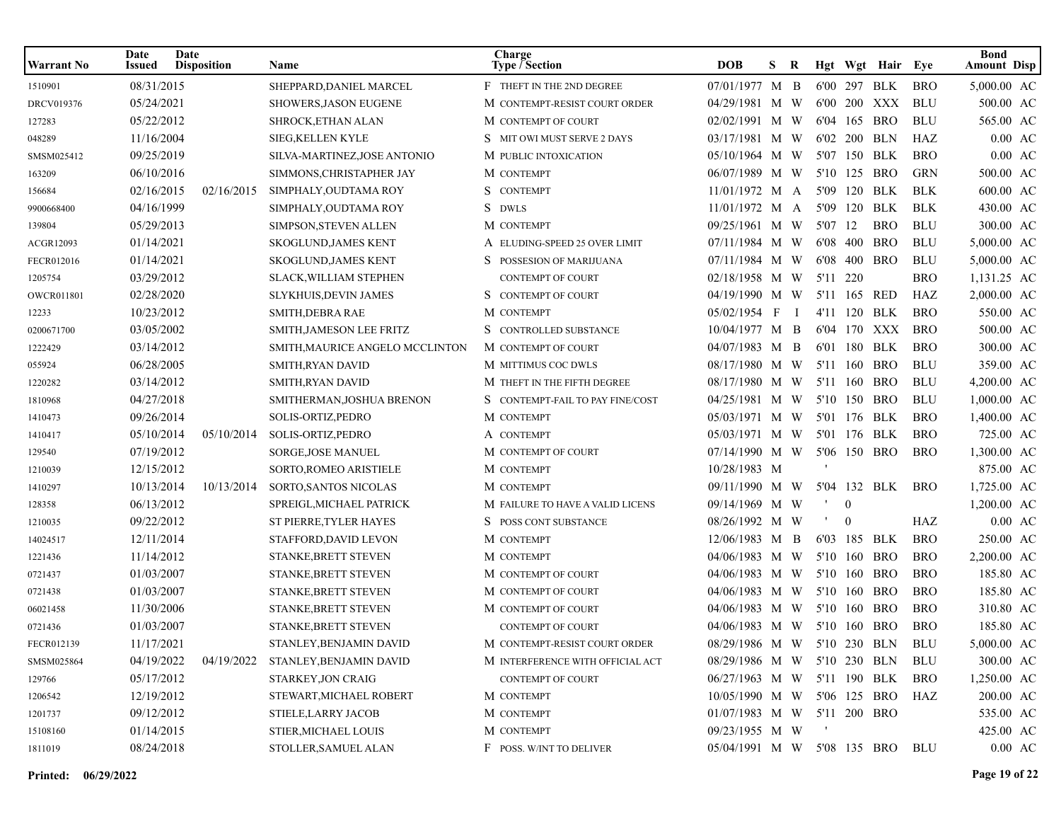| Warrant No | Date Issued | Date Disposition | Name | Charge Type / Section | | DOB | S | R | Hgt | Wgt | Hair | Eye | Bond Amount | Disp |
|---|---|---|---|---|---|---|---|---|---|---|---|---|---|---|
| 1510901 | 08/31/2015 | | SHEPPARD,DANIEL MARCEL | F | THEFT IN THE 2ND DEGREE | 07/01/1977 | M | B | 6'00 | 297 | BLK | BRO | 5,000.00 | AC |
| DRCV019376 | 05/24/2021 | | SHOWERS,JASON EUGENE | M | CONTEMPT-RESIST COURT ORDER | 04/29/1981 | M | W | 6'00 | 200 | XXX | BLU | 500.00 | AC |
| 127283 | 05/22/2012 | | SHROCK,ETHAN ALAN | M | CONTEMPT OF COURT | 02/02/1991 | M | W | 6'04 | 165 | BRO | BLU | 565.00 | AC |
| 048289 | 11/16/2004 | | SIEG,KELLEN KYLE | S | MIT OWI MUST SERVE 2 DAYS | 03/17/1981 | M | W | 6'02 | 200 | BLN | HAZ | 0.00 | AC |
| SMSM025412 | 09/25/2019 | | SILVA-MARTINEZ,JOSE ANTONIO | M | PUBLIC INTOXICATION | 05/10/1964 | M | W | 5'07 | 150 | BLK | BRO | 0.00 | AC |
| 163209 | 06/10/2016 | | SIMMONS,CHRISTAPHER JAY | M | CONTEMPT | 06/07/1989 | M | W | 5'10 | 125 | BRO | GRN | 500.00 | AC |
| 156684 | 02/16/2015 | 02/16/2015 | SIMPHALY,OUDTAMA ROY | S | CONTEMPT | 11/01/1972 | M | A | 5'09 | 120 | BLK | BLK | 600.00 | AC |
| 9900668400 | 04/16/1999 | | SIMPHALY,OUDTAMA ROY | S | DWLS | 11/01/1972 | M | A | 5'09 | 120 | BLK | BLK | 430.00 | AC |
| 139804 | 05/29/2013 | | SIMPSON,STEVEN ALLEN | M | CONTEMPT | 09/25/1961 | M | W | 5'07 | 12 | BRO | BLU | 300.00 | AC |
| ACGR12093 | 01/14/2021 | | SKOGLUND,JAMES KENT | A | ELUDING-SPEED 25 OVER LIMIT | 07/11/1984 | M | W | 6'08 | 400 | BRO | BLU | 5,000.00 | AC |
| FECR012016 | 01/14/2021 | | SKOGLUND,JAMES KENT | S | POSSESION OF MARIJUANA | 07/11/1984 | M | W | 6'08 | 400 | BRO | BLU | 5,000.00 | AC |
| 1205754 | 03/29/2012 | | SLACK,WILLIAM STEPHEN | | CONTEMPT OF COURT | 02/18/1958 | M | W | 5'11 | 220 | | BRO | 1,131.25 | AC |
| OWCR011801 | 02/28/2020 | | SLYKHUIS,DEVIN JAMES | S | CONTEMPT OF COURT | 04/19/1990 | M | W | 5'11 | 165 | RED | HAZ | 2,000.00 | AC |
| 12233 | 10/23/2012 | | SMITH,DEBRA RAE | M | CONTEMPT | 05/02/1954 | F | I | 4'11 | 120 | BLK | BRO | 550.00 | AC |
| 0200671700 | 03/05/2002 | | SMITH,JAMESON LEE FRITZ | S | CONTROLLED SUBSTANCE | 10/04/1977 | M | B | 6'04 | 170 | XXX | BRO | 500.00 | AC |
| 1222429 | 03/14/2012 | | SMITH,MAURICE ANGELO MCCLINTON | M | CONTEMPT OF COURT | 04/07/1983 | M | B | 6'01 | 180 | BLK | BRO | 300.00 | AC |
| 055924 | 06/28/2005 | | SMITH,RYAN DAVID | M | MITTIMUS COC DWLS | 08/17/1980 | M | W | 5'11 | 160 | BRO | BLU | 359.00 | AC |
| 1220282 | 03/14/2012 | | SMITH,RYAN DAVID | M | THEFT IN THE FIFTH DEGREE | 08/17/1980 | M | W | 5'11 | 160 | BRO | BLU | 4,200.00 | AC |
| 1810968 | 04/27/2018 | | SMITHERMAN,JOSHUA BRENON | S | CONTEMPT-FAIL TO PAY FINE/COST | 04/25/1981 | M | W | 5'10 | 150 | BRO | BLU | 1,000.00 | AC |
| 1410473 | 09/26/2014 | | SOLIS-ORTIZ,PEDRO | M | CONTEMPT | 05/03/1971 | M | W | 5'01 | 176 | BLK | BRO | 1,400.00 | AC |
| 1410417 | 05/10/2014 | 05/10/2014 | SOLIS-ORTIZ,PEDRO | A | CONTEMPT | 05/03/1971 | M | W | 5'01 | 176 | BLK | BRO | 725.00 | AC |
| 129540 | 07/19/2012 | | SORGE,JOSE MANUEL | M | CONTEMPT OF COURT | 07/14/1990 | M | W | 5'06 | 150 | BRO | BRO | 1,300.00 | AC |
| 1210039 | 12/15/2012 | | SORTO,ROMEO ARISTIELE | M | CONTEMPT | 10/28/1983 | M | | ' | | | | 875.00 | AC |
| 1410297 | 10/13/2014 | 10/13/2014 | SORTO,SANTOS NICOLAS | M | CONTEMPT | 09/11/1990 | M | W | 5'04 | 132 | BLK | BRO | 1,725.00 | AC |
| 128358 | 06/13/2012 | | SPREIGL,MICHAEL PATRICK | M | FAILURE TO HAVE A VALID LICENS | 09/14/1969 | M | W | ' | 0 | | | 1,200.00 | AC |
| 1210035 | 09/22/2012 | | ST PIERRE,TYLER HAYES | S | POSS CONT SUBSTANCE | 08/26/1992 | M | W | ' | 0 | | HAZ | 0.00 | AC |
| 14024517 | 12/11/2014 | | STAFFORD,DAVID LEVON | M | CONTEMPT | 12/06/1983 | M | B | 6'03 | 185 | BLK | BRO | 250.00 | AC |
| 1221436 | 11/14/2012 | | STANKE,BRETT STEVEN | M | CONTEMPT | 04/06/1983 | M | W | 5'10 | 160 | BRO | BRO | 2,200.00 | AC |
| 0721437 | 01/03/2007 | | STANKE,BRETT STEVEN | M | CONTEMPT OF COURT | 04/06/1983 | M | W | 5'10 | 160 | BRO | BRO | 185.80 | AC |
| 0721438 | 01/03/2007 | | STANKE,BRETT STEVEN | M | CONTEMPT OF COURT | 04/06/1983 | M | W | 5'10 | 160 | BRO | BRO | 185.80 | AC |
| 06021458 | 11/30/2006 | | STANKE,BRETT STEVEN | M | CONTEMPT OF COURT | 04/06/1983 | M | W | 5'10 | 160 | BRO | BRO | 310.80 | AC |
| 0721436 | 01/03/2007 | | STANKE,BRETT STEVEN | | CONTEMPT OF COURT | 04/06/1983 | M | W | 5'10 | 160 | BRO | BRO | 185.80 | AC |
| FECR012139 | 11/17/2021 | | STANLEY,BENJAMIN DAVID | M | CONTEMPT-RESIST COURT ORDER | 08/29/1986 | M | W | 5'10 | 230 | BLN | BLU | 5,000.00 | AC |
| SMSM025864 | 04/19/2022 | 04/19/2022 | STANLEY,BENJAMIN DAVID | M | INTERFERENCE WITH OFFICIAL ACT | 08/29/1986 | M | W | 5'10 | 230 | BLN | BLU | 300.00 | AC |
| 129766 | 05/17/2012 | | STARKEY,JON CRAIG | | CONTEMPT OF COURT | 06/27/1963 | M | W | 5'11 | 190 | BLK | BRO | 1,250.00 | AC |
| 1206542 | 12/19/2012 | | STEWART,MICHAEL ROBERT | M | CONTEMPT | 10/05/1990 | M | W | 5'06 | 125 | BRO | HAZ | 200.00 | AC |
| 1201737 | 09/12/2012 | | STIELE,LARRY JACOB | M | CONTEMPT | 01/07/1983 | M | W | 5'11 | 200 | BRO | | 535.00 | AC |
| 15108160 | 01/14/2015 | | STIER,MICHAEL LOUIS | M | CONTEMPT | 09/23/1955 | M | W | ' | | | | 425.00 | AC |
| 1811019 | 08/24/2018 | | STOLLER,SAMUEL ALAN | F | POSS. W/INT TO DELIVER | 05/04/1991 | M | W | 5'08 | 135 | BRO | BLU | 0.00 | AC |

**Printed: 06/29/2022**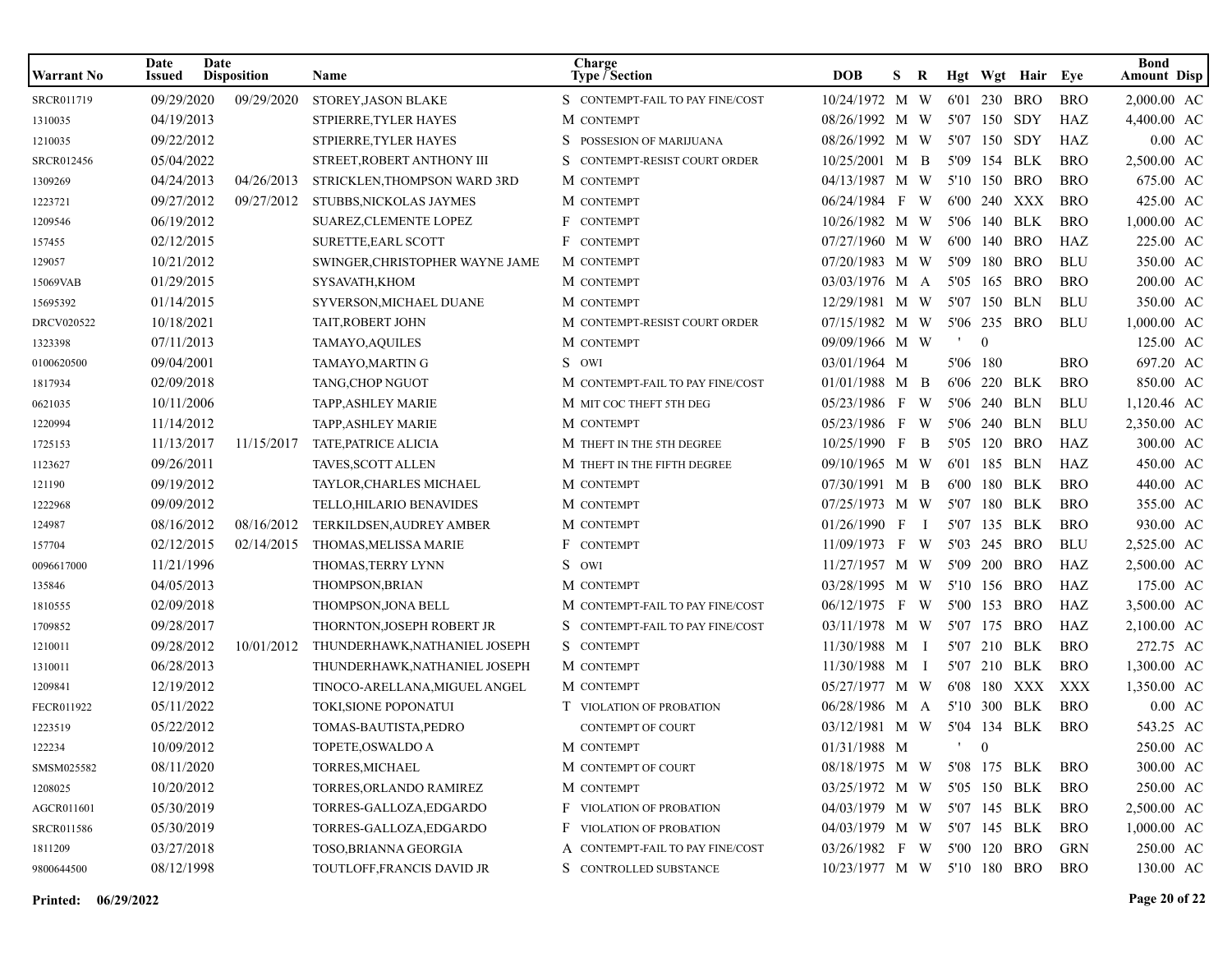| Warrant No | Date Issued | Date Disposition | Name | Charge Type / Section | | DOB | S | R | Hgt | Wgt | Hair | Eye | Bond Amount | Disp |
|---|---|---|---|---|---|---|---|---|---|---|---|---|---|---|
| SRCR011719 | 09/29/2020 | 09/29/2020 | STOREY,JASON BLAKE | S | CONTEMPT-FAIL TO PAY FINE/COST | 10/24/1972 | M | W | 6'01 | 230 | BRO | BRO | 2,000.00 | AC |
| 1310035 | 04/19/2013 | | STPIERRE,TYLER HAYES | M | CONTEMPT | 08/26/1992 | M | W | 5'07 | 150 | SDY | HAZ | 4,400.00 | AC |
| 1210035 | 09/22/2012 | | STPIERRE,TYLER HAYES | S | POSSESION OF MARIJUANA | 08/26/1992 | M | W | 5'07 | 150 | SDY | HAZ | 0.00 | AC |
| SRCR012456 | 05/04/2022 | | STREET,ROBERT ANTHONY III | S | CONTEMPT-RESIST COURT ORDER | 10/25/2001 | M | B | 5'09 | 154 | BLK | BRO | 2,500.00 | AC |
| 1309269 | 04/24/2013 | 04/26/2013 | STRICKLEN,THOMPSON WARD 3RD | M | CONTEMPT | 04/13/1987 | M | W | 5'10 | 150 | BRO | BRO | 675.00 | AC |
| 1223721 | 09/27/2012 | 09/27/2012 | STUBBS,NICKOLAS JAYMES | M | CONTEMPT | 06/24/1984 | F | W | 6'00 | 240 | XXX | BRO | 425.00 | AC |
| 1209546 | 06/19/2012 | | SUAREZ,CLEMENTE LOPEZ | F | CONTEMPT | 10/26/1982 | M | W | 5'06 | 140 | BLK | BRO | 1,000.00 | AC |
| 157455 | 02/12/2015 | | SURETTE,EARL SCOTT | F | CONTEMPT | 07/27/1960 | M | W | 6'00 | 140 | BRO | HAZ | 225.00 | AC |
| 129057 | 10/21/2012 | | SWINGER,CHRISTOPHER WAYNE JAME | M | CONTEMPT | 07/20/1983 | M | W | 5'09 | 180 | BRO | BLU | 350.00 | AC |
| 15069VAB | 01/29/2015 | | SYSAVATH,KHOM | M | CONTEMPT | 03/03/1976 | M | A | 5'05 | 165 | BRO | BRO | 200.00 | AC |
| 15695392 | 01/14/2015 | | SYVERSON,MICHAEL DUANE | M | CONTEMPT | 12/29/1981 | M | W | 5'07 | 150 | BLN | BLU | 350.00 | AC |
| DRCV020522 | 10/18/2021 | | TAIT,ROBERT JOHN | M | CONTEMPT-RESIST COURT ORDER | 07/15/1982 | M | W | 5'06 | 235 | BRO | BLU | 1,000.00 | AC |
| 1323398 | 07/11/2013 | | TAMAYO,AQUILES | M | CONTEMPT | 09/09/1966 | M | W | ' | 0 | | | 125.00 | AC |
| 0100620500 | 09/04/2001 | | TAMAYO,MARTIN G | S | OWI | 03/01/1964 | M | | 5'06 | 180 | | BRO | 697.20 | AC |
| 1817934 | 02/09/2018 | | TANG,CHOP NGUOT | M | CONTEMPT-FAIL TO PAY FINE/COST | 01/01/1988 | M | B | 6'06 | 220 | BLK | BRO | 850.00 | AC |
| 0621035 | 10/11/2006 | | TAPP,ASHLEY MARIE | M | MIT COC THEFT 5TH DEG | 05/23/1986 | F | W | 5'06 | 240 | BLN | BLU | 1,120.46 | AC |
| 1220994 | 11/14/2012 | | TAPP,ASHLEY MARIE | M | CONTEMPT | 05/23/1986 | F | W | 5'06 | 240 | BLN | BLU | 2,350.00 | AC |
| 1725153 | 11/13/2017 | 11/15/2017 | TATE,PATRICE ALICIA | M | THEFT IN THE 5TH DEGREE | 10/25/1990 | F | B | 5'05 | 120 | BRO | HAZ | 300.00 | AC |
| 1123627 | 09/26/2011 | | TAVES,SCOTT ALLEN | M | THEFT IN THE FIFTH DEGREE | 09/10/1965 | M | W | 6'01 | 185 | BLN | HAZ | 450.00 | AC |
| 121190 | 09/19/2012 | | TAYLOR,CHARLES MICHAEL | M | CONTEMPT | 07/30/1991 | M | B | 6'00 | 180 | BLK | BRO | 440.00 | AC |
| 1222968 | 09/09/2012 | | TELLO,HILARIO BENAVIDES | M | CONTEMPT | 07/25/1973 | M | W | 5'07 | 180 | BLK | BRO | 355.00 | AC |
| 124987 | 08/16/2012 | 08/16/2012 | TERKILDSEN,AUDREY AMBER | M | CONTEMPT | 01/26/1990 | F | I | 5'07 | 135 | BLK | BRO | 930.00 | AC |
| 157704 | 02/12/2015 | 02/14/2015 | THOMAS,MELISSA MARIE | F | CONTEMPT | 11/09/1973 | F | W | 5'03 | 245 | BRO | BLU | 2,525.00 | AC |
| 0096617000 | 11/21/1996 | | THOMAS,TERRY LYNN | S | OWI | 11/27/1957 | M | W | 5'09 | 200 | BRO | HAZ | 2,500.00 | AC |
| 135846 | 04/05/2013 | | THOMPSON,BRIAN | M | CONTEMPT | 03/28/1995 | M | W | 5'10 | 156 | BRO | HAZ | 175.00 | AC |
| 1810555 | 02/09/2018 | | THOMPSON,JONA BELL | M | CONTEMPT-FAIL TO PAY FINE/COST | 06/12/1975 | F | W | 5'00 | 153 | BRO | HAZ | 3,500.00 | AC |
| 1709852 | 09/28/2017 | | THORNTON,JOSEPH ROBERT JR | S | CONTEMPT-FAIL TO PAY FINE/COST | 03/11/1978 | M | W | 5'07 | 175 | BRO | HAZ | 2,100.00 | AC |
| 1210011 | 09/28/2012 | 10/01/2012 | THUNDERHAWK,NATHANIEL JOSEPH | S | CONTEMPT | 11/30/1988 | M | I | 5'07 | 210 | BLK | BRO | 272.75 | AC |
| 1310011 | 06/28/2013 | | THUNDERHAWK,NATHANIEL JOSEPH | M | CONTEMPT | 11/30/1988 | M | I | 5'07 | 210 | BLK | BRO | 1,300.00 | AC |
| 1209841 | 12/19/2012 | | TINOCO-ARELLANA,MIGUEL ANGEL | M | CONTEMPT | 05/27/1977 | M | W | 6'08 | 180 | XXX | XXX | 1,350.00 | AC |
| FECR011922 | 05/11/2022 | | TOKI,SIONE POPONATUI | T | VIOLATION OF PROBATION | 06/28/1986 | M | A | 5'10 | 300 | BLK | BRO | 0.00 | AC |
| 1223519 | 05/22/2012 | | TOMAS-BAUTISTA,PEDRO | | CONTEMPT OF COURT | 03/12/1981 | M | W | 5'04 | 134 | BLK | BRO | 543.25 | AC |
| 122234 | 10/09/2012 | | TOPETE,OSWALDO A | M | CONTEMPT | 01/31/1988 | M | | ' | 0 | | | 250.00 | AC |
| SMSM025582 | 08/11/2020 | | TORRES,MICHAEL | M | CONTEMPT OF COURT | 08/18/1975 | M | W | 5'08 | 175 | BLK | BRO | 300.00 | AC |
| 1208025 | 10/20/2012 | | TORRES,ORLANDO RAMIREZ | M | CONTEMPT | 03/25/1972 | M | W | 5'05 | 150 | BLK | BRO | 250.00 | AC |
| AGCR011601 | 05/30/2019 | | TORRES-GALLOZA,EDGARDO | F | VIOLATION OF PROBATION | 04/03/1979 | M | W | 5'07 | 145 | BLK | BRO | 2,500.00 | AC |
| SRCR011586 | 05/30/2019 | | TORRES-GALLOZA,EDGARDO | F | VIOLATION OF PROBATION | 04/03/1979 | M | W | 5'07 | 145 | BLK | BRO | 1,000.00 | AC |
| 1811209 | 03/27/2018 | | TOSO,BRIANNA GEORGIA | A | CONTEMPT-FAIL TO PAY FINE/COST | 03/26/1982 | F | W | 5'00 | 120 | BRO | GRN | 250.00 | AC |
| 9800644500 | 08/12/1998 | | TOUTLOFF,FRANCIS DAVID JR | S | CONTROLLED SUBSTANCE | 10/23/1977 | M | W | 5'10 | 180 | BRO | BRO | 130.00 | AC |

**Printed: 06/29/2022**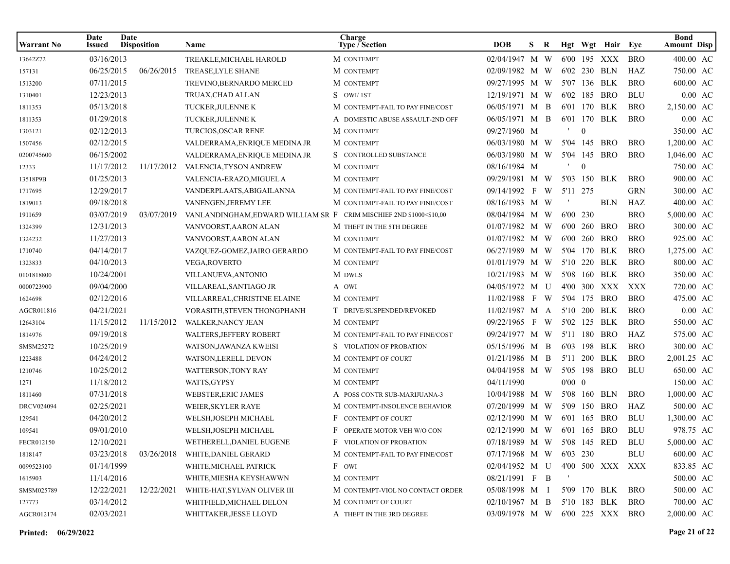| Warrant No | Date Issued | Date Disposition | Name | Charge Type / Section | DOB | S | R | Hgt | Wgt | Hair | Eye | Bond Amount | Disp |
|---|---|---|---|---|---|---|---|---|---|---|---|---|---|
| 13642Z72 | 03/16/2013 | | TREAKLE,MICHAEL HAROLD | M CONTEMPT | 02/04/1947 | M | W | 6'00 | 195 | XXX | BRO | 400.00 | AC |
| 157131 | 06/25/2015 | 06/26/2015 | TREASE,LYLE SHANE | M CONTEMPT | 02/09/1982 | M | W | 6'02 | 230 | BLN | HAZ | 750.00 | AC |
| 1513200 | 07/11/2015 | | TREVINO,BERNARDO MERCED | M CONTEMPT | 09/27/1995 | M | W | 5'07 | 136 | BLK | BRO | 600.00 | AC |
| 1310401 | 12/23/2013 | | TRUAX,CHAD ALLAN | S OWI/ 1ST | 12/19/1971 | M | W | 6'02 | 185 | BRO | BLU | 0.00 | AC |
| 1811353 | 05/13/2018 | | TUCKER,JULENNE K | M CONTEMPT-FAIL TO PAY FINE/COST | 06/05/1971 | M | B | 6'01 | 170 | BLK | BRO | 2,150.00 | AC |
| 1811353 | 01/29/2018 | | TUCKER,JULENNE K | A DOMESTIC ABUSE ASSAULT-2ND OFF | 06/05/1971 | M | B | 6'01 | 170 | BLK | BRO | 0.00 | AC |
| 1303121 | 02/12/2013 | | TURCIOS,OSCAR RENE | M CONTEMPT | 09/27/1960 | M | | ' | 0 | | | 350.00 | AC |
| 1507456 | 02/12/2015 | | VALDERRAMA,ENRIQUE MEDINA JR | M CONTEMPT | 06/03/1980 | M | W | 5'04 | 145 | BRO | BRO | 1,200.00 | AC |
| 0200745600 | 06/15/2002 | | VALDERRAMA,ENRIQUE MEDINA JR | S CONTROLLED SUBSTANCE | 06/03/1980 | M | W | 5'04 | 145 | BRO | BRO | 1,046.00 | AC |
| 12333 | 11/17/2012 | 11/17/2012 | VALENCIA,TYSON ANDREW | M CONTEMPT | 08/16/1984 | M | | ' | 0 | | | 750.00 | AC |
| 13518P9B | 01/25/2013 | | VALENCIA-ERAZO,MIGUEL A | M CONTEMPT | 09/29/1981 | M | W | 5'03 | 150 | BLK | BRO | 900.00 | AC |
| 1717695 | 12/29/2017 | | VANDERPLAATS,ABIGAILANNA | M CONTEMPT-FAIL TO PAY FINE/COST | 09/14/1992 | F | W | 5'11 | 275 | | GRN | 300.00 | AC |
| 1819013 | 09/18/2018 | | VANENGEN,JEREMY LEE | M CONTEMPT-FAIL TO PAY FINE/COST | 08/16/1983 | M | W | ' | | BLN | HAZ | 400.00 | AC |
| 1911659 | 03/07/2019 | 03/07/2019 | VANLANDINGHAM,EDWARD WILLIAM SR | F CRIM MISCHIEF 2ND $1000<$10,00 | 08/04/1984 | M | W | 6'00 | 230 | | BRO | 5,000.00 | AC |
| 1324399 | 12/31/2013 | | VANVOORST,AARON ALAN | M THEFT IN THE 5TH DEGREE | 01/07/1982 | M | W | 6'00 | 260 | BRO | BRO | 300.00 | AC |
| 1324232 | 11/27/2013 | | VANVOORST,AARON ALAN | M CONTEMPT | 01/07/1982 | M | W | 6'00 | 260 | BRO | BRO | 925.00 | AC |
| 1710740 | 04/14/2017 | | VAZQUEZ-GOMEZ,JAIRO GERARDO | M CONTEMPT-FAIL TO PAY FINE/COST | 06/27/1989 | M | W | 5'04 | 170 | BLK | BRO | 1,275.00 | AC |
| 1323833 | 04/10/2013 | | VEGA,ROVERTO | M CONTEMPT | 01/01/1979 | M | W | 5'10 | 220 | BLK | BRO | 800.00 | AC |
| 0101818800 | 10/24/2001 | | VILLANUEVA,ANTONIO | M DWLS | 10/21/1983 | M | W | 5'08 | 160 | BLK | BRO | 350.00 | AC |
| 0000723900 | 09/04/2000 | | VILLAREAL,SANTIAGO JR | A OWI | 04/05/1972 | M | U | 4'00 | 300 | XXX | XXX | 720.00 | AC |
| 1624698 | 02/12/2016 | | VILLARREAL,CHRISTINE ELAINE | M CONTEMPT | 11/02/1988 | F | W | 5'04 | 175 | BRO | BRO | 475.00 | AC |
| AGCR011816 | 04/21/2021 | | VORASITH,STEVEN THONGPHANH | T DRIVE/SUSPENDED/REVOKED | 11/02/1987 | M | A | 5'10 | 200 | BLK | BRO | 0.00 | AC |
| 12643104 | 11/15/2012 | 11/15/2012 | WALKER,NANCY JEAN | M CONTEMPT | 09/22/1965 | F | W | 5'02 | 125 | BLK | BRO | 550.00 | AC |
| 1814976 | 09/19/2018 | | WALTERS,JEFFERY ROBERT | M CONTEMPT-FAIL TO PAY FINE/COST | 09/24/1977 | M | W | 5'11 | 180 | BRO | HAZ | 575.00 | AC |
| SMSM25272 | 10/25/2019 | | WATSON,JAWANZA KWEISI | S VIOLATION OF PROBATION | 05/15/1996 | M | B | 6'03 | 198 | BLK | BRO | 300.00 | AC |
| 1223488 | 04/24/2012 | | WATSON,LERELL DEVON | M CONTEMPT OF COURT | 01/21/1986 | M | B | 5'11 | 200 | BLK | BRO | 2,001.25 | AC |
| 1210746 | 10/25/2012 | | WATTERSON,TONY RAY | M CONTEMPT | 04/04/1958 | M | W | 5'05 | 198 | BRO | BLU | 650.00 | AC |
| 1271 | 11/18/2012 | | WATTS,GYPSY | M CONTEMPT | 04/11/1990 | | | 0'00 | 0 | | | 150.00 | AC |
| 1811460 | 07/31/2018 | | WEBSTER,ERIC JAMES | A POSS CONTR SUB-MARIJUANA-3 | 10/04/1988 | M | W | 5'08 | 160 | BLN | BRO | 1,000.00 | AC |
| DRCV024094 | 02/25/2021 | | WEIER,SKYLER RAYE | M CONTEMPT-INSOLENCE BEHAVIOR | 07/20/1999 | M | W | 5'09 | 150 | BRO | HAZ | 500.00 | AC |
| 129541 | 04/20/2012 | | WELSH,JOSEPH MICHAEL | F CONTEMPT OF COURT | 02/12/1990 | M | W | 6'01 | 165 | BRO | BLU | 1,300.00 | AC |
| 109541 | 09/01/2010 | | WELSH,JOSEPH MICHAEL | F OPERATE MOTOR VEH W/O CON | 02/12/1990 | M | W | 6'01 | 165 | BRO | BLU | 978.75 | AC |
| FECR012150 | 12/10/2021 | | WETHERELL,DANIEL EUGENE | F VIOLATION OF PROBATION | 07/18/1989 | M | W | 5'08 | 145 | RED | BLU | 5,000.00 | AC |
| 1818147 | 03/23/2018 | 03/26/2018 | WHITE,DANIEL GERARD | M CONTEMPT-FAIL TO PAY FINE/COST | 07/17/1968 | M | W | 6'03 | 230 | | BLU | 600.00 | AC |
| 0099523100 | 01/14/1999 | | WHITE,MICHAEL PATRICK | F OWI | 02/04/1952 | M | U | 4'00 | 500 | XXX | XXX | 833.85 | AC |
| 1615903 | 11/14/2016 | | WHITE,MIESHA KEYSHAWWN | M CONTEMPT | 08/21/1991 | F | B | ' | | | | 500.00 | AC |
| SMSM025789 | 12/22/2021 | 12/22/2021 | WHITE-HAT,SYLVAN OLIVER III | M CONTEMPT-VIOL NO CONTACT ORDER | 05/08/1998 | M | I | 5'09 | 170 | BLK | BRO | 500.00 | AC |
| 127773 | 03/14/2012 | | WHITFIELD,MICHAEL DELON | M CONTEMPT OF COURT | 02/10/1967 | M | B | 5'10 | 183 | BLK | BRO | 700.00 | AC |
| AGCR012174 | 02/03/2021 | | WHITTAKER,JESSE LLOYD | A THEFT IN THE 3RD DEGREE | 03/09/1978 | M | W | 6'00 | 225 | XXX | BRO | 2,000.00 | AC |

**Printed: 06/29/2022**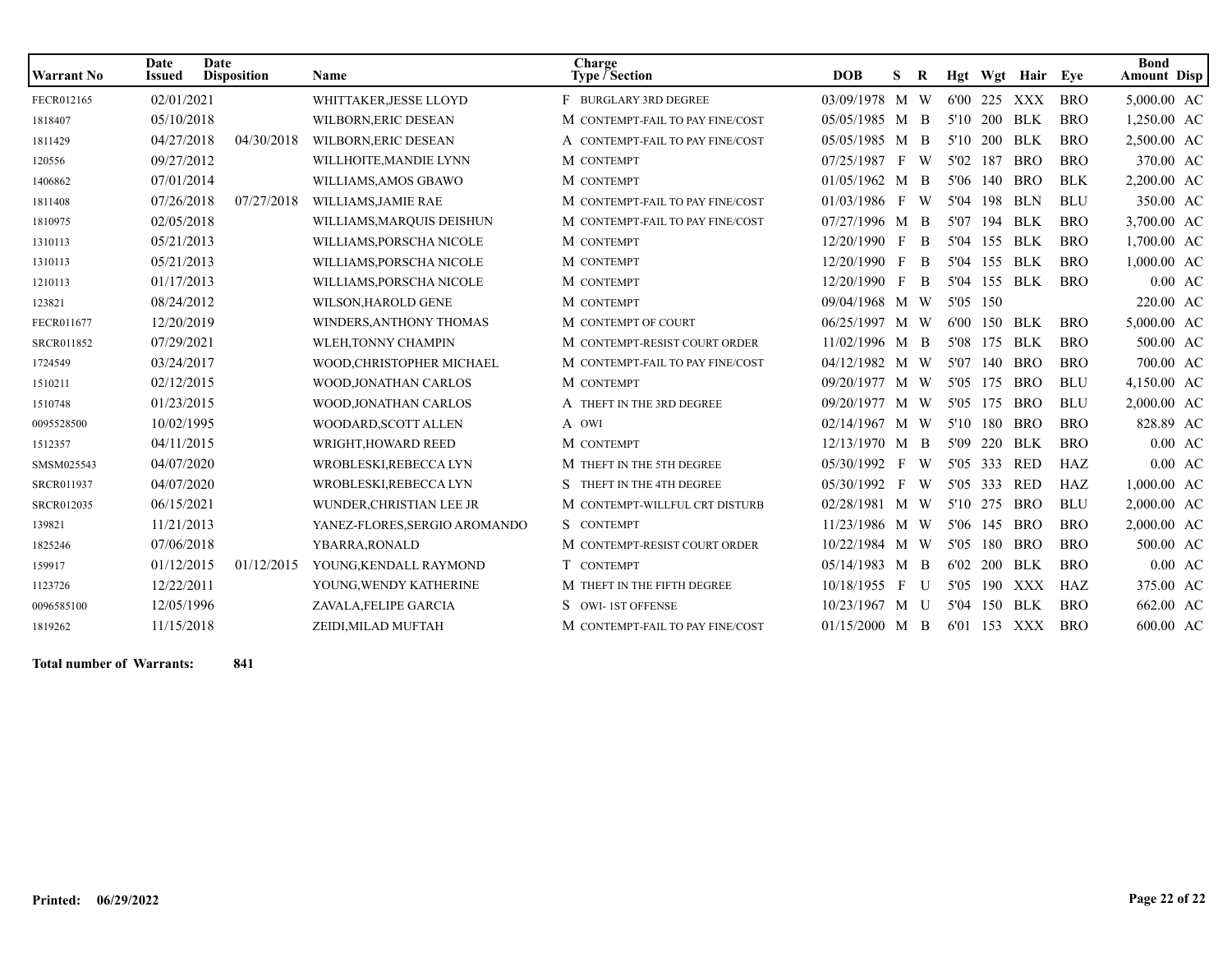| Warrant No | Date Issued | Date Disposition | Name | Charge Type / Section | DOB | S | R | Hgt | Wgt | Hair | Eye | Bond Amount | Disp |
|---|---|---|---|---|---|---|---|---|---|---|---|---|---|
| FECR012165 | 02/01/2021 | | WHITTAKER,JESSE LLOYD | F BURGLARY 3RD DEGREE | 03/09/1978 | M | W | 6'00 | 225 | XXX | BRO | 5,000.00 | AC |
| 1818407 | 05/10/2018 | | WILBORN,ERIC DESEAN | M CONTEMPT-FAIL TO PAY FINE/COST | 05/05/1985 | M | B | 5'10 | 200 | BLK | BRO | 1,250.00 | AC |
| 1811429 | 04/27/2018 | 04/30/2018 | WILBORN,ERIC DESEAN | A CONTEMPT-FAIL TO PAY FINE/COST | 05/05/1985 | M | B | 5'10 | 200 | BLK | BRO | 2,500.00 | AC |
| 120556 | 09/27/2012 | | WILLHOITE,MANDIE LYNN | M CONTEMPT | 07/25/1987 | F | W | 5'02 | 187 | BRO | BRO | 370.00 | AC |
| 1406862 | 07/01/2014 | | WILLIAMS,AMOS GBAWO | M CONTEMPT | 01/05/1962 | M | B | 5'06 | 140 | BRO | BLK | 2,200.00 | AC |
| 1811408 | 07/26/2018 | 07/27/2018 | WILLIAMS,JAMIE RAE | M CONTEMPT-FAIL TO PAY FINE/COST | 01/03/1986 | F | W | 5'04 | 198 | BLN | BLU | 350.00 | AC |
| 1810975 | 02/05/2018 | | WILLIAMS,MARQUIS DEISHUN | M CONTEMPT-FAIL TO PAY FINE/COST | 07/27/1996 | M | B | 5'07 | 194 | BLK | BRO | 3,700.00 | AC |
| 1310113 | 05/21/2013 | | WILLIAMS,PORSCHA NICOLE | M CONTEMPT | 12/20/1990 | F | B | 5'04 | 155 | BLK | BRO | 1,700.00 | AC |
| 1310113 | 05/21/2013 | | WILLIAMS,PORSCHA NICOLE | M CONTEMPT | 12/20/1990 | F | B | 5'04 | 155 | BLK | BRO | 1,000.00 | AC |
| 1210113 | 01/17/2013 | | WILLIAMS,PORSCHA NICOLE | M CONTEMPT | 12/20/1990 | F | B | 5'04 | 155 | BLK | BRO | 0.00 | AC |
| 123821 | 08/24/2012 | | WILSON,HAROLD GENE | M CONTEMPT | 09/04/1968 | M | W | 5'05 | 150 | | | 220.00 | AC |
| FECR011677 | 12/20/2019 | | WINDERS,ANTHONY THOMAS | M CONTEMPT OF COURT | 06/25/1997 | M | W | 6'00 | 150 | BLK | BRO | 5,000.00 | AC |
| SRCR011852 | 07/29/2021 | | WLEH,TONNY CHAMPIN | M CONTEMPT-RESIST COURT ORDER | 11/02/1996 | M | B | 5'08 | 175 | BLK | BRO | 500.00 | AC |
| 1724549 | 03/24/2017 | | WOOD,CHRISTOPHER MICHAEL | M CONTEMPT-FAIL TO PAY FINE/COST | 04/12/1982 | M | W | 5'07 | 140 | BRO | BRO | 700.00 | AC |
| 1510211 | 02/12/2015 | | WOOD,JONATHAN CARLOS | M CONTEMPT | 09/20/1977 | M | W | 5'05 | 175 | BRO | BLU | 4,150.00 | AC |
| 1510748 | 01/23/2015 | | WOOD,JONATHAN CARLOS | A THEFT IN THE 3RD DEGREE | 09/20/1977 | M | W | 5'05 | 175 | BRO | BLU | 2,000.00 | AC |
| 0095528500 | 10/02/1995 | | WOODARD,SCOTT ALLEN | A OWI | 02/14/1967 | M | W | 5'10 | 180 | BRO | BRO | 828.89 | AC |
| 1512357 | 04/11/2015 | | WRIGHT,HOWARD REED | M CONTEMPT | 12/13/1970 | M | B | 5'09 | 220 | BLK | BRO | 0.00 | AC |
| SMSM025543 | 04/07/2020 | | WROBLESKI,REBECCA LYN | M THEFT IN THE 5TH DEGREE | 05/30/1992 | F | W | 5'05 | 333 | RED | HAZ | 0.00 | AC |
| SRCR011937 | 04/07/2020 | | WROBLESKI,REBECCA LYN | S THEFT IN THE 4TH DEGREE | 05/30/1992 | F | W | 5'05 | 333 | RED | HAZ | 1,000.00 | AC |
| SRCR012035 | 06/15/2021 | | WUNDER,CHRISTIAN LEE JR | M CONTEMPT-WILLFUL CRT DISTURB | 02/28/1981 | M | W | 5'10 | 275 | BRO | BLU | 2,000.00 | AC |
| 139821 | 11/21/2013 | | YANEZ-FLORES,SERGIO AROMANDO | S CONTEMPT | 11/23/1986 | M | W | 5'06 | 145 | BRO | BRO | 2,000.00 | AC |
| 1825246 | 07/06/2018 | | YBARRA,RONALD | M CONTEMPT-RESIST COURT ORDER | 10/22/1984 | M | W | 5'05 | 180 | BRO | BRO | 500.00 | AC |
| 159917 | 01/12/2015 | 01/12/2015 | YOUNG,KENDALL RAYMOND | T CONTEMPT | 05/14/1983 | M | B | 6'02 | 200 | BLK | BRO | 0.00 | AC |
| 1123726 | 12/22/2011 | | YOUNG,WENDY KATHERINE | M THEFT IN THE FIFTH DEGREE | 10/18/1955 | F | U | 5'05 | 190 | XXX | HAZ | 375.00 | AC |
| 0096585100 | 12/05/1996 | | ZAVALA,FELIPE GARCIA | S OWI- 1ST OFFENSE | 10/23/1967 | M | U | 5'04 | 150 | BLK | BRO | 662.00 | AC |
| 1819262 | 11/15/2018 | | ZEIDI,MILAD MUFTAH | M CONTEMPT-FAIL TO PAY FINE/COST | 01/15/2000 | M | B | 6'01 | 153 | XXX | BRO | 600.00 | AC |

**Total number of Warrants: 841**

**Printed: 06/29/2022**